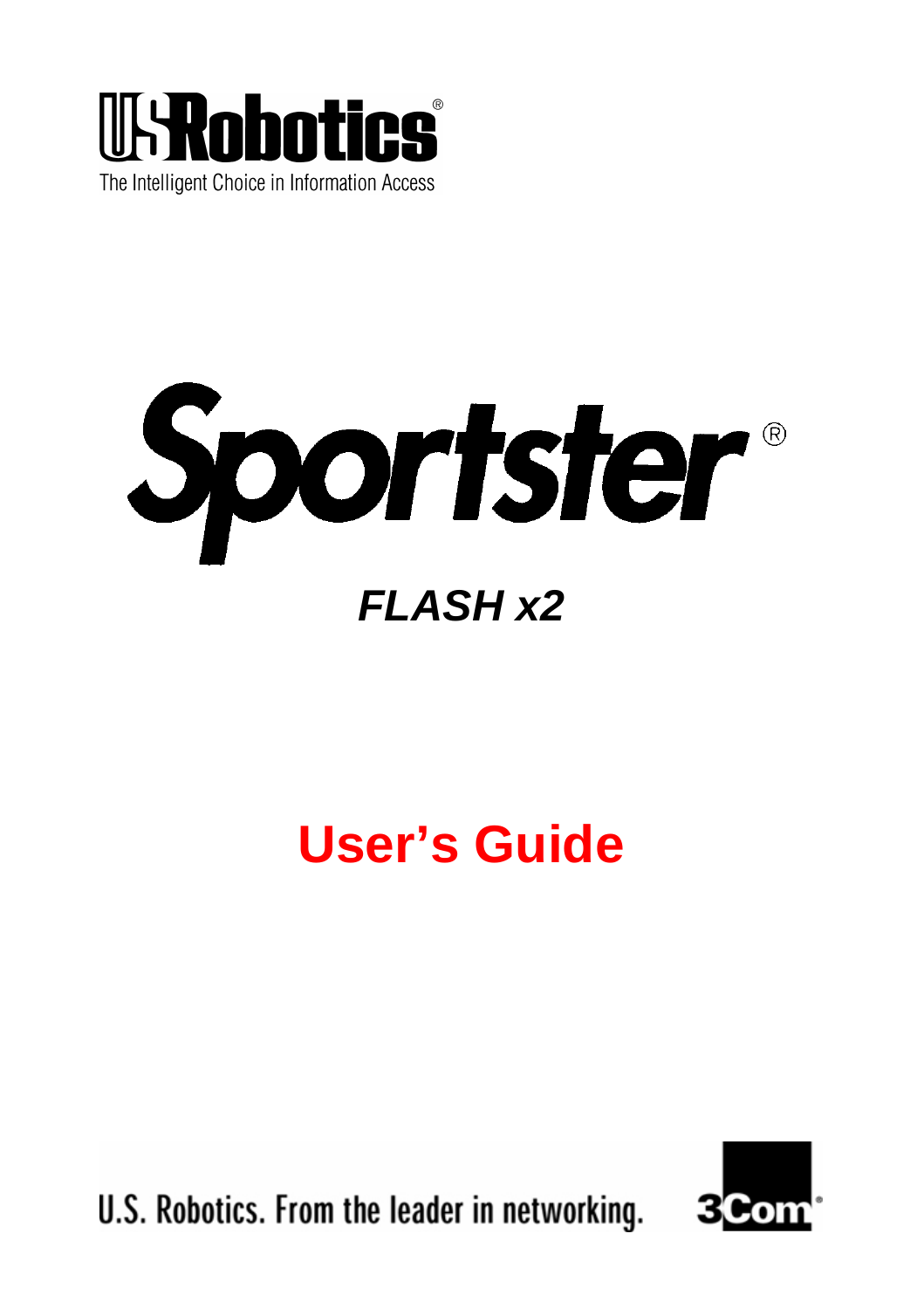USRobotics®

The Intelligent Choice in Information Access

# Sportster®

## *FLASH x2*

# User's Guide

U.S. Robotics. From the leader in networking. 3Com®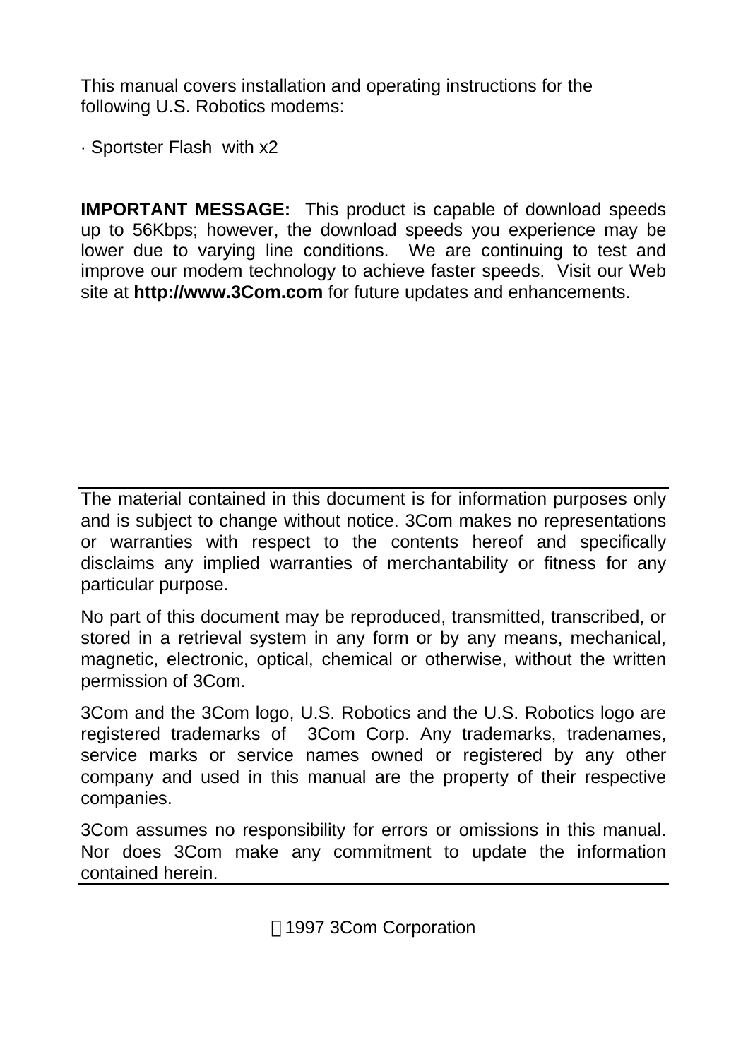This manual covers installation and operating instructions for the following U.S. Robotics modems:

· Sportster Flash with x2

**IMPORTANT MESSAGE:** This product is capable of download speeds up to 56Kbps; however, the download speeds you experience may be lower due to varying line conditions. We are continuing to test and improve our modem technology to achieve faster speeds. Visit our Web site at **http://www.3Com.com** for future updates and enhancements.

---

The material contained in this document is for information purposes only and is subject to change without notice. 3Com makes no representations or warranties with respect to the contents hereof and specifically disclaims any implied warranties of merchantability or fitness for any particular purpose.

No part of this document may be reproduced, transmitted, transcribed, or stored in a retrieval system in any form or by any means, mechanical, magnetic, electronic, optical, chemical or otherwise, without the written permission of 3Com.

3Com and the 3Com logo, U.S. Robotics and the U.S. Robotics logo are registered trademarks of 3Com Corp. Any trademarks, tradenames, service marks or service names owned or registered by any other company and used in this manual are the property of their respective companies.

3Com assumes no responsibility for errors or omissions in this manual. Nor does 3Com make any commitment to update the information contained herein.

---

©1997 3Com Corporation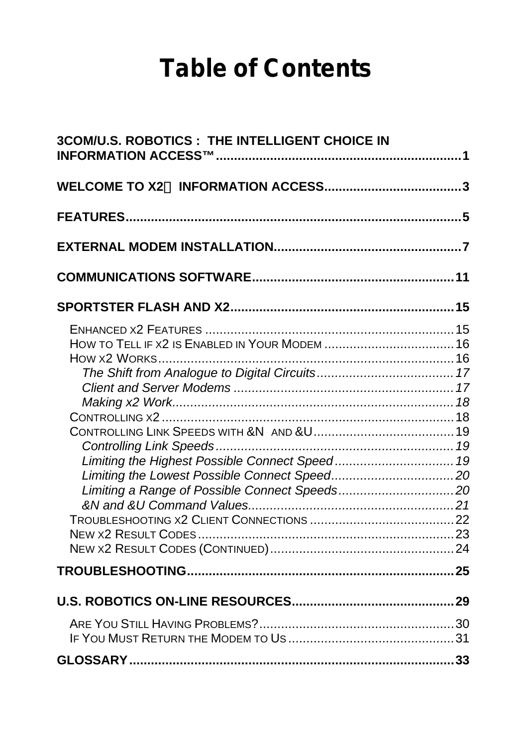# Table of Contents

**3COM/U.S. ROBOTICS : THE INTELLIGENT CHOICE IN INFORMATION ACCESS™....................................................................1**

**WELCOME TO X2 INFORMATION ACCESS......................................3**

**FEATURES..............................................................................................5**

**EXTERNAL MODEM INSTALLATION....................................................7**

**COMMUNICATIONS SOFTWARE........................................................11**

**SPORTSTER FLASH AND X2..............................................................15**

- ENHANCED X2 FEATURES ....................................................................15
- HOW TO TELL IF X2 IS ENABLED IN YOUR MODEM ....................................16
- HOW X2 WORKS.................................................................................16
  - *The Shift from Analogue to Digital Circuits......................................17*
  - *Client and Server Modems .............................................................17*
  - *Making x2 Work..............................................................................18*
- CONTROLLING X2 ...............................................................................18
- CONTROLLING LINK SPEEDS WITH &N AND &U........................................19
  - *Controlling Link Speeds..................................................................19*
  - *Limiting the Highest Possible Connect Speed ..................................19*
  - *Limiting the Lowest Possible Connect Speed....................................20*
  - *Limiting a Range of Possible Connect Speeds..................................20*
  - *&N and &U Command Values.........................................................21*
- TROUBLESHOOTING X2 CLIENT CONNECTIONS ........................................22
- NEW X2 RESULT CODES.......................................................................23
- NEW X2 RESULT CODES (CONTINUED)...................................................24

**TROUBLESHOOTING...........................................................................25**

**U.S. ROBOTICS ON-LINE RESOURCES.............................................29**

- ARE YOU STILL HAVING PROBLEMS?......................................................30
- IF YOU MUST RETURN THE MODEM TO US ..............................................31

**GLOSSARY..........................................................................................33**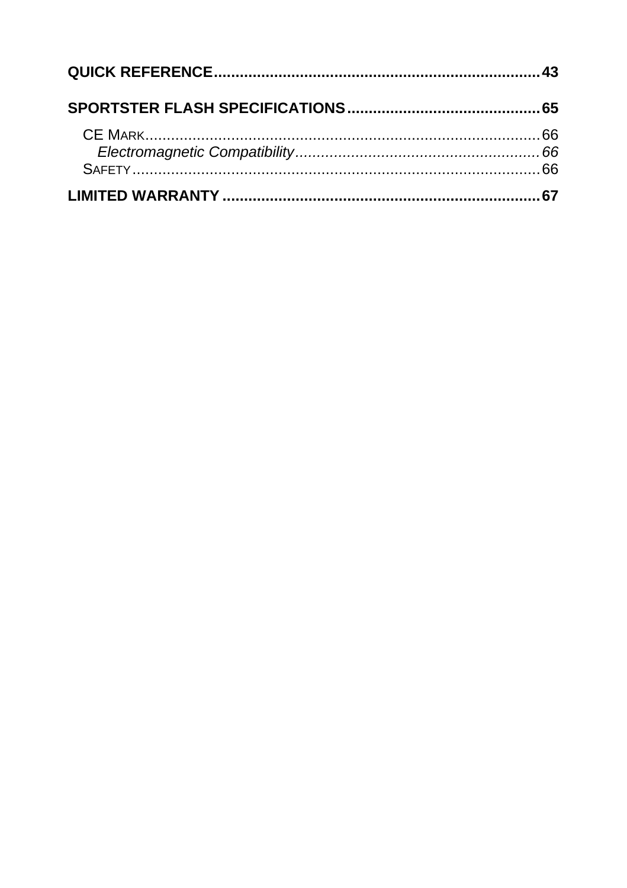**QUICK REFERENCE** .......................................................................... **43**

**SPORTSTER FLASH SPECIFICATIONS** ............................................ **65**

CE MARK .......................................................................................... 66

*Electromagnetic Compatibility* ......................................................... *66*

SAFETY .............................................................................................. 66

**LIMITED WARRANTY** ......................................................................... **67**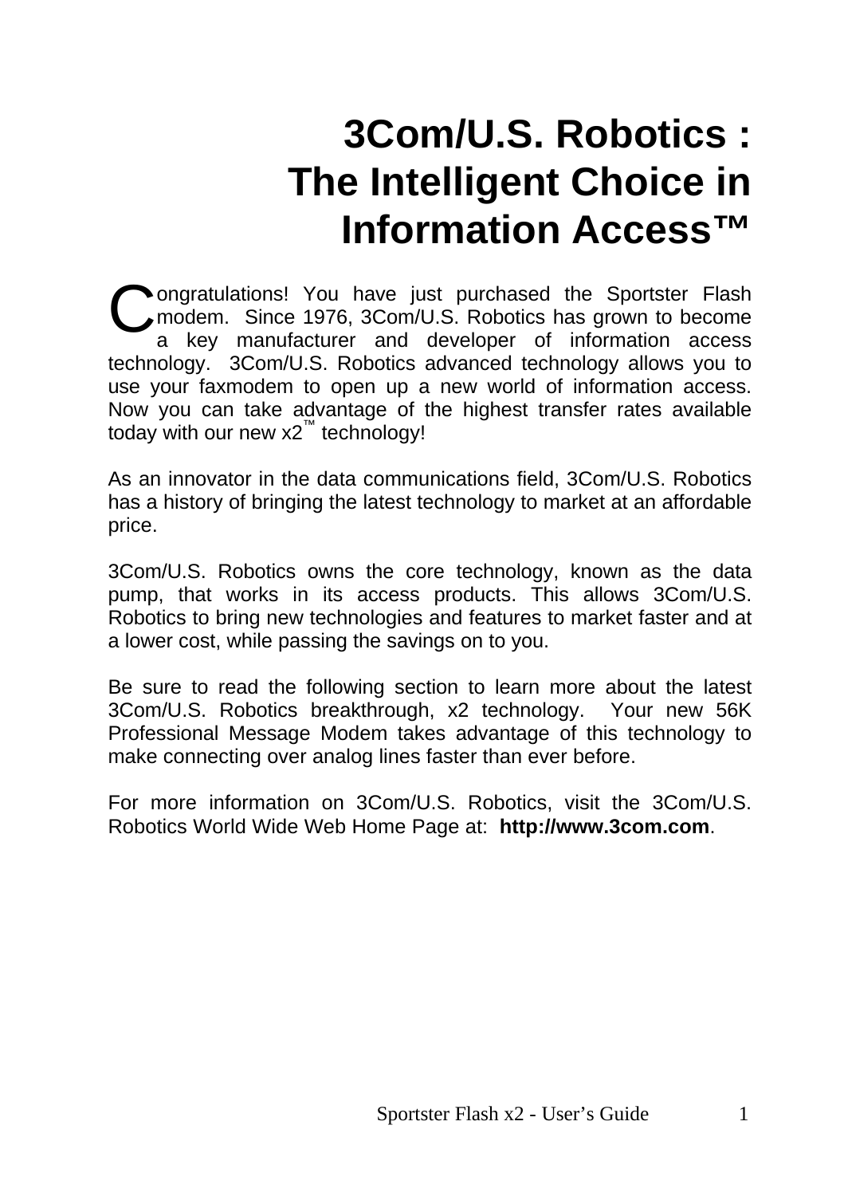# 3Com/U.S. Robotics : The Intelligent Choice in Information Access™

Congratulations! You have just purchased the Sportster Flash modem. Since 1976, 3Com/U.S. Robotics has grown to become a key manufacturer and developer of information access technology. 3Com/U.S. Robotics advanced technology allows you to use your faxmodem to open up a new world of information access. Now you can take advantage of the highest transfer rates available today with our new x2™ technology!

As an innovator in the data communications field, 3Com/U.S. Robotics has a history of bringing the latest technology to market at an affordable price.

3Com/U.S. Robotics owns the core technology, known as the data pump, that works in its access products. This allows 3Com/U.S. Robotics to bring new technologies and features to market faster and at a lower cost, while passing the savings on to you.

Be sure to read the following section to learn more about the latest 3Com/U.S. Robotics breakthrough, x2 technology. Your new 56K Professional Message Modem takes advantage of this technology to make connecting over analog lines faster than ever before.

For more information on 3Com/U.S. Robotics, visit the 3Com/U.S. Robotics World Wide Web Home Page at: **http://www.3com.com**.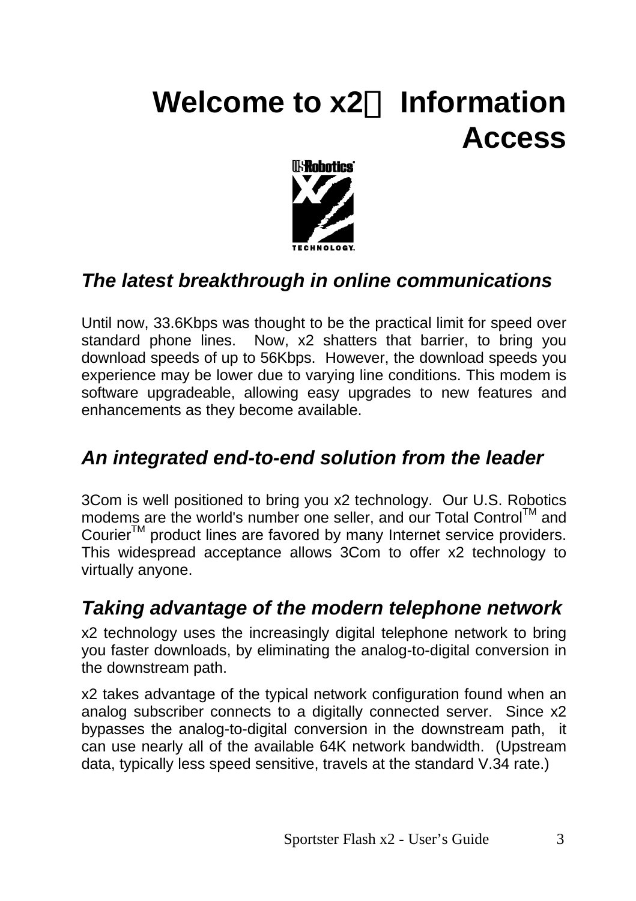# Welcome to x2 Information Access

### *The latest breakthrough in online communications*

Until now, 33.6Kbps was thought to be the practical limit for speed over standard phone lines. Now, x2 shatters that barrier, to bring you download speeds of up to 56Kbps. However, the download speeds you experience may be lower due to varying line conditions. This modem is software upgradeable, allowing easy upgrades to new features and enhancements as they become available.

### *An integrated end-to-end solution from the leader*

3Com is well positioned to bring you x2 technology. Our U.S. Robotics modems are the world's number one seller, and our Total Control™ and Courier™ product lines are favored by many Internet service providers. This widespread acceptance allows 3Com to offer x2 technology to virtually anyone.

### *Taking advantage of the modern telephone network*

x2 technology uses the increasingly digital telephone network to bring you faster downloads, by eliminating the analog-to-digital conversion in the downstream path.

x2 takes advantage of the typical network configuration found when an analog subscriber connects to a digitally connected server. Since x2 bypasses the analog-to-digital conversion in the downstream path, it can use nearly all of the available 64K network bandwidth. (Upstream data, typically less speed sensitive, travels at the standard V.34 rate.)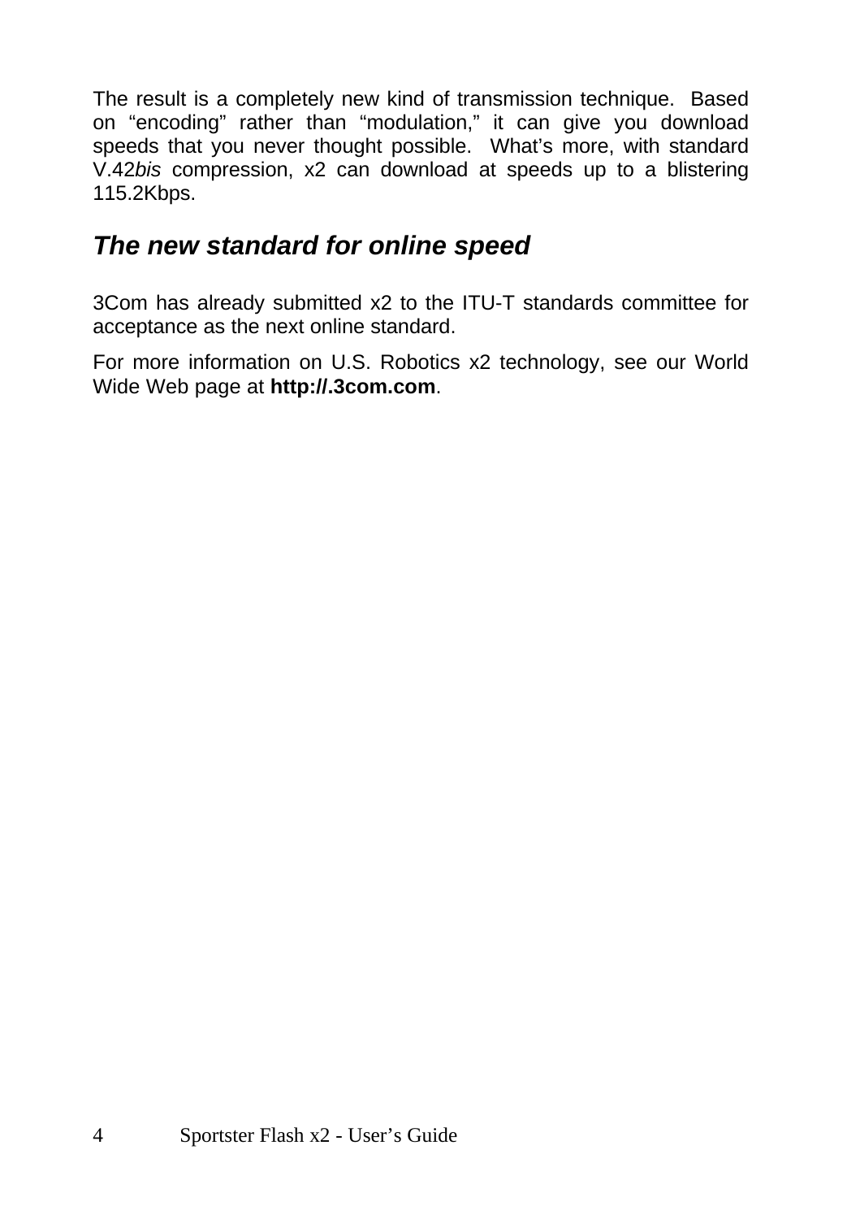The result is a completely new kind of transmission technique. Based on "encoding" rather than "modulation," it can give you download speeds that you never thought possible. What's more, with standard V.42*bis* compression, x2 can download at speeds up to a blistering 115.2Kbps.

## *The new standard for online speed*

3Com has already submitted x2 to the ITU-T standards committee for acceptance as the next online standard.

For more information on U.S. Robotics x2 technology, see our World Wide Web page at **http://.3com.com**.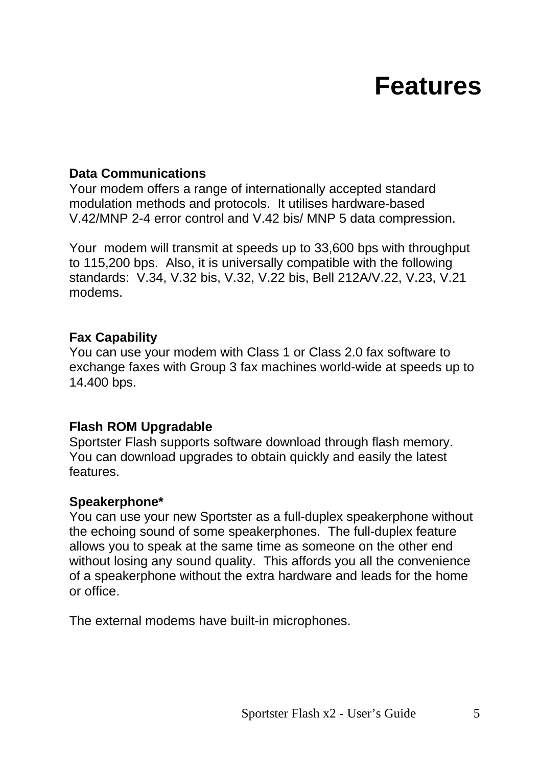# Features

**Data Communications**
Your modem offers a range of internationally accepted standard modulation methods and protocols. It utilises hardware-based V.42/MNP 2-4 error control and V.42 bis/ MNP 5 data compression.

Your modem will transmit at speeds up to 33,600 bps with throughput to 115,200 bps. Also, it is universally compatible with the following standards: V.34, V.32 bis, V.32, V.22 bis, Bell 212A/V.22, V.23, V.21 modems.

**Fax Capability**
You can use your modem with Class 1 or Class 2.0 fax software to exchange faxes with Group 3 fax machines world-wide at speeds up to 14.400 bps.

**Flash ROM Upgradable**
Sportster Flash supports software download through flash memory. You can download upgrades to obtain quickly and easily the latest features.

**Speakerphone***
You can use your new Sportster as a full-duplex speakerphone without the echoing sound of some speakerphones. The full-duplex feature allows you to speak at the same time as someone on the other end without losing any sound quality. This affords you all the convenience of a speakerphone without the extra hardware and leads for the home or office.

The external modems have built-in microphones.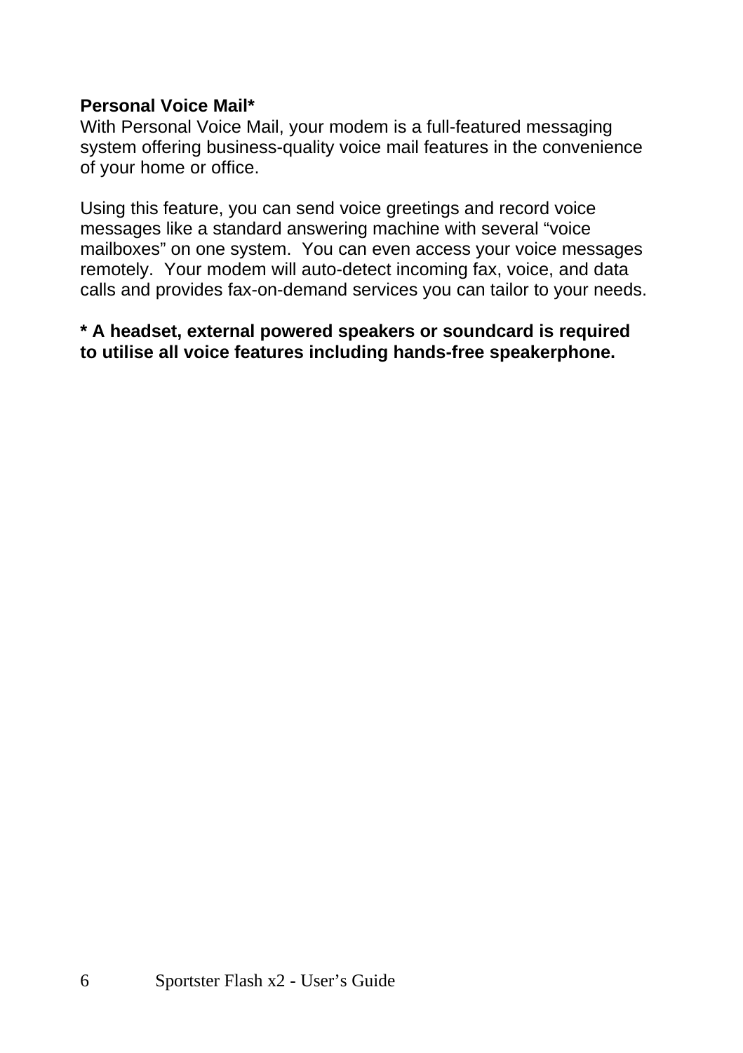**Personal Voice Mail***

With Personal Voice Mail, your modem is a full-featured messaging system offering business-quality voice mail features in the convenience of your home or office.

Using this feature, you can send voice greetings and record voice messages like a standard answering machine with several "voice mailboxes" on one system. You can even access your voice messages remotely. Your modem will auto-detect incoming fax, voice, and data calls and provides fax-on-demand services you can tailor to your needs.

*** A headset, external powered speakers or soundcard is required to utilise all voice features including hands-free speakerphone.**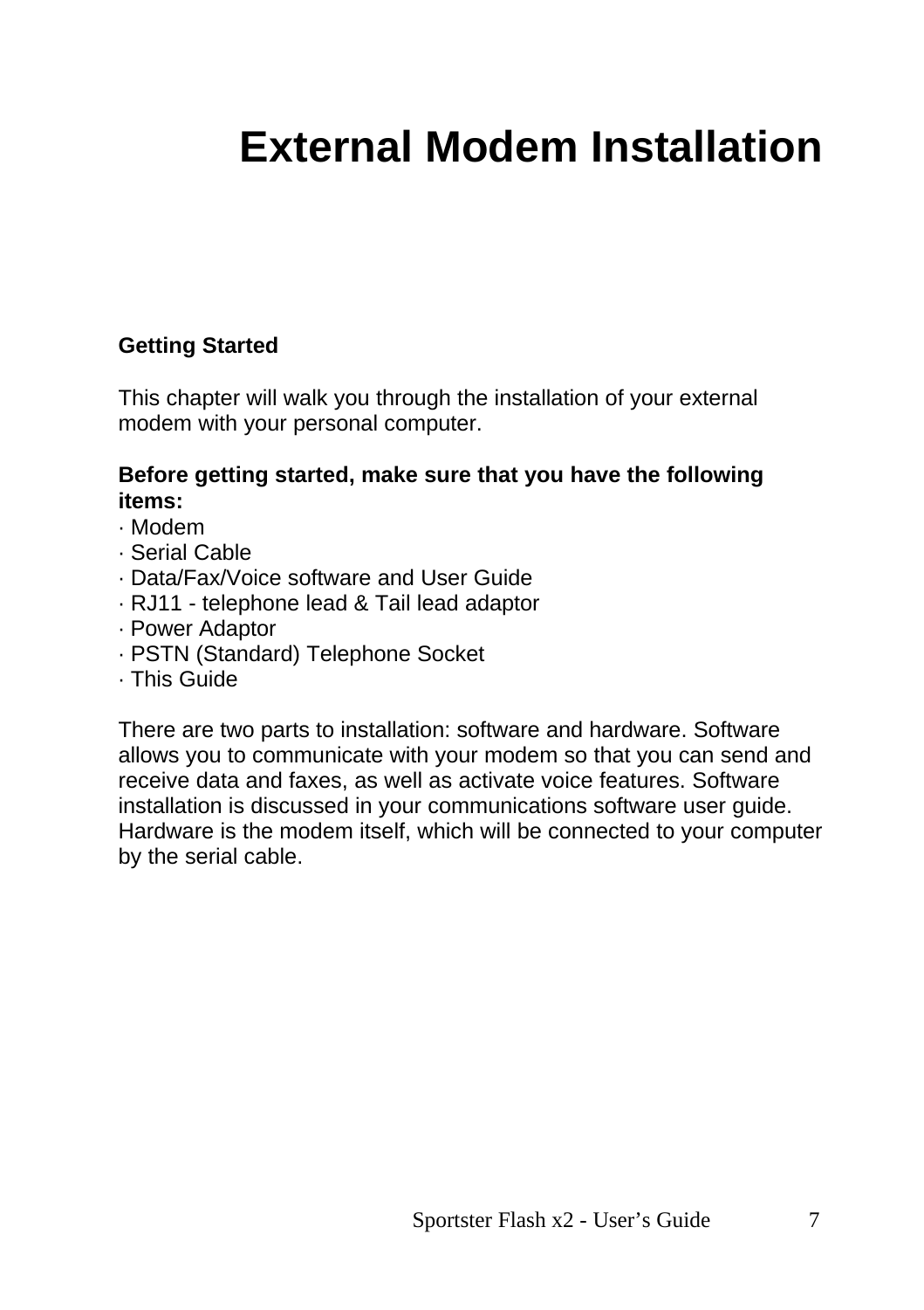# External Modem Installation

## Getting Started

This chapter will walk you through the installation of your external modem with your personal computer.

**Before getting started, make sure that you have the following items:**

- Modem
- Serial Cable
- Data/Fax/Voice software and User Guide
- RJ11 - telephone lead & Tail lead adaptor
- Power Adaptor
- PSTN (Standard) Telephone Socket
- This Guide

There are two parts to installation: software and hardware. Software allows you to communicate with your modem so that you can send and receive data and faxes, as well as activate voice features. Software installation is discussed in your communications software user guide. Hardware is the modem itself, which will be connected to your computer by the serial cable.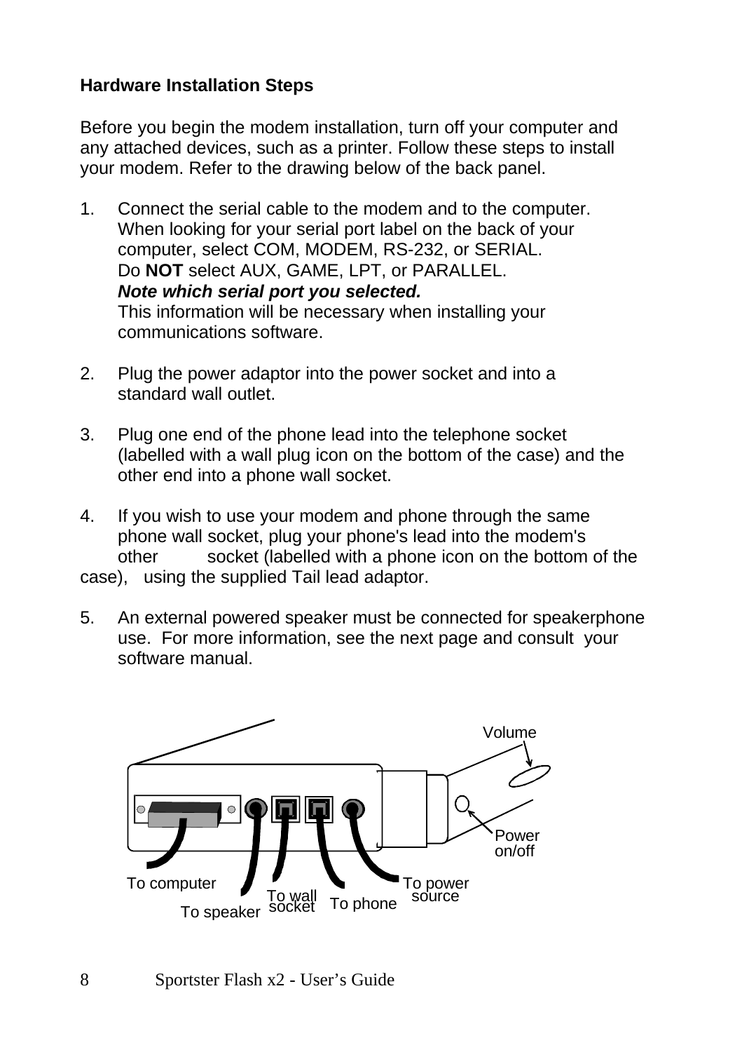**Hardware Installation Steps**

Before you begin the modem installation, turn off your computer and any attached devices, such as a printer. Follow these steps to install your modem. Refer to the drawing below of the back panel.

1. Connect the serial cable to the modem and to the computer. When looking for your serial port label on the back of your computer, select COM, MODEM, RS-232, or SERIAL. Do **NOT** select AUX, GAME, LPT, or PARALLEL. ***Note which serial port you selected.*** This information will be necessary when installing your communications software.

2. Plug the power adaptor into the power socket and into a standard wall outlet.

3. Plug one end of the phone lead into the telephone socket (labelled with a wall plug icon on the bottom of the case) and the other end into a phone wall socket.

4. If you wish to use your modem and phone through the same phone wall socket, plug your phone's lead into the modem's other socket (labelled with a phone icon on the bottom of the case), using the supplied Tail lead adaptor.

5. An external powered speaker must be connected for speakerphone use. For more information, see the next page and consult your software manual.

Volume

Power on/off

To computer

To speaker

To wall socket

To phone

To power source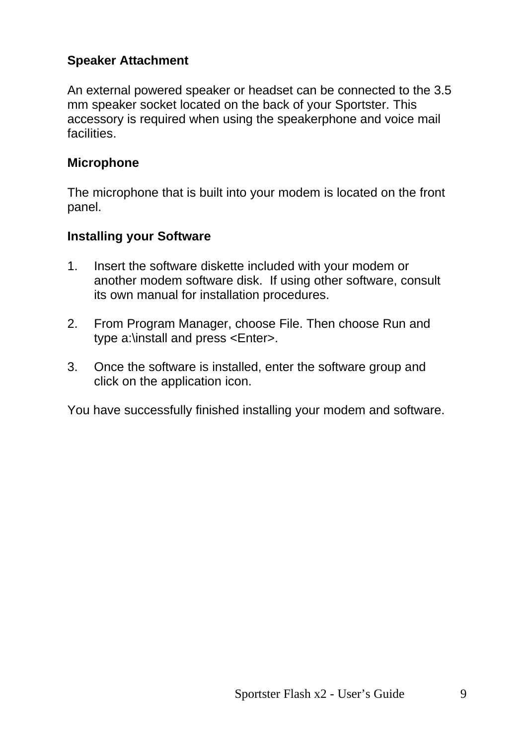**Speaker Attachment**

An external powered speaker or headset can be connected to the 3.5 mm speaker socket located on the back of your Sportster. This accessory is required when using the speakerphone and voice mail facilities.

**Microphone**

The microphone that is built into your modem is located on the front panel.

**Installing your Software**

1. Insert the software diskette included with your modem or another modem software disk. If using other software, consult its own manual for installation procedures.

2. From Program Manager, choose File. Then choose Run and type a:\install and press <Enter>.

3. Once the software is installed, enter the software group and click on the application icon.

You have successfully finished installing your modem and software.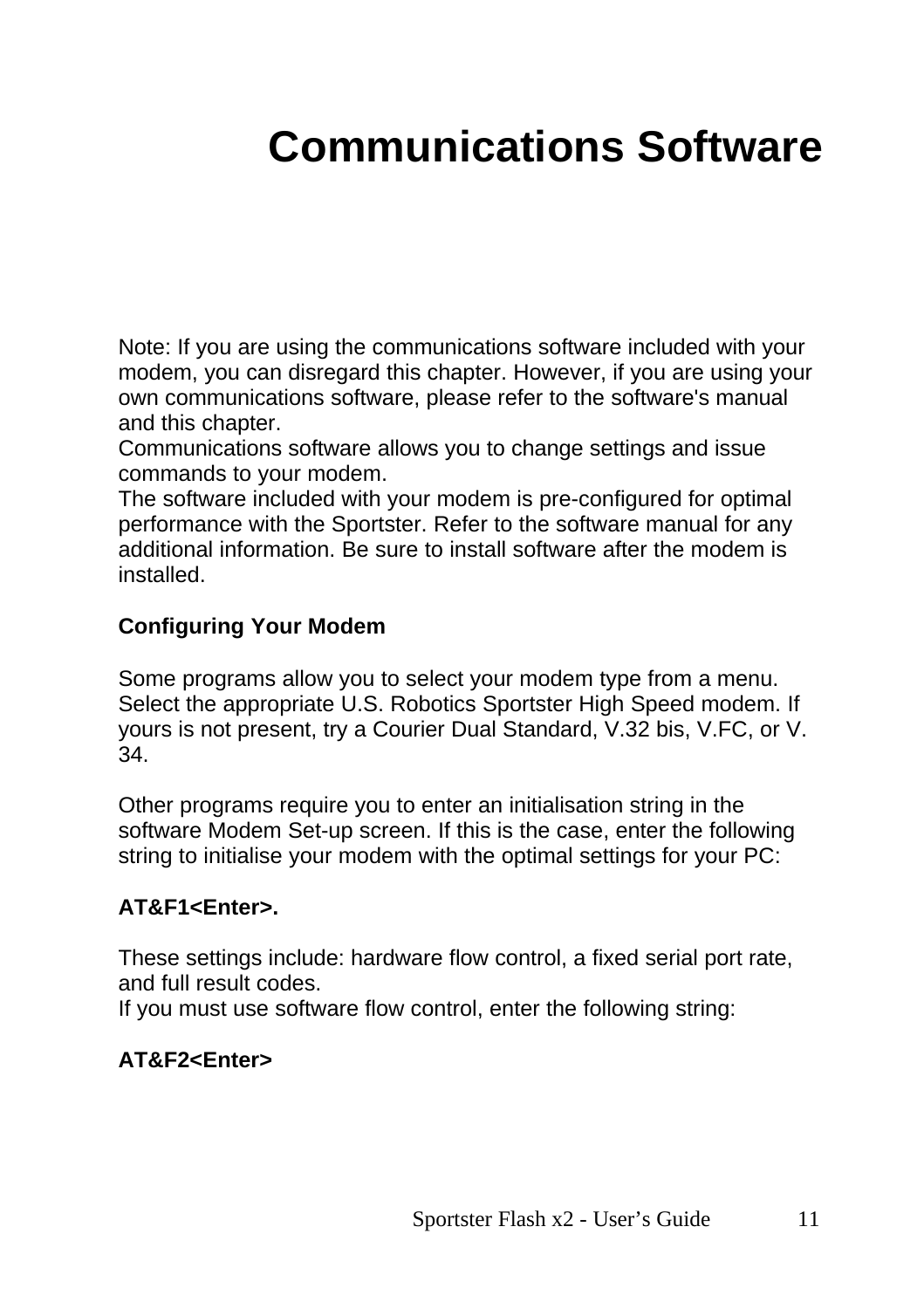# Communications Software

Note: If you are using the communications software included with your modem, you can disregard this chapter. However, if you are using your own communications software, please refer to the software's manual and this chapter.
Communications software allows you to change settings and issue commands to your modem.
The software included with your modem is pre-configured for optimal performance with the Sportster. Refer to the software manual for any additional information. Be sure to install software after the modem is installed.

**Configuring Your Modem**

Some programs allow you to select your modem type from a menu. Select the appropriate U.S. Robotics Sportster High Speed modem. If yours is not present, try a Courier Dual Standard, V.32 bis, V.FC, or V. 34.

Other programs require you to enter an initialisation string in the software Modem Set-up screen. If this is the case, enter the following string to initialise your modem with the optimal settings for your PC:

**AT&F1<Enter>.**

These settings include: hardware flow control, a fixed serial port rate, and full result codes.
If you must use software flow control, enter the following string:

**AT&F2<Enter>**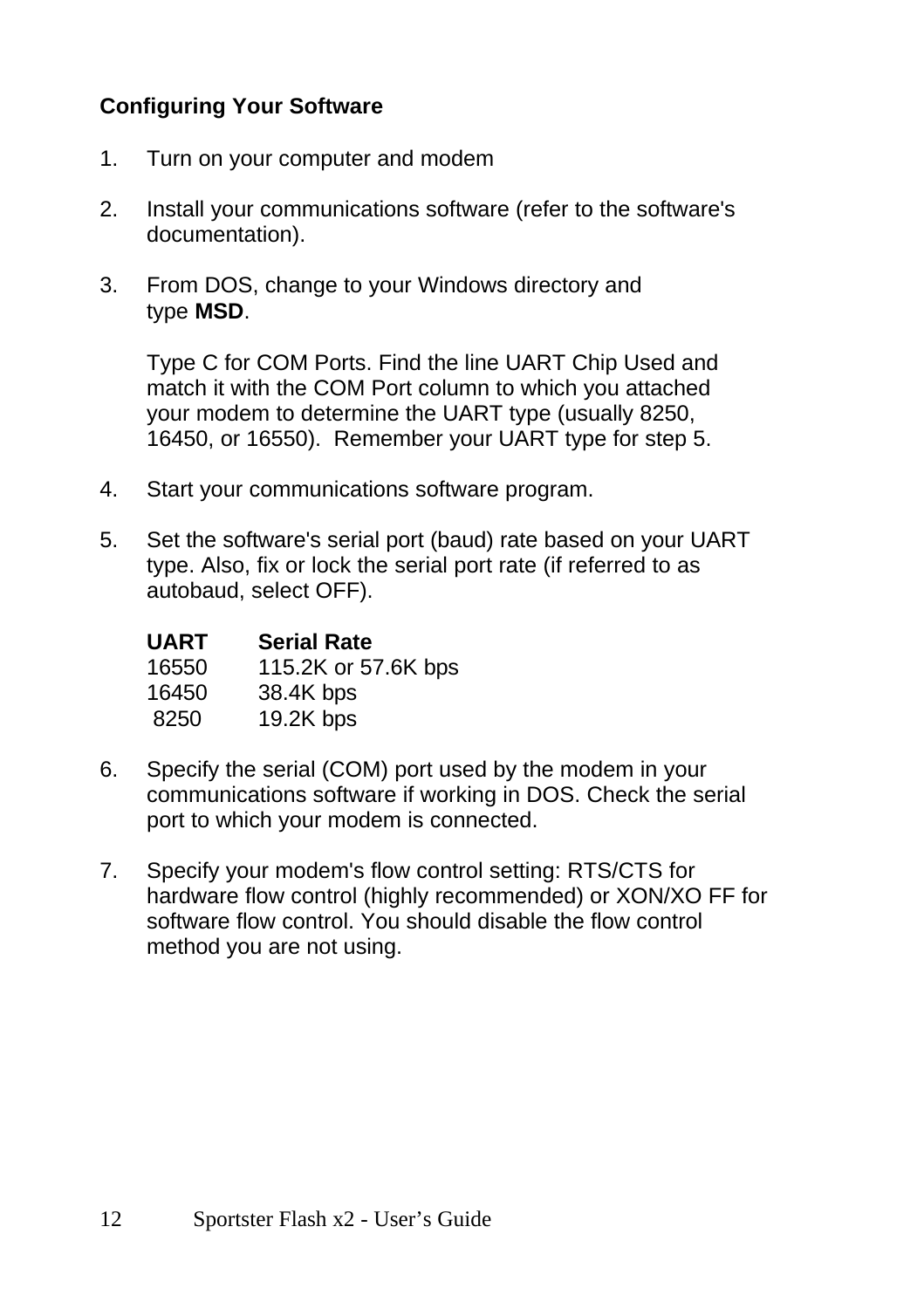### Configuring Your Software

1. Turn on your computer and modem

2. Install your communications software (refer to the software's documentation).

3. From DOS, change to your Windows directory and type **MSD**.

   Type C for COM Ports. Find the line UART Chip Used and match it with the COM Port column to which you attached your modem to determine the UART type (usually 8250, 16450, or 16550). Remember your UART type for step 5.

4. Start your communications software program.

5. Set the software's serial port (baud) rate based on your UART type. Also, fix or lock the serial port rate (if referred to as autobaud, select OFF).

   | UART | Serial Rate |
   |---|---|
   | 16550 | 115.2K or 57.6K bps |
   | 16450 | 38.4K bps |
   | 8250 | 19.2K bps |

6. Specify the serial (COM) port used by the modem in your communications software if working in DOS. Check the serial port to which your modem is connected.

7. Specify your modem's flow control setting: RTS/CTS for hardware flow control (highly recommended) or XON/XO FF for software flow control. You should disable the flow control method you are not using.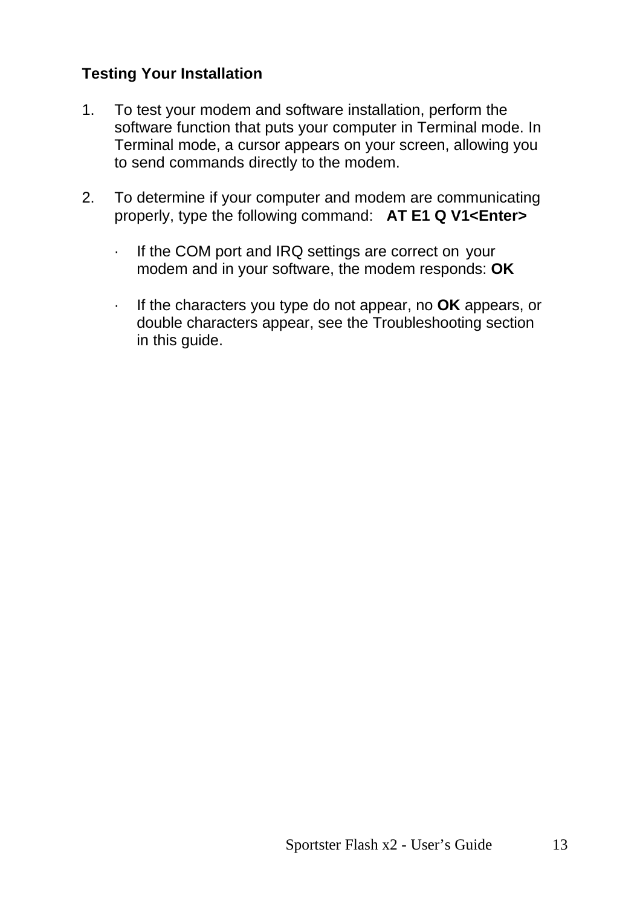### Testing Your Installation

1. To test your modem and software installation, perform the software function that puts your computer in Terminal mode. In Terminal mode, a cursor appears on your screen, allowing you to send commands directly to the modem.

2. To determine if your computer and modem are communicating properly, type the following command: **AT E1 Q V1<Enter>**

   - If the COM port and IRQ settings are correct on your modem and in your software, the modem responds: **OK**

   - If the characters you type do not appear, no **OK** appears, or double characters appear, see the Troubleshooting section in this guide.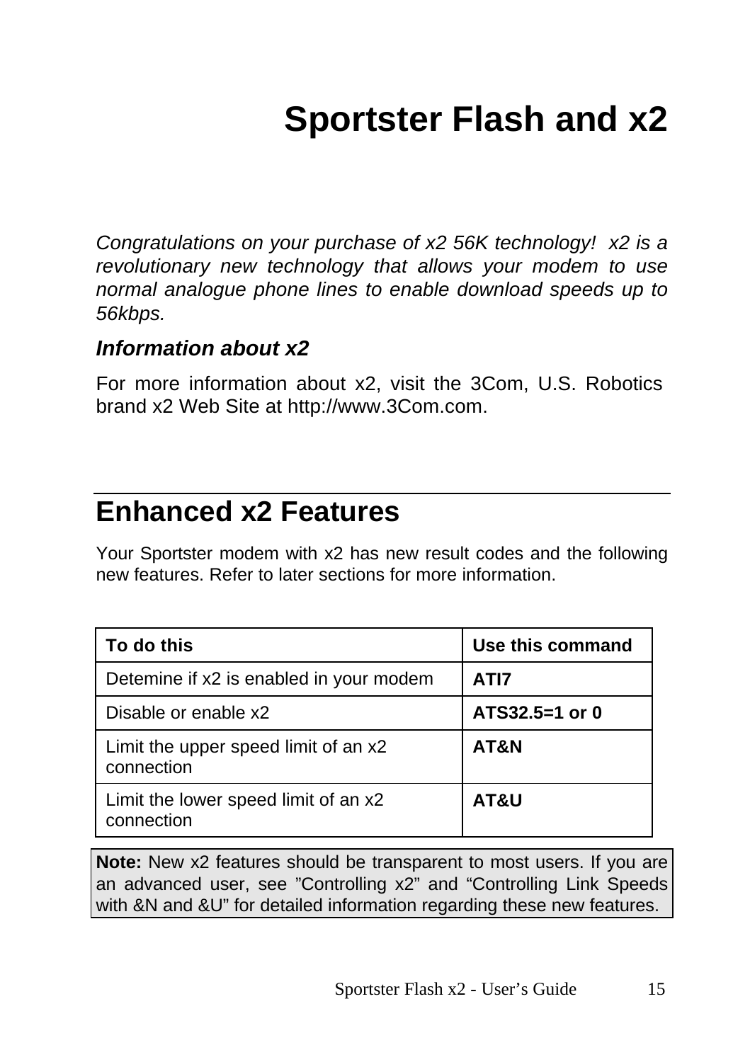# Sportster Flash and x2

*Congratulations on your purchase of x2 56K technology! x2 is a revolutionary new technology that allows your modem to use normal analogue phone lines to enable download speeds up to 56kbps.*

### *Information about x2*

For more information about x2, visit the 3Com, U.S. Robotics brand x2 Web Site at http://www.3Com.com.

## Enhanced x2 Features

Your Sportster modem with x2 has new result codes and the following new features. Refer to later sections for more information.

| To do this | Use this command |
|---|---|
| Detemine if x2 is enabled in your modem | **ATI7** |
| Disable or enable x2 | **ATS32.5=1 or 0** |
| Limit the upper speed limit of an x2 connection | **AT&N** |
| Limit the lower speed limit of an x2 connection | **AT&U** |

**Note:** New x2 features should be transparent to most users. If you are an advanced user, see "Controlling x2" and "Controlling Link Speeds with &N and &U" for detailed information regarding these new features.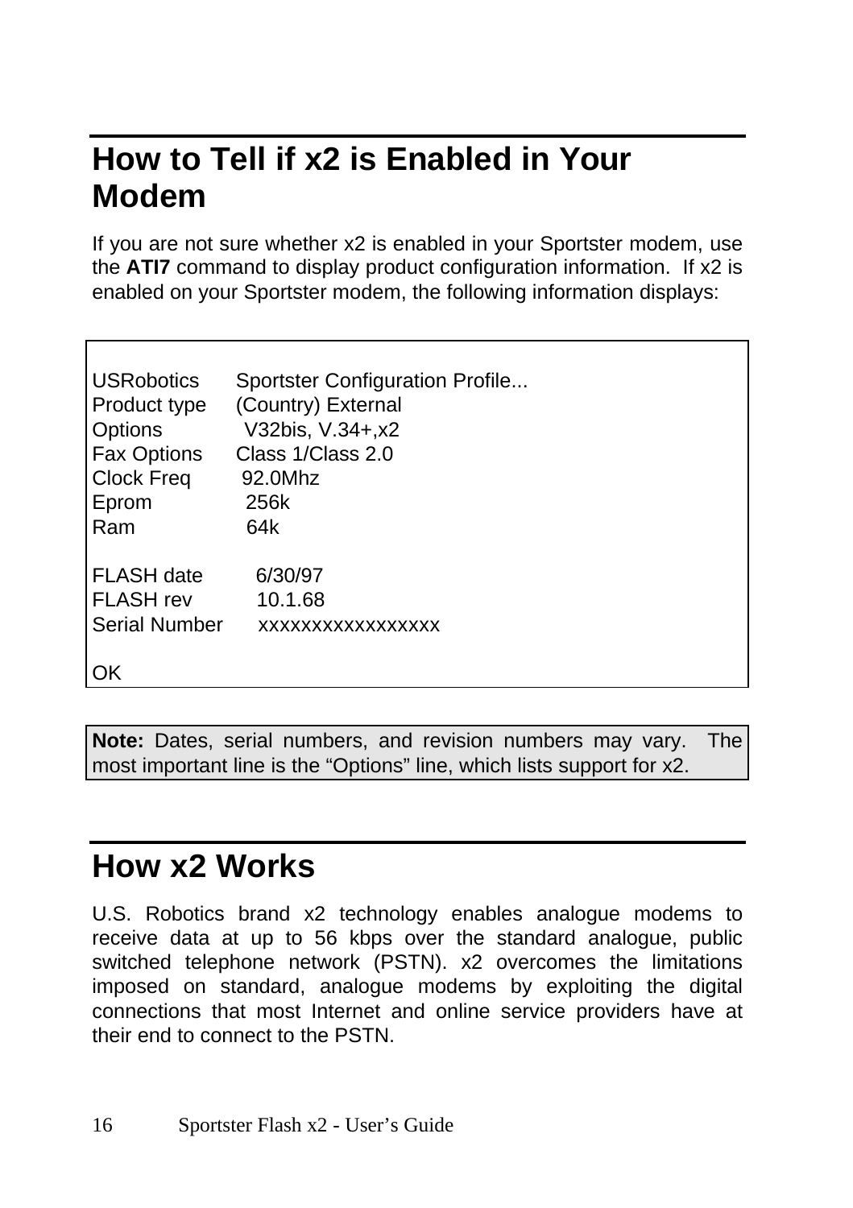## How to Tell if x2 is Enabled in Your Modem

If you are not sure whether x2 is enabled in your Sportster modem, use the **ATI7** command to display product configuration information. If x2 is enabled on your Sportster modem, the following information displays:

```
USRobotics      Sportster Configuration Profile...
Product type    (Country) External
Options          V32bis, V.34+,x2
Fax Options     Class 1/Class 2.0
Clock Freq       92.0Mhz
Eprom            256k
Ram              64k

FLASH date        6/30/97
FLASH rev         10.1.68
Serial Number     xxxxxxxxxxxxxxxxx

OK
```

**Note:** Dates, serial numbers, and revision numbers may vary. The most important line is the “Options” line, which lists support for x2.

## How x2 Works

U.S. Robotics brand x2 technology enables analogue modems to receive data at up to 56 kbps over the standard analogue, public switched telephone network (PSTN). x2 overcomes the limitations imposed on standard, analogue modems by exploiting the digital connections that most Internet and online service providers have at their end to connect to the PSTN.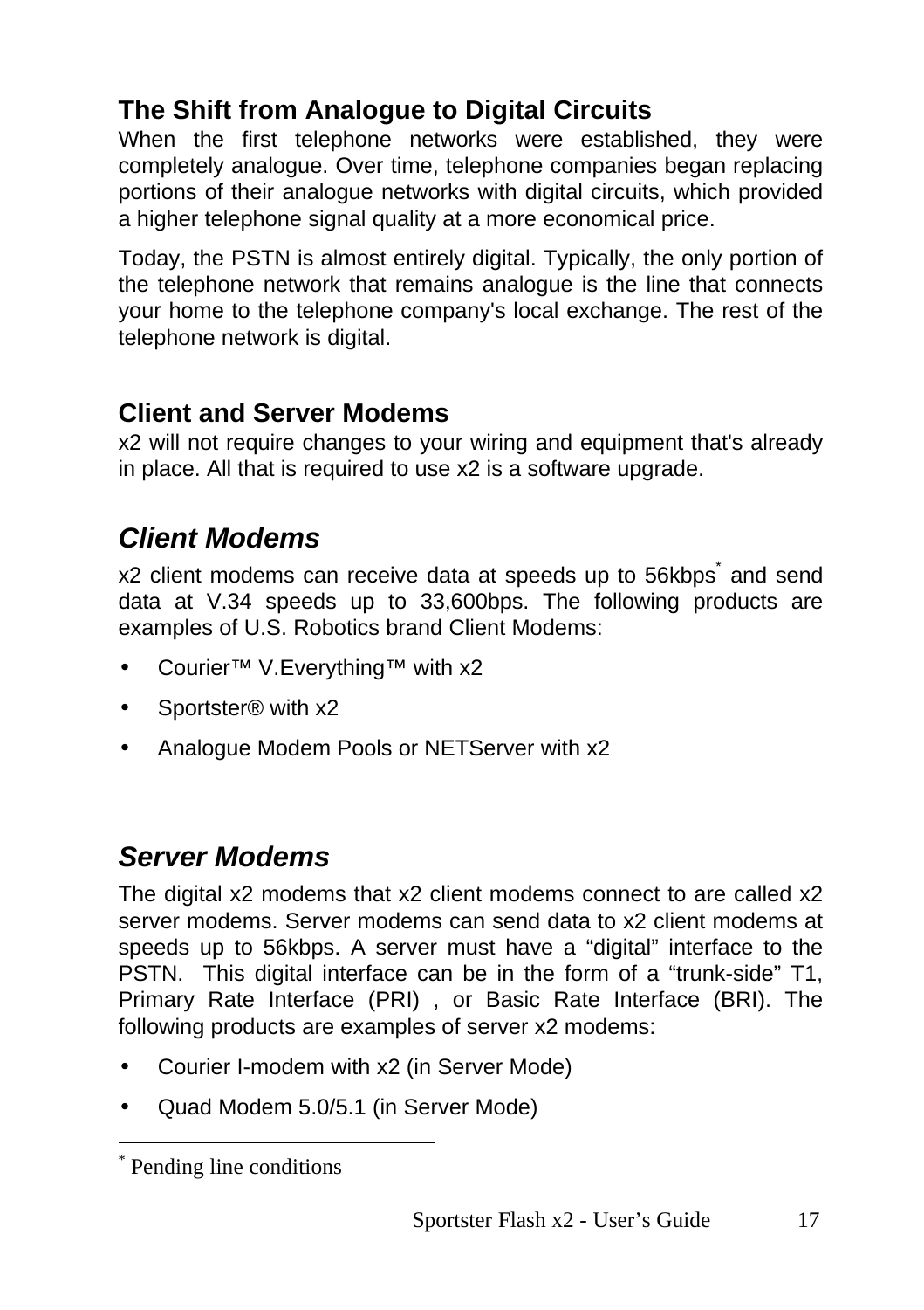## The Shift from Analogue to Digital Circuits

When the first telephone networks were established, they were completely analogue. Over time, telephone companies began replacing portions of their analogue networks with digital circuits, which provided a higher telephone signal quality at a more economical price.

Today, the PSTN is almost entirely digital. Typically, the only portion of the telephone network that remains analogue is the line that connects your home to the telephone company's local exchange. The rest of the telephone network is digital.

## Client and Server Modems

x2 will not require changes to your wiring and equipment that's already in place. All that is required to use x2 is a software upgrade.

### *Client Modems*

x2 client modems can receive data at speeds up to 56kbps[*] and send data at V.34 speeds up to 33,600bps. The following products are examples of U.S. Robotics brand Client Modems:

- Courier™ V.Everything™ with x2
- Sportster® with x2
- Analogue Modem Pools or NETServer with x2

### *Server Modems*

The digital x2 modems that x2 client modems connect to are called x2 server modems. Server modems can send data to x2 client modems at speeds up to 56kbps. A server must have a “digital” interface to the PSTN. This digital interface can be in the form of a “trunk-side” T1, Primary Rate Interface (PRI) , or Basic Rate Interface (BRI). The following products are examples of server x2 modems:

- Courier I-modem with x2 (in Server Mode)
- Quad Modem 5.0/5.1 (in Server Mode)

---

[*] Pending line conditions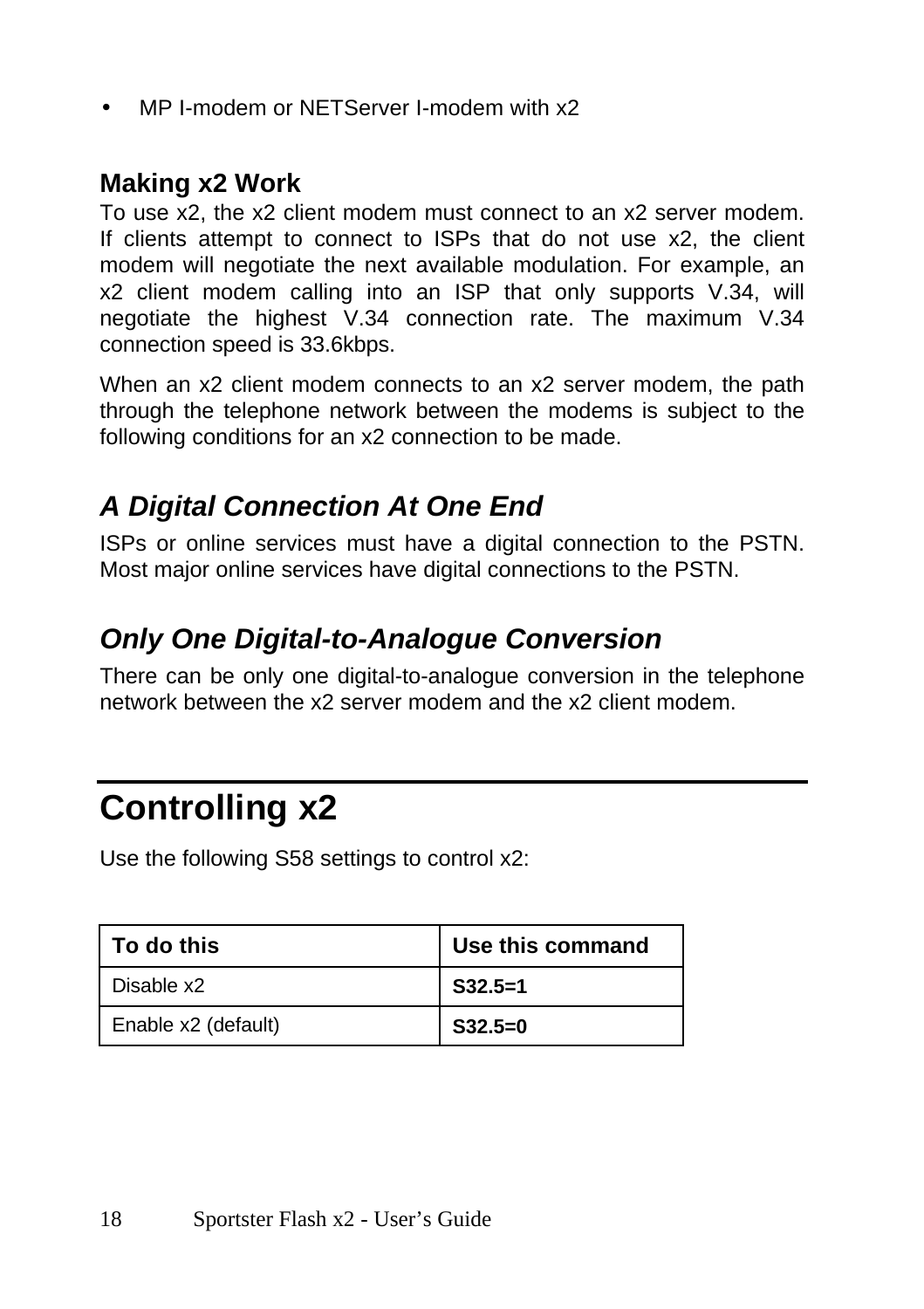- MP I-modem or NETServer I-modem with x2

### Making x2 Work

To use x2, the x2 client modem must connect to an x2 server modem. If clients attempt to connect to ISPs that do not use x2, the client modem will negotiate the next available modulation. For example, an x2 client modem calling into an ISP that only supports V.34, will negotiate the highest V.34 connection rate. The maximum V.34 connection speed is 33.6kbps.

When an x2 client modem connects to an x2 server modem, the path through the telephone network between the modems is subject to the following conditions for an x2 connection to be made.

### *A Digital Connection At One End*

ISPs or online services must have a digital connection to the PSTN. Most major online services have digital connections to the PSTN.

### *Only One Digital-to-Analogue Conversion*

There can be only one digital-to-analogue conversion in the telephone network between the x2 server modem and the x2 client modem.

## Controlling x2

Use the following S58 settings to control x2:

| To do this | Use this command |
| --- | --- |
| Disable x2 | **S32.5=1** |
| Enable x2 (default) | **S32.5=0** |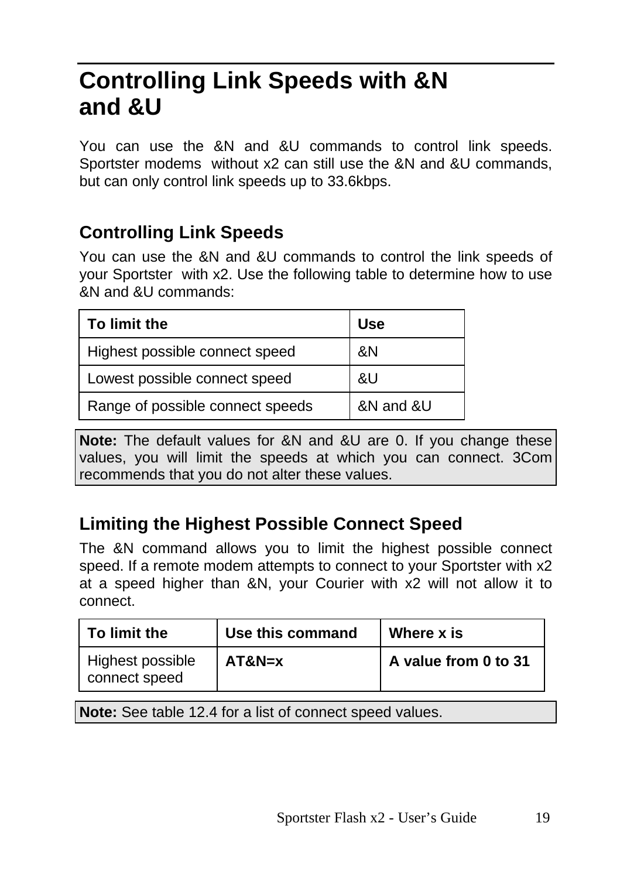# Controlling Link Speeds with &N and &U

You can use the &N and &U commands to control link speeds. Sportster modems without x2 can still use the &N and &U commands, but can only control link speeds up to 33.6kbps.

## Controlling Link Speeds

You can use the &N and &U commands to control the link speeds of your Sportster with x2. Use the following table to determine how to use &N and &U commands:

| To limit the | Use |
| --- | --- |
| Highest possible connect speed | &N |
| Lowest possible connect speed | &U |
| Range of possible connect speeds | &N and &U |

**Note:** The default values for &N and &U are 0. If you change these values, you will limit the speeds at which you can connect. 3Com recommends that you do not alter these values.

## Limiting the Highest Possible Connect Speed

The &N command allows you to limit the highest possible connect speed. If a remote modem attempts to connect to your Sportster with x2 at a speed higher than &N, your Courier with x2 will not allow it to connect.

| To limit the | Use this command | Where x is |
| --- | --- | --- |
| Highest possible connect speed | **AT&N=x** | **A value from 0 to 31** |

**Note:** See table 12.4 for a list of connect speed values.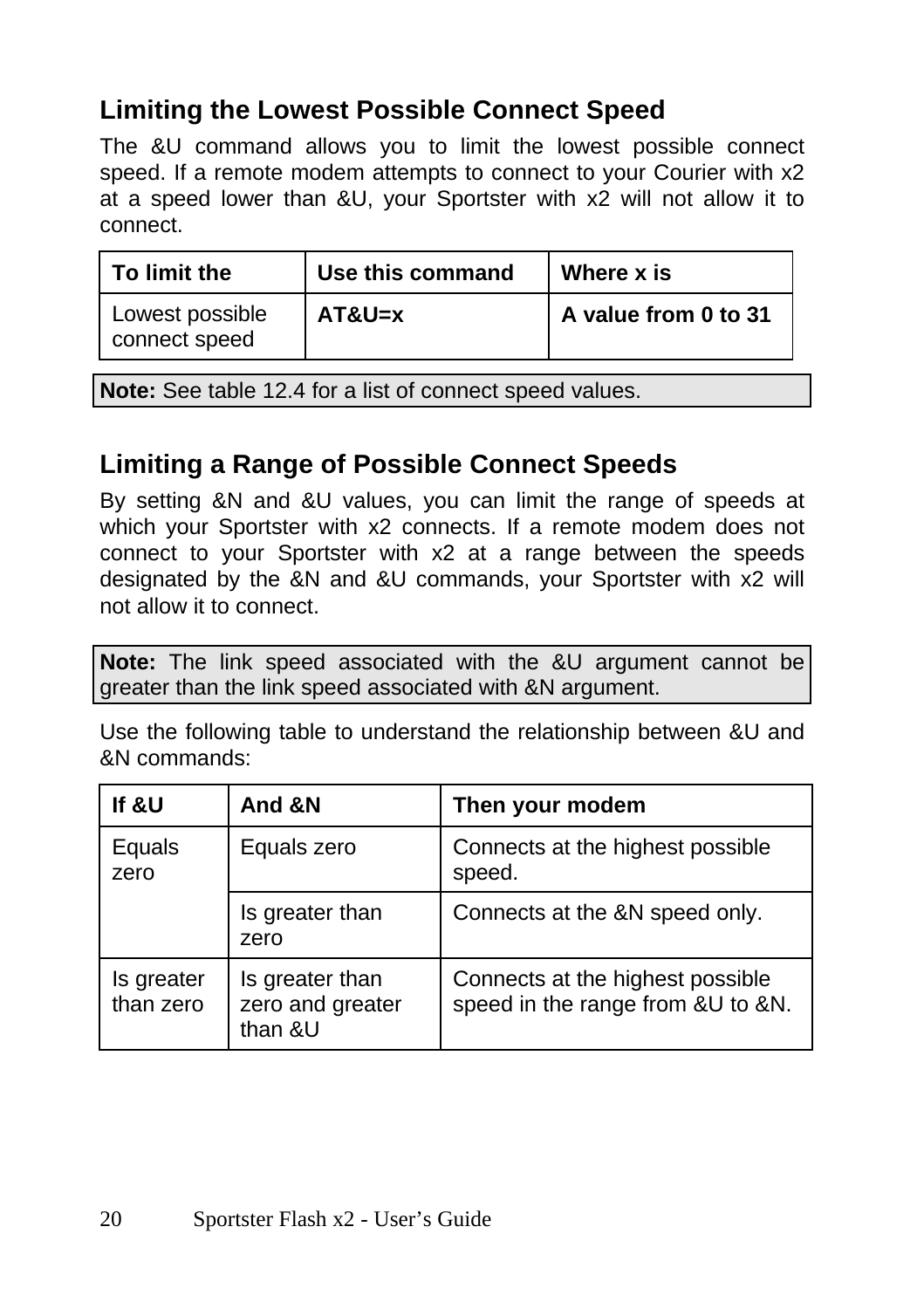## Limiting the Lowest Possible Connect Speed

The &U command allows you to limit the lowest possible connect speed. If a remote modem attempts to connect to your Courier with x2 at a speed lower than &U, your Sportster with x2 will not allow it to connect.

| To limit the | Use this command | Where x is |
|---|---|---|
| Lowest possible connect speed | **AT&U=x** | **A value from 0 to 31** |

**Note:** See table 12.4 for a list of connect speed values.

## Limiting a Range of Possible Connect Speeds

By setting &N and &U values, you can limit the range of speeds at which your Sportster with x2 connects. If a remote modem does not connect to your Sportster with x2 at a range between the speeds designated by the &N and &U commands, your Sportster with x2 will not allow it to connect.

**Note:** The link speed associated with the &U argument cannot be greater than the link speed associated with &N argument.

Use the following table to understand the relationship between &U and &N commands:

| If &U | And &N | Then your modem |
|---|---|---|
| Equals zero | Equals zero | Connects at the highest possible speed. |
| | Is greater than zero | Connects at the &N speed only. |
| Is greater than zero | Is greater than zero and greater than &U | Connects at the highest possible speed in the range from &U to &N. |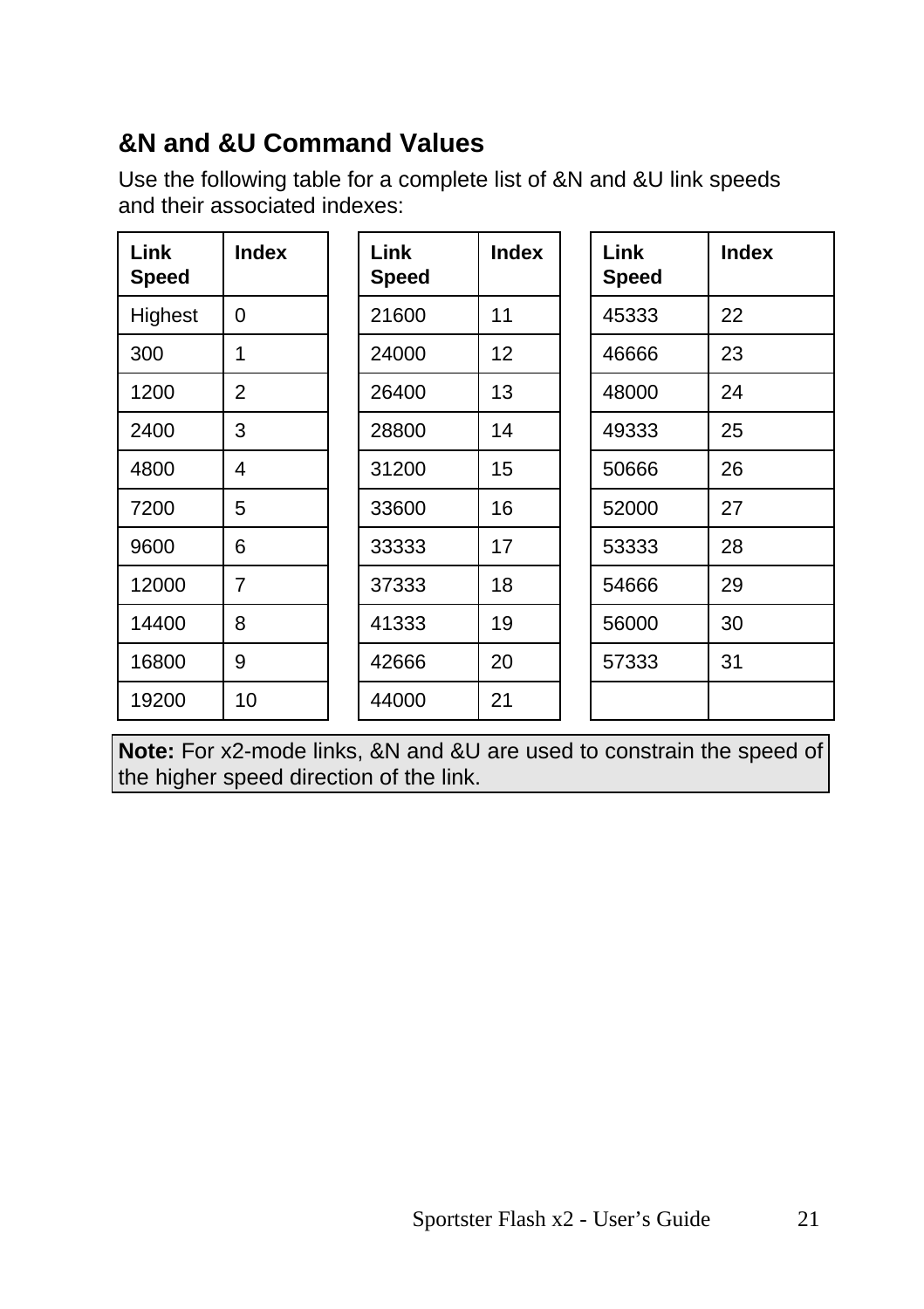## &N and &U Command Values

Use the following table for a complete list of &N and &U link speeds and their associated indexes:

| Link Speed | Index |
|---|---|
| Highest | 0 |
| 300 | 1 |
| 1200 | 2 |
| 2400 | 3 |
| 4800 | 4 |
| 7200 | 5 |
| 9600 | 6 |
| 12000 | 7 |
| 14400 | 8 |
| 16800 | 9 |
| 19200 | 10 |

| Link Speed | Index |
|---|---|
| 21600 | 11 |
| 24000 | 12 |
| 26400 | 13 |
| 28800 | 14 |
| 31200 | 15 |
| 33600 | 16 |
| 33333 | 17 |
| 37333 | 18 |
| 41333 | 19 |
| 42666 | 20 |
| 44000 | 21 |

| Link Speed | Index |
|---|---|
| 45333 | 22 |
| 46666 | 23 |
| 48000 | 24 |
| 49333 | 25 |
| 50666 | 26 |
| 52000 | 27 |
| 53333 | 28 |
| 54666 | 29 |
| 56000 | 30 |
| 57333 | 31 |
| | |

**Note:** For x2-mode links, &N and &U are used to constrain the speed of the higher speed direction of the link.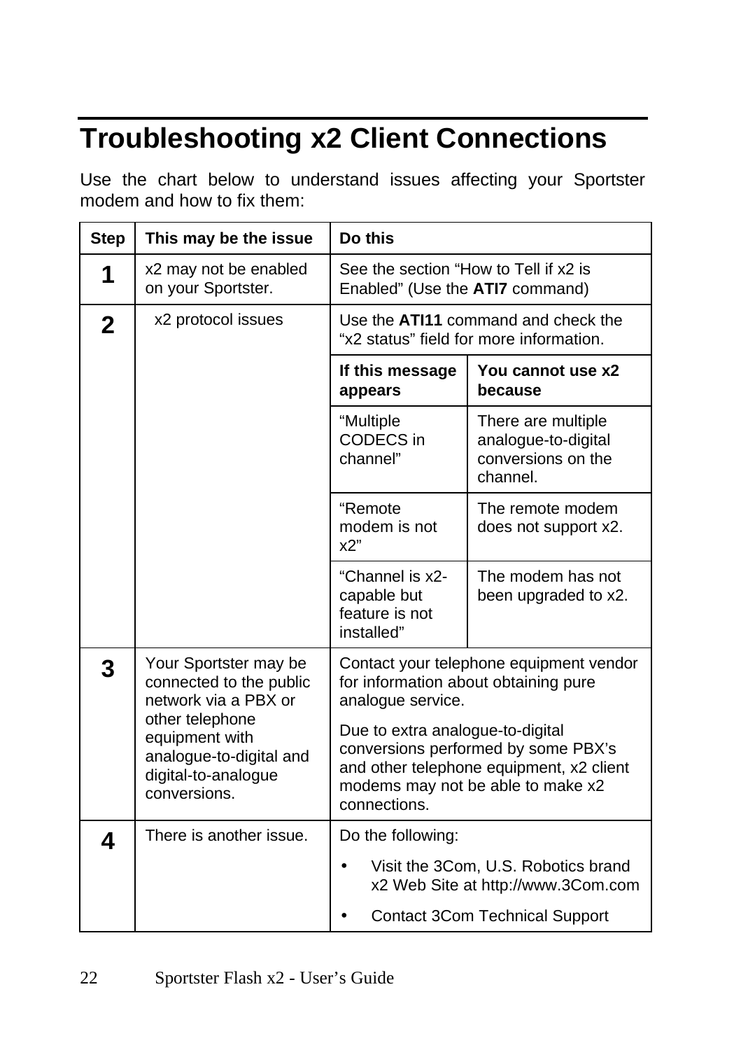# Troubleshooting x2 Client Connections

Use the chart below to understand issues affecting your Sportster modem and how to fix them:

| Step | This may be the issue | Do this | |
|---|---|---|---|
| **1** | x2 may not be enabled on your Sportster. | See the section "How to Tell if x2 is Enabled" (Use the **ATI7** command) | |
| **2** | x2 protocol issues | Use the **ATI11** command and check the "x2 status" field for more information. | |
| | | **If this message appears** | **You cannot use x2 because** |
| | | "Multiple CODECS in channel" | There are multiple analogue-to-digital conversions on the channel. |
| | | "Remote modem is not x2" | The remote modem does not support x2. |
| | | "Channel is x2-capable but feature is not installed" | The modem has not been upgraded to x2. |
| **3** | Your Sportster may be connected to the public network via a PBX or other telephone equipment with analogue-to-digital and digital-to-analogue conversions. | Contact your telephone equipment vendor for information about obtaining pure analogue service. Due to extra analogue-to-digital conversions performed by some PBX's and other telephone equipment, x2 client modems may not be able to make x2 connections. | |
| **4** | There is another issue. | Do the following: • Visit the 3Com, U.S. Robotics brand x2 Web Site at http://www.3Com.com • Contact 3Com Technical Support | |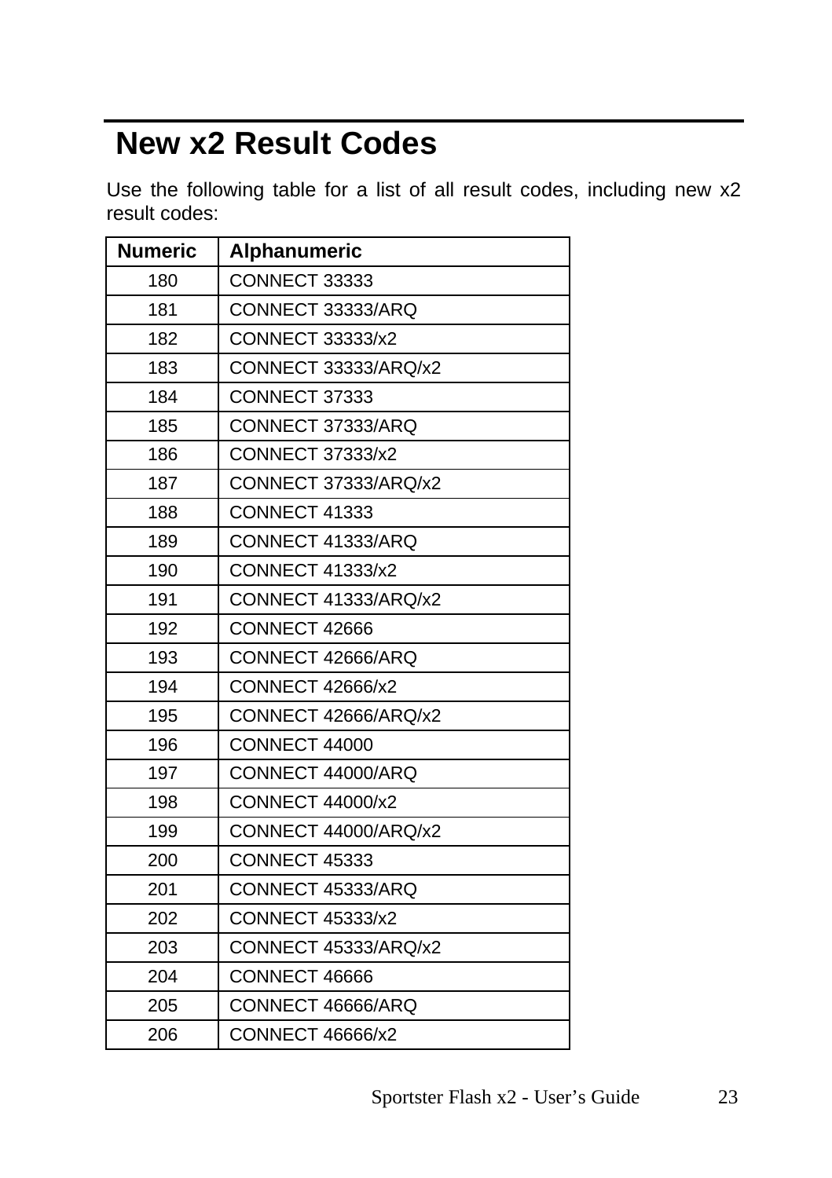## New x2 Result Codes

Use the following table for a list of all result codes, including new x2 result codes:

| Numeric | Alphanumeric |
|---|---|
| 180 | CONNECT 33333 |
| 181 | CONNECT 33333/ARQ |
| 182 | CONNECT 33333/x2 |
| 183 | CONNECT 33333/ARQ/x2 |
| 184 | CONNECT 37333 |
| 185 | CONNECT 37333/ARQ |
| 186 | CONNECT 37333/x2 |
| 187 | CONNECT 37333/ARQ/x2 |
| 188 | CONNECT 41333 |
| 189 | CONNECT 41333/ARQ |
| 190 | CONNECT 41333/x2 |
| 191 | CONNECT 41333/ARQ/x2 |
| 192 | CONNECT 42666 |
| 193 | CONNECT 42666/ARQ |
| 194 | CONNECT 42666/x2 |
| 195 | CONNECT 42666/ARQ/x2 |
| 196 | CONNECT 44000 |
| 197 | CONNECT 44000/ARQ |
| 198 | CONNECT 44000/x2 |
| 199 | CONNECT 44000/ARQ/x2 |
| 200 | CONNECT 45333 |
| 201 | CONNECT 45333/ARQ |
| 202 | CONNECT 45333/x2 |
| 203 | CONNECT 45333/ARQ/x2 |
| 204 | CONNECT 46666 |
| 205 | CONNECT 46666/ARQ |
| 206 | CONNECT 46666/x2 |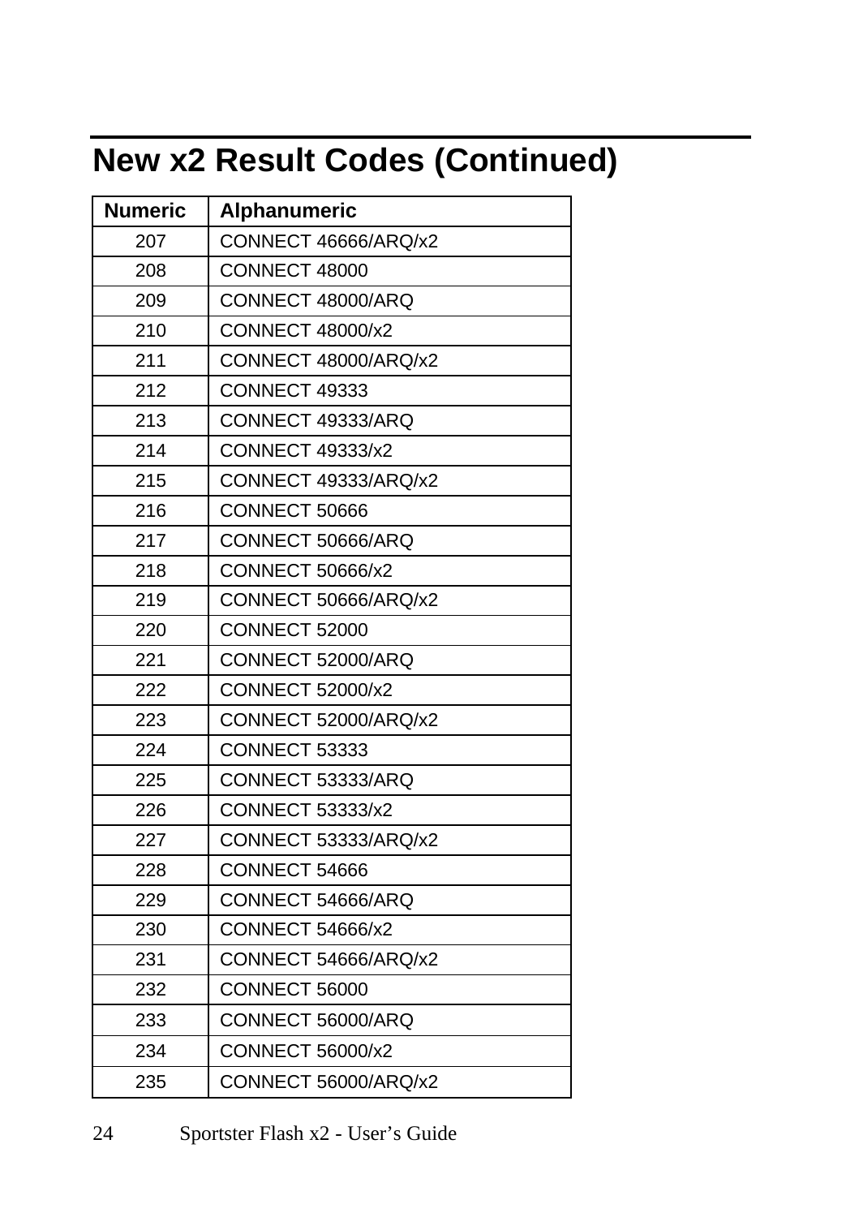# New x2 Result Codes (Continued)

| Numeric | Alphanumeric |
|---|---|
| 207 | CONNECT 46666/ARQ/x2 |
| 208 | CONNECT 48000 |
| 209 | CONNECT 48000/ARQ |
| 210 | CONNECT 48000/x2 |
| 211 | CONNECT 48000/ARQ/x2 |
| 212 | CONNECT 49333 |
| 213 | CONNECT 49333/ARQ |
| 214 | CONNECT 49333/x2 |
| 215 | CONNECT 49333/ARQ/x2 |
| 216 | CONNECT 50666 |
| 217 | CONNECT 50666/ARQ |
| 218 | CONNECT 50666/x2 |
| 219 | CONNECT 50666/ARQ/x2 |
| 220 | CONNECT 52000 |
| 221 | CONNECT 52000/ARQ |
| 222 | CONNECT 52000/x2 |
| 223 | CONNECT 52000/ARQ/x2 |
| 224 | CONNECT 53333 |
| 225 | CONNECT 53333/ARQ |
| 226 | CONNECT 53333/x2 |
| 227 | CONNECT 53333/ARQ/x2 |
| 228 | CONNECT 54666 |
| 229 | CONNECT 54666/ARQ |
| 230 | CONNECT 54666/x2 |
| 231 | CONNECT 54666/ARQ/x2 |
| 232 | CONNECT 56000 |
| 233 | CONNECT 56000/ARQ |
| 234 | CONNECT 56000/x2 |
| 235 | CONNECT 56000/ARQ/x2 |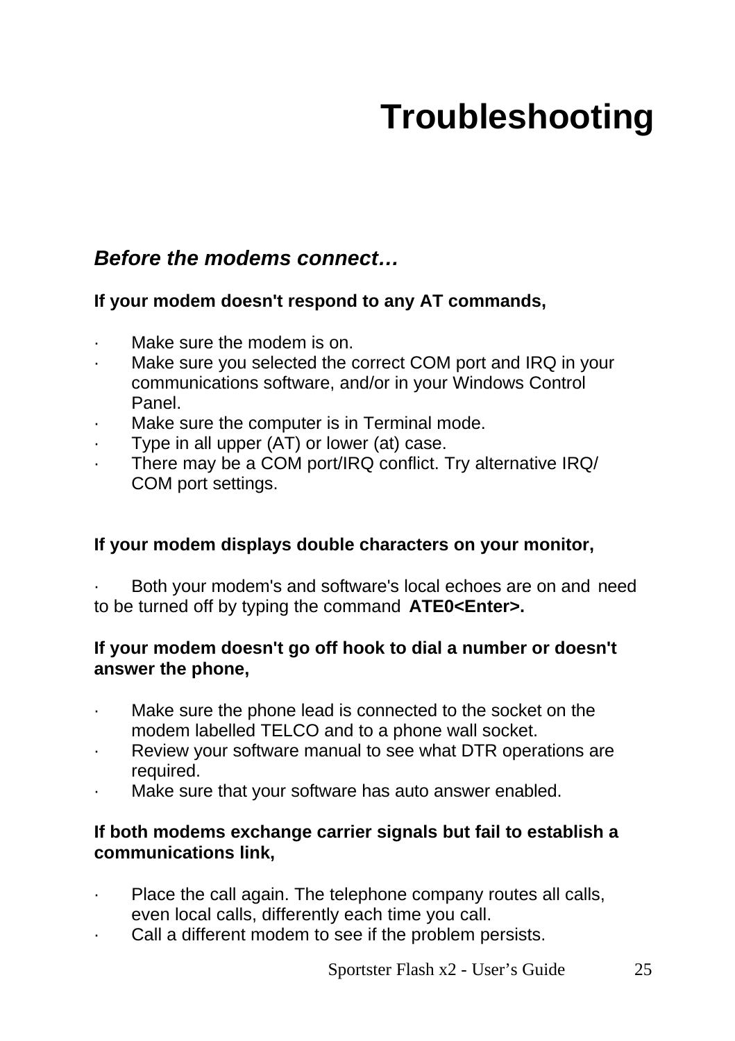# Troubleshooting

### *Before the modems connect…*

**If your modem doesn't respond to any AT commands,**

- Make sure the modem is on.
- Make sure you selected the correct COM port and IRQ in your communications software, and/or in your Windows Control Panel.
- Make sure the computer is in Terminal mode.
- Type in all upper (AT) or lower (at) case.
- There may be a COM port/IRQ conflict. Try alternative IRQ/ COM port settings.

**If your modem displays double characters on your monitor,**

- Both your modem's and software's local echoes are on and need to be turned off by typing the command **ATE0<Enter>.**

**If your modem doesn't go off hook to dial a number or doesn't answer the phone,**

- Make sure the phone lead is connected to the socket on the modem labelled TELCO and to a phone wall socket.
- Review your software manual to see what DTR operations are required.
- Make sure that your software has auto answer enabled.

**If both modems exchange carrier signals but fail to establish a communications link,**

- Place the call again. The telephone company routes all calls, even local calls, differently each time you call.
- Call a different modem to see if the problem persists.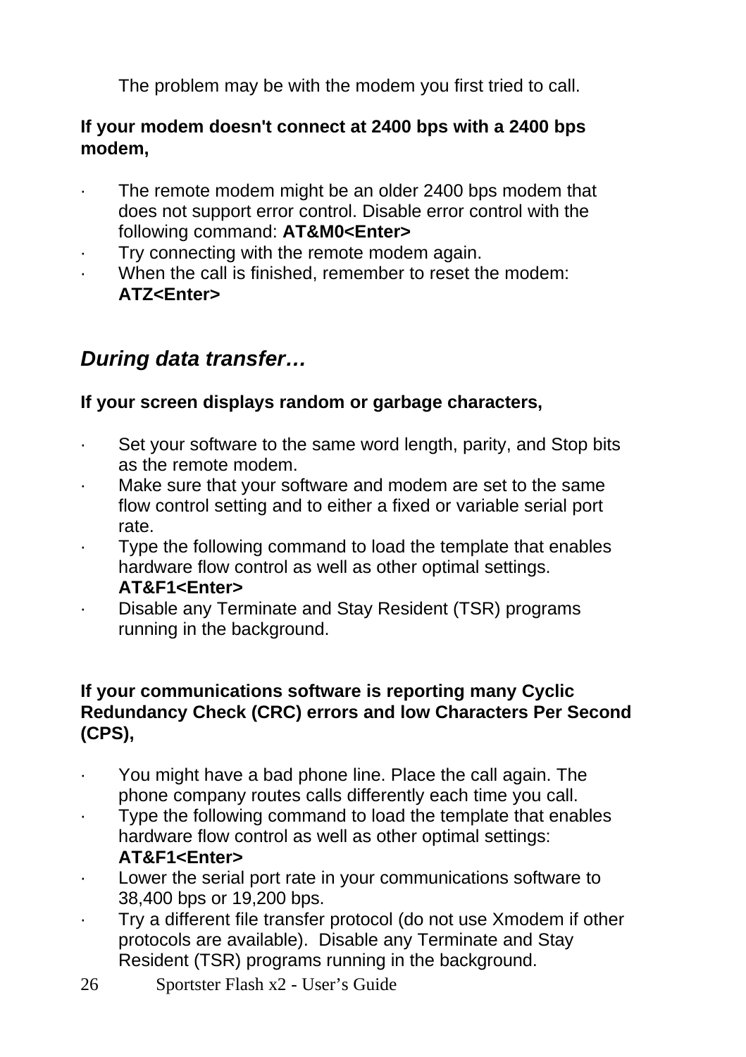The problem may be with the modem you first tried to call.

**If your modem doesn't connect at 2400 bps with a 2400 bps modem,**

- The remote modem might be an older 2400 bps modem that does not support error control. Disable error control with the following command: **AT&M0<Enter>**
- Try connecting with the remote modem again.
- When the call is finished, remember to reset the modem: **ATZ<Enter>**

## *During data transfer…*

**If your screen displays random or garbage characters,**

- Set your software to the same word length, parity, and Stop bits as the remote modem.
- Make sure that your software and modem are set to the same flow control setting and to either a fixed or variable serial port rate.
- Type the following command to load the template that enables hardware flow control as well as other optimal settings. **AT&F1<Enter>**
- Disable any Terminate and Stay Resident (TSR) programs running in the background.

**If your communications software is reporting many Cyclic Redundancy Check (CRC) errors and low Characters Per Second (CPS),**

- You might have a bad phone line. Place the call again. The phone company routes calls differently each time you call.
- Type the following command to load the template that enables hardware flow control as well as other optimal settings: **AT&F1<Enter>**
- Lower the serial port rate in your communications software to 38,400 bps or 19,200 bps.
- Try a different file transfer protocol (do not use Xmodem if other protocols are available). Disable any Terminate and Stay Resident (TSR) programs running in the background.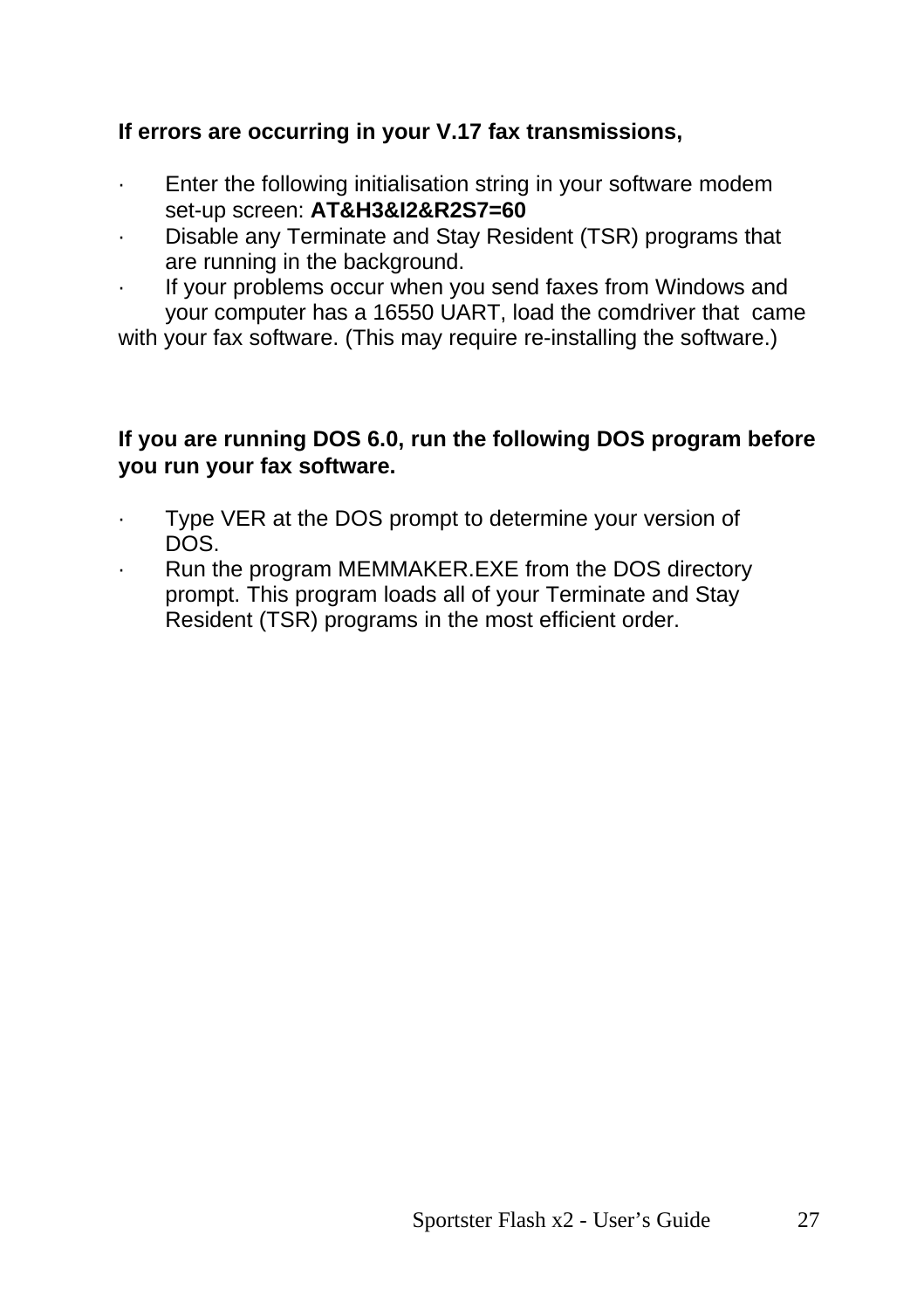**If errors are occurring in your V.17 fax transmissions,**

- Enter the following initialisation string in your software modem set-up screen: **AT&H3&I2&R2S7=60**
- Disable any Terminate and Stay Resident (TSR) programs that are running in the background.
- If your problems occur when you send faxes from Windows and your computer has a 16550 UART, load the comdriver that came with your fax software. (This may require re-installing the software.)

**If you are running DOS 6.0, run the following DOS program before you run your fax software.**

- Type VER at the DOS prompt to determine your version of DOS.
- Run the program MEMMAKER.EXE from the DOS directory prompt. This program loads all of your Terminate and Stay Resident (TSR) programs in the most efficient order.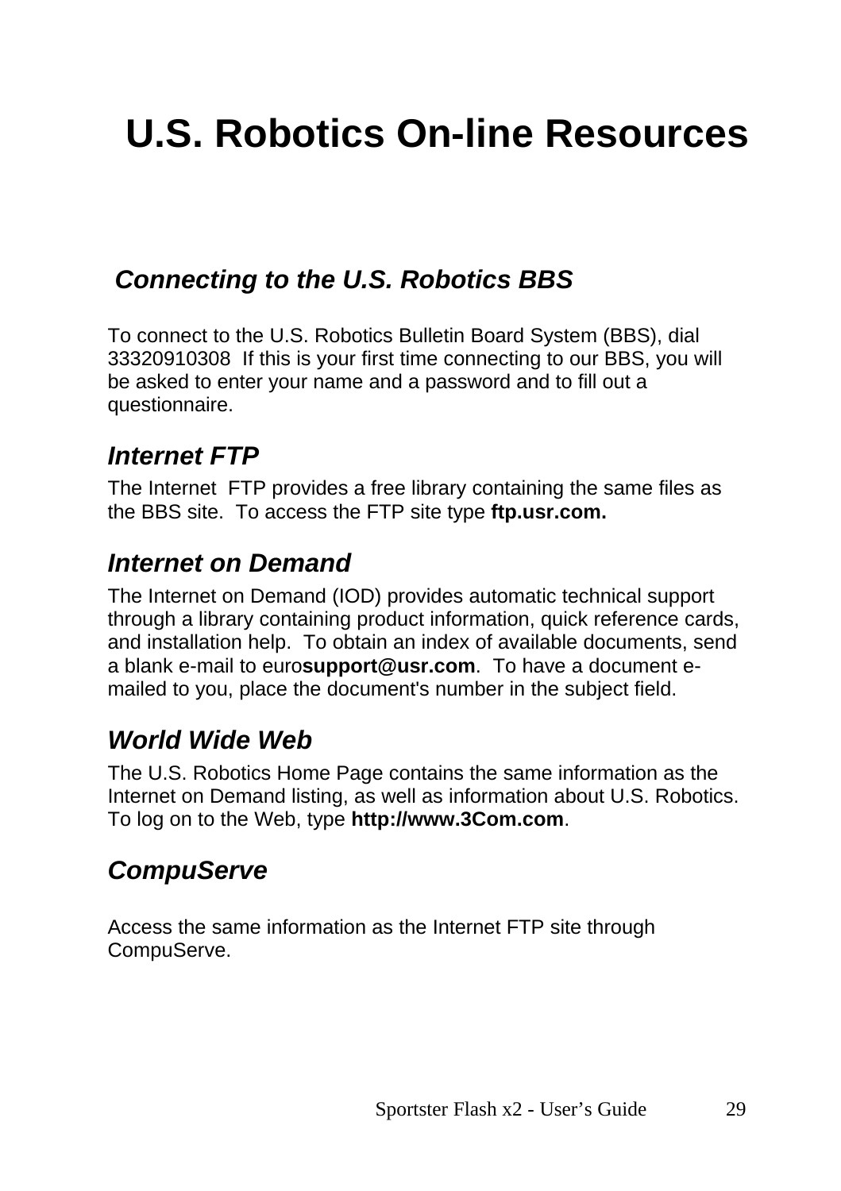# U.S. Robotics On-line Resources

## *Connecting to the U.S. Robotics BBS*

To connect to the U.S. Robotics Bulletin Board System (BBS), dial 33320910308  If this is your first time connecting to our BBS, you will be asked to enter your name and a password and to fill out a questionnaire.

### *Internet FTP*

The Internet  FTP provides a free library containing the same files as the BBS site.  To access the FTP site type **ftp.usr.com.**

### *Internet on Demand*

The Internet on Demand (IOD) provides automatic technical support through a library containing product information, quick reference cards, and installation help.  To obtain an index of available documents, send a blank e-mail to euro**support@usr.com**.  To have a document e-mailed to you, place the document's number in the subject field.

### *World Wide Web*

The U.S. Robotics Home Page contains the same information as the Internet on Demand listing, as well as information about U.S. Robotics. To log on to the Web, type **http://www.3Com.com**.

### *CompuServe*

Access the same information as the Internet FTP site through CompuServe.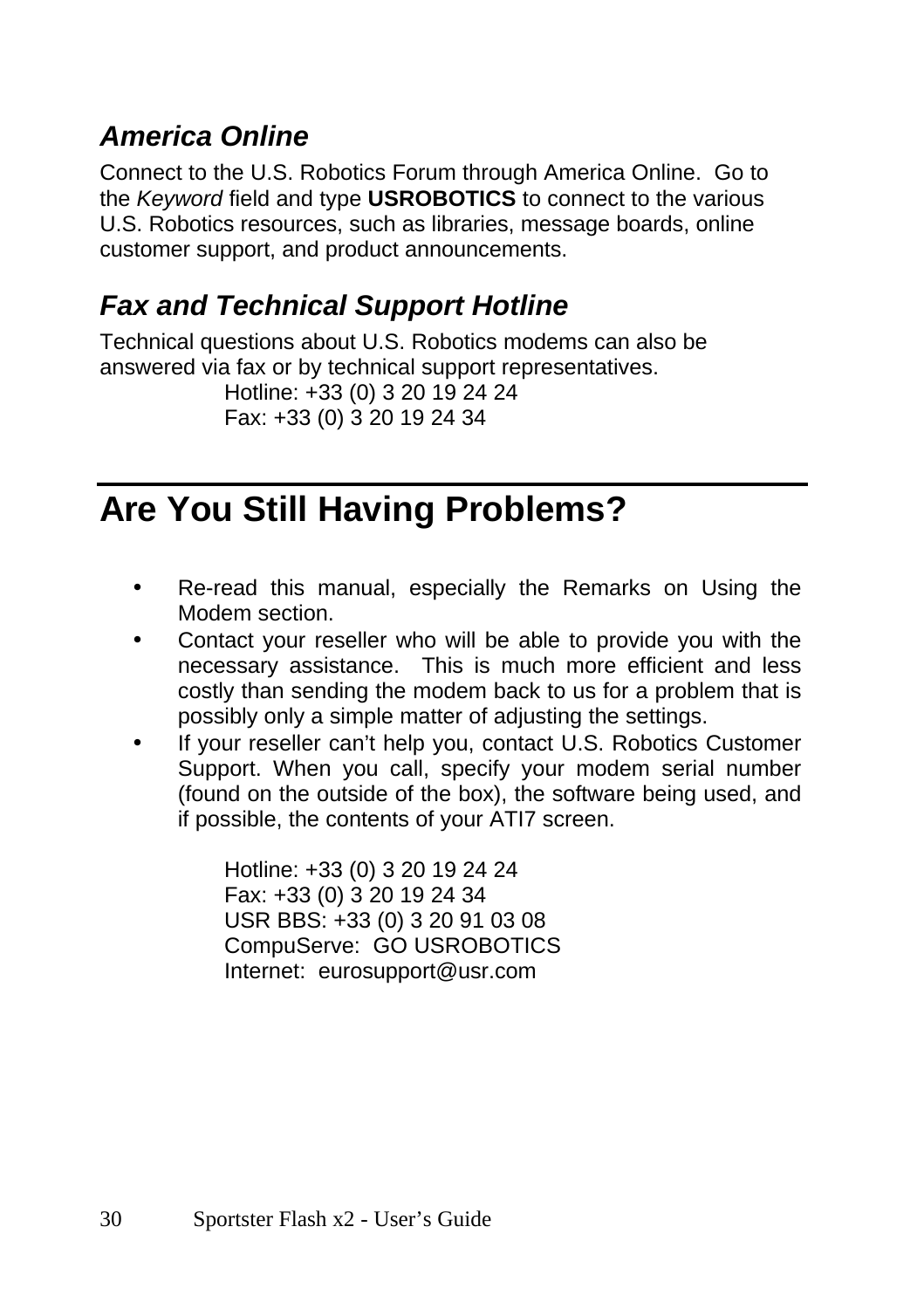### *America Online*

Connect to the U.S. Robotics Forum through America Online. Go to the *Keyword* field and type **USROBOTICS** to connect to the various U.S. Robotics resources, such as libraries, message boards, online customer support, and product announcements.

### *Fax and Technical Support Hotline*

Technical questions about U.S. Robotics modems can also be answered via fax or by technical support representatives.

Hotline: +33 (0) 3 20 19 24 24
Fax: +33 (0) 3 20 19 24 34

## Are You Still Having Problems?

- Re-read this manual, especially the Remarks on Using the Modem section.
- Contact your reseller who will be able to provide you with the necessary assistance. This is much more efficient and less costly than sending the modem back to us for a problem that is possibly only a simple matter of adjusting the settings.
- If your reseller can't help you, contact U.S. Robotics Customer Support. When you call, specify your modem serial number (found on the outside of the box), the software being used, and if possible, the contents of your ATI7 screen.

Hotline: +33 (0) 3 20 19 24 24
Fax: +33 (0) 3 20 19 24 34
USR BBS: +33 (0) 3 20 91 03 08
CompuServe: GO USROBOTICS
Internet: eurosupport@usr.com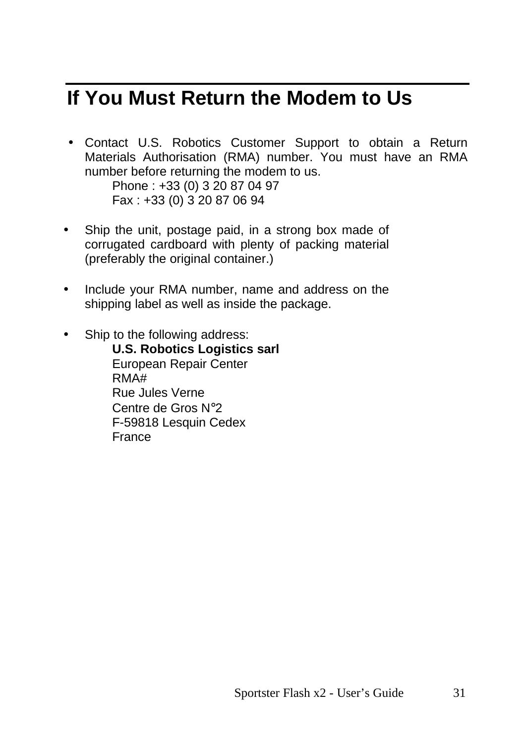# If You Must Return the Modem to Us

- Contact U.S. Robotics Customer Support to obtain a Return Materials Authorisation (RMA) number. You must have an RMA number before returning the modem to us.
  Phone : +33 (0) 3 20 87 04 97
  Fax : +33 (0) 3 20 87 06 94

- Ship the unit, postage paid, in a strong box made of corrugated cardboard with plenty of packing material (preferably the original container.)

- Include your RMA number, name and address on the shipping label as well as inside the package.

- Ship to the following address:
  **U.S. Robotics Logistics sarl**
  European Repair Center
  RMA#
  Rue Jules Verne
  Centre de Gros N°2
  F-59818 Lesquin Cedex
  France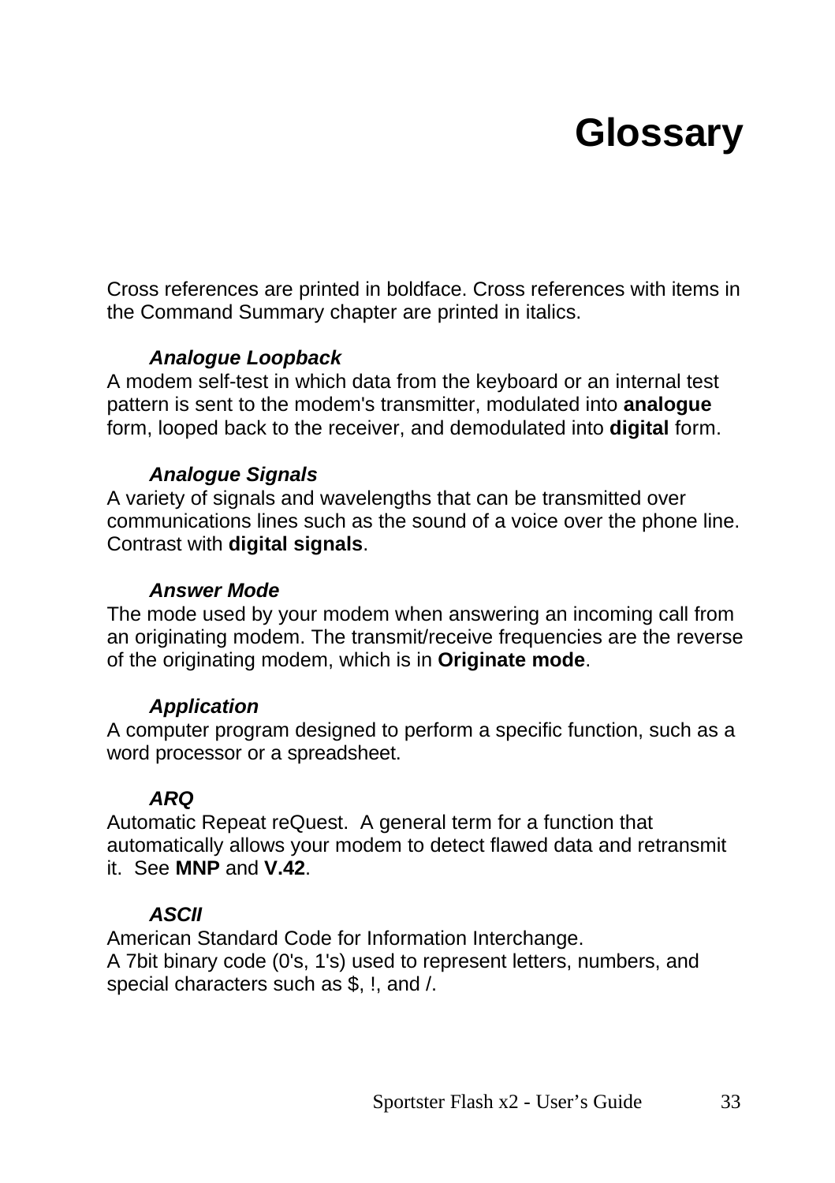# Glossary

Cross references are printed in boldface. Cross references with items in the Command Summary chapter are printed in italics.

***Analogue Loopback***

A modem self-test in which data from the keyboard or an internal test pattern is sent to the modem's transmitter, modulated into **analogue** form, looped back to the receiver, and demodulated into **digital** form.

***Analogue Signals***

A variety of signals and wavelengths that can be transmitted over communications lines such as the sound of a voice over the phone line. Contrast with **digital signals**.

***Answer Mode***

The mode used by your modem when answering an incoming call from an originating modem. The transmit/receive frequencies are the reverse of the originating modem, which is in **Originate mode**.

***Application***

A computer program designed to perform a specific function, such as a word processor or a spreadsheet.

***ARQ***

Automatic Repeat reQuest. A general term for a function that automatically allows your modem to detect flawed data and retransmit it. See **MNP** and **V.42**.

***ASCII***

American Standard Code for Information Interchange.
A 7bit binary code (0's, 1's) used to represent letters, numbers, and special characters such as $, !, and /.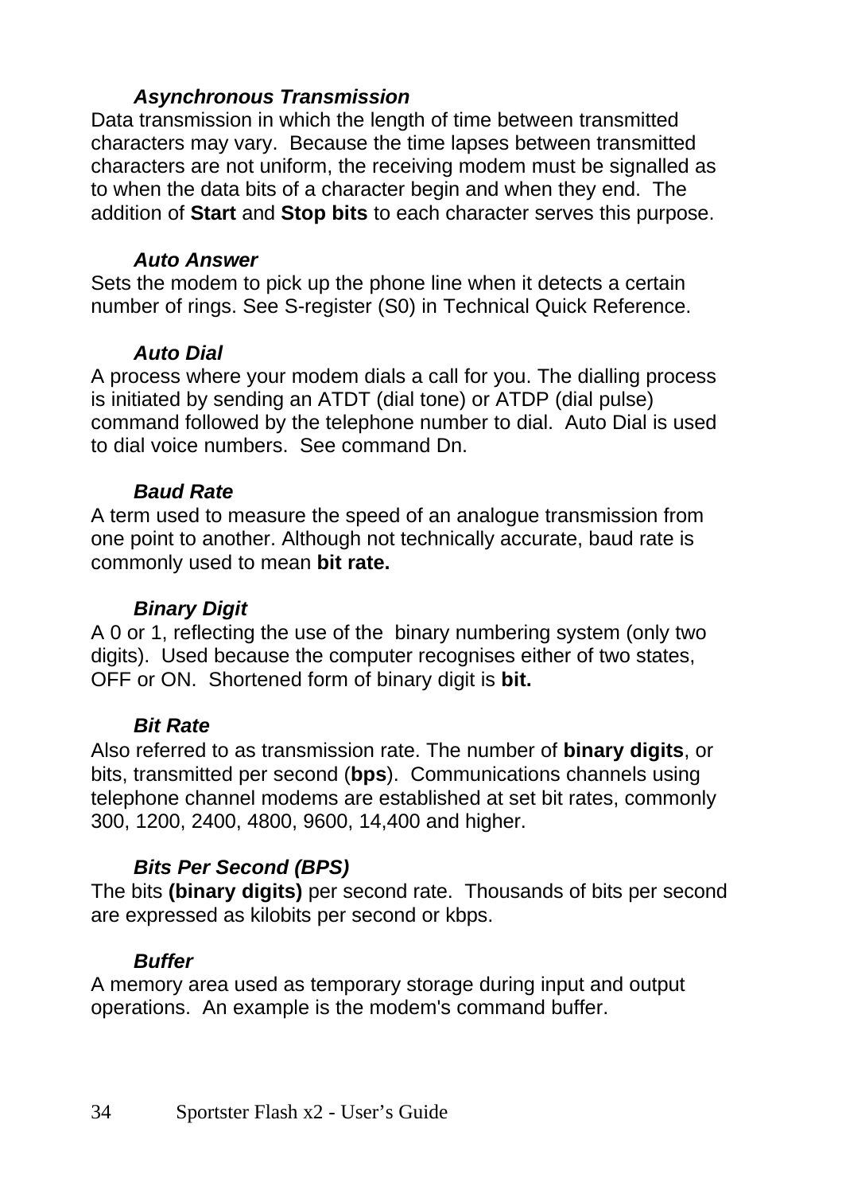***Asynchronous Transmission***

Data transmission in which the length of time between transmitted characters may vary. Because the time lapses between transmitted characters are not uniform, the receiving modem must be signalled as to when the data bits of a character begin and when they end. The addition of **Start** and **Stop bits** to each character serves this purpose.

***Auto Answer***

Sets the modem to pick up the phone line when it detects a certain number of rings. See S-register (S0) in Technical Quick Reference.

***Auto Dial***

A process where your modem dials a call for you. The dialling process is initiated by sending an ATDT (dial tone) or ATDP (dial pulse) command followed by the telephone number to dial. Auto Dial is used to dial voice numbers. See command Dn.

***Baud Rate***

A term used to measure the speed of an analogue transmission from one point to another. Although not technically accurate, baud rate is commonly used to mean **bit rate.**

***Binary Digit***

A 0 or 1, reflecting the use of the binary numbering system (only two digits). Used because the computer recognises either of two states, OFF or ON. Shortened form of binary digit is **bit.**

***Bit Rate***

Also referred to as transmission rate. The number of **binary digits**, or bits, transmitted per second (**bps**). Communications channels using telephone channel modems are established at set bit rates, commonly 300, 1200, 2400, 4800, 9600, 14,400 and higher.

***Bits Per Second (BPS)***

The bits **(binary digits)** per second rate. Thousands of bits per second are expressed as kilobits per second or kbps.

***Buffer***

A memory area used as temporary storage during input and output operations. An example is the modem's command buffer.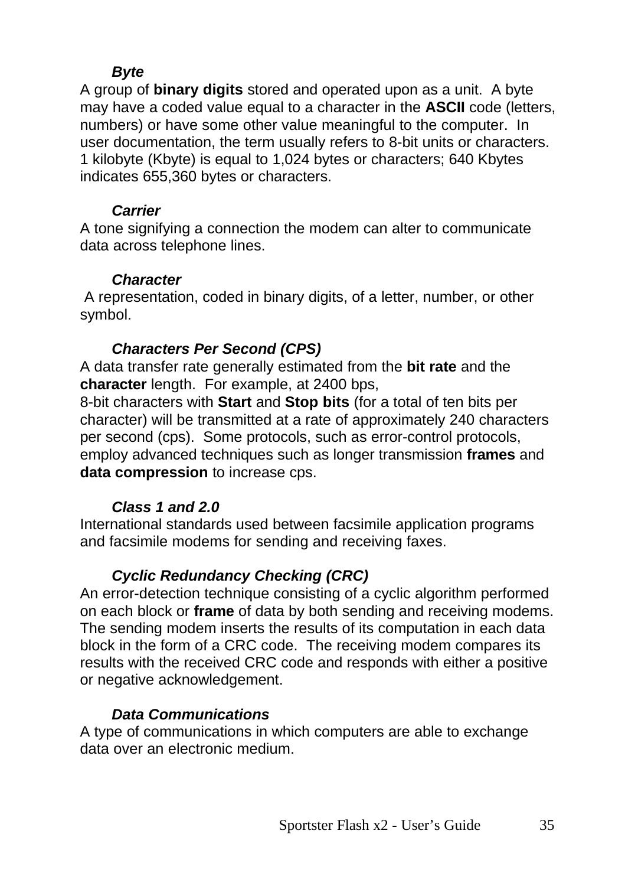***Byte***

A group of **binary digits** stored and operated upon as a unit. A byte may have a coded value equal to a character in the **ASCII** code (letters, numbers) or have some other value meaningful to the computer. In user documentation, the term usually refers to 8-bit units or characters. 1 kilobyte (Kbyte) is equal to 1,024 bytes or characters; 640 Kbytes indicates 655,360 bytes or characters.

***Carrier***

A tone signifying a connection the modem can alter to communicate data across telephone lines.

***Character***

A representation, coded in binary digits, of a letter, number, or other symbol.

***Characters Per Second (CPS)***

A data transfer rate generally estimated from the **bit rate** and the **character** length. For example, at 2400 bps,
8-bit characters with **Start** and **Stop bits** (for a total of ten bits per character) will be transmitted at a rate of approximately 240 characters per second (cps). Some protocols, such as error-control protocols, employ advanced techniques such as longer transmission **frames** and **data compression** to increase cps.

***Class 1 and 2.0***

International standards used between facsimile application programs and facsimile modems for sending and receiving faxes.

***Cyclic Redundancy Checking (CRC)***

An error-detection technique consisting of a cyclic algorithm performed on each block or **frame** of data by both sending and receiving modems. The sending modem inserts the results of its computation in each data block in the form of a CRC code. The receiving modem compares its results with the received CRC code and responds with either a positive or negative acknowledgement.

***Data Communications***

A type of communications in which computers are able to exchange data over an electronic medium.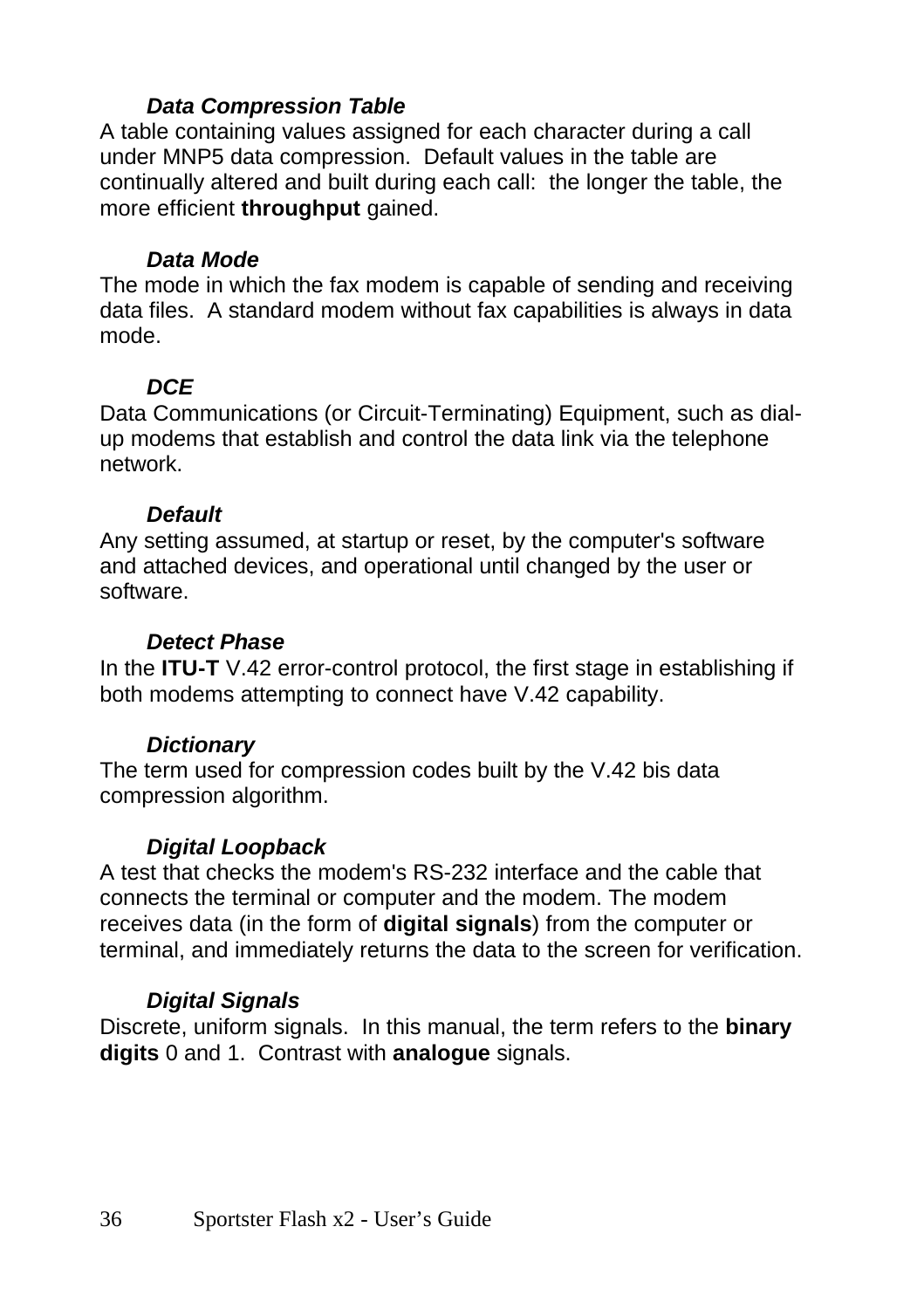***Data Compression Table***

A table containing values assigned for each character during a call under MNP5 data compression. Default values in the table are continually altered and built during each call: the longer the table, the more efficient **throughput** gained.

***Data Mode***

The mode in which the fax modem is capable of sending and receiving data files. A standard modem without fax capabilities is always in data mode.

***DCE***

Data Communications (or Circuit-Terminating) Equipment, such as dial-up modems that establish and control the data link via the telephone network.

***Default***

Any setting assumed, at startup or reset, by the computer's software and attached devices, and operational until changed by the user or software.

***Detect Phase***

In the **ITU-T** V.42 error-control protocol, the first stage in establishing if both modems attempting to connect have V.42 capability.

***Dictionary***

The term used for compression codes built by the V.42 bis data compression algorithm.

***Digital Loopback***

A test that checks the modem's RS-232 interface and the cable that connects the terminal or computer and the modem. The modem receives data (in the form of **digital signals**) from the computer or terminal, and immediately returns the data to the screen for verification.

***Digital Signals***

Discrete, uniform signals. In this manual, the term refers to the **binary digits** 0 and 1. Contrast with **analogue** signals.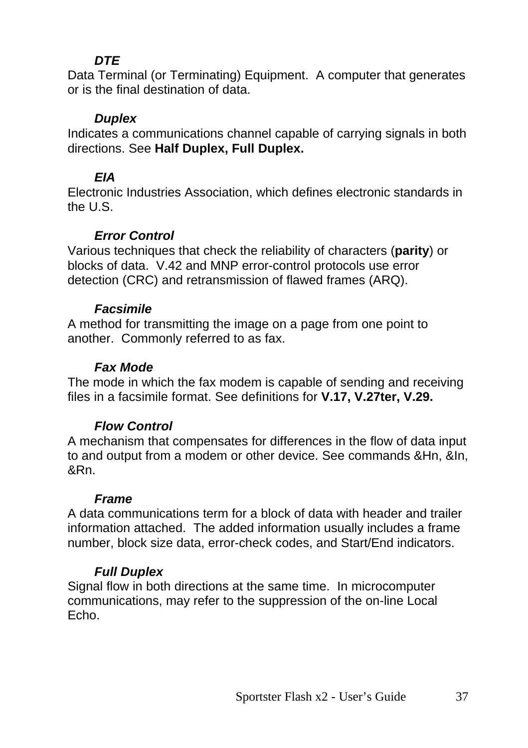***DTE***

Data Terminal (or Terminating) Equipment.  A computer that generates or is the final destination of data.

***Duplex***

Indicates a communications channel capable of carrying signals in both directions. See **Half Duplex, Full Duplex.**

***EIA***

Electronic Industries Association, which defines electronic standards in the U.S.

***Error Control***

Various techniques that check the reliability of characters (**parity**) or blocks of data.  V.42 and MNP error-control protocols use error detection (CRC) and retransmission of flawed frames (ARQ).

***Facsimile***

A method for transmitting the image on a page from one point to another.  Commonly referred to as fax.

***Fax Mode***

The mode in which the fax modem is capable of sending and receiving files in a facsimile format. See definitions for **V.17, V.27ter, V.29.**

***Flow Control***

A mechanism that compensates for differences in the flow of data input to and output from a modem or other device. See commands &Hn, &In, &Rn.

***Frame***

A data communications term for a block of data with header and trailer information attached.  The added information usually includes a frame number, block size data, error-check codes, and Start/End indicators.

***Full Duplex***

Signal flow in both directions at the same time.  In microcomputer communications, may refer to the suppression of the on-line Local Echo.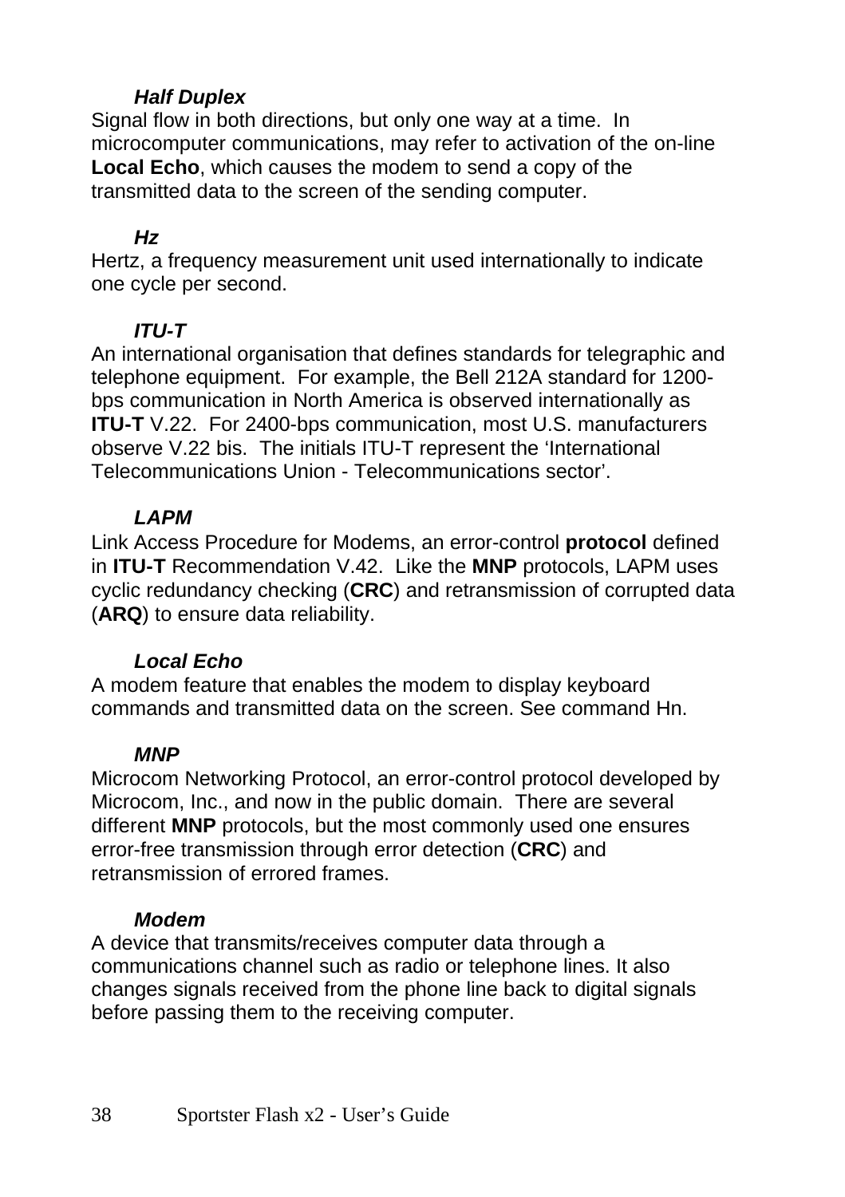***Half Duplex***

Signal flow in both directions, but only one way at a time. In microcomputer communications, may refer to activation of the on-line **Local Echo**, which causes the modem to send a copy of the transmitted data to the screen of the sending computer.

***Hz***

Hertz, a frequency measurement unit used internationally to indicate one cycle per second.

***ITU-T***

An international organisation that defines standards for telegraphic and telephone equipment. For example, the Bell 212A standard for 1200-bps communication in North America is observed internationally as **ITU-T** V.22. For 2400-bps communication, most U.S. manufacturers observe V.22 bis. The initials ITU-T represent the 'International Telecommunications Union - Telecommunications sector'.

***LAPM***

Link Access Procedure for Modems, an error-control **protocol** defined in **ITU-T** Recommendation V.42. Like the **MNP** protocols, LAPM uses cyclic redundancy checking (**CRC**) and retransmission of corrupted data (**ARQ**) to ensure data reliability.

***Local Echo***

A modem feature that enables the modem to display keyboard commands and transmitted data on the screen. See command Hn.

***MNP***

Microcom Networking Protocol, an error-control protocol developed by Microcom, Inc., and now in the public domain. There are several different **MNP** protocols, but the most commonly used one ensures error-free transmission through error detection (**CRC**) and retransmission of errored frames.

***Modem***

A device that transmits/receives computer data through a communications channel such as radio or telephone lines. It also changes signals received from the phone line back to digital signals before passing them to the receiving computer.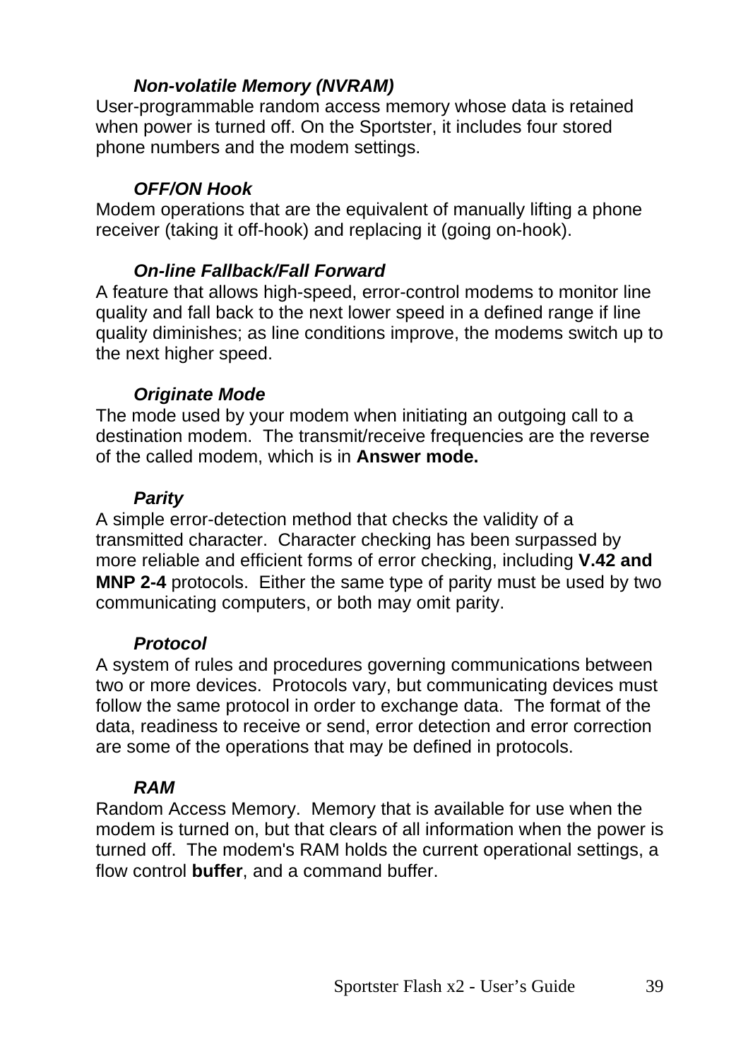***Non-volatile Memory (NVRAM)***

User-programmable random access memory whose data is retained when power is turned off. On the Sportster, it includes four stored phone numbers and the modem settings.

***OFF/ON Hook***

Modem operations that are the equivalent of manually lifting a phone receiver (taking it off-hook) and replacing it (going on-hook).

***On-line Fallback/Fall Forward***

A feature that allows high-speed, error-control modems to monitor line quality and fall back to the next lower speed in a defined range if line quality diminishes; as line conditions improve, the modems switch up to the next higher speed.

***Originate Mode***

The mode used by your modem when initiating an outgoing call to a destination modem. The transmit/receive frequencies are the reverse of the called modem, which is in **Answer mode.**

***Parity***

A simple error-detection method that checks the validity of a transmitted character. Character checking has been surpassed by more reliable and efficient forms of error checking, including **V.42 and MNP 2-4** protocols. Either the same type of parity must be used by two communicating computers, or both may omit parity.

***Protocol***

A system of rules and procedures governing communications between two or more devices. Protocols vary, but communicating devices must follow the same protocol in order to exchange data. The format of the data, readiness to receive or send, error detection and error correction are some of the operations that may be defined in protocols.

***RAM***

Random Access Memory. Memory that is available for use when the modem is turned on, but that clears of all information when the power is turned off. The modem's RAM holds the current operational settings, a flow control **buffer**, and a command buffer.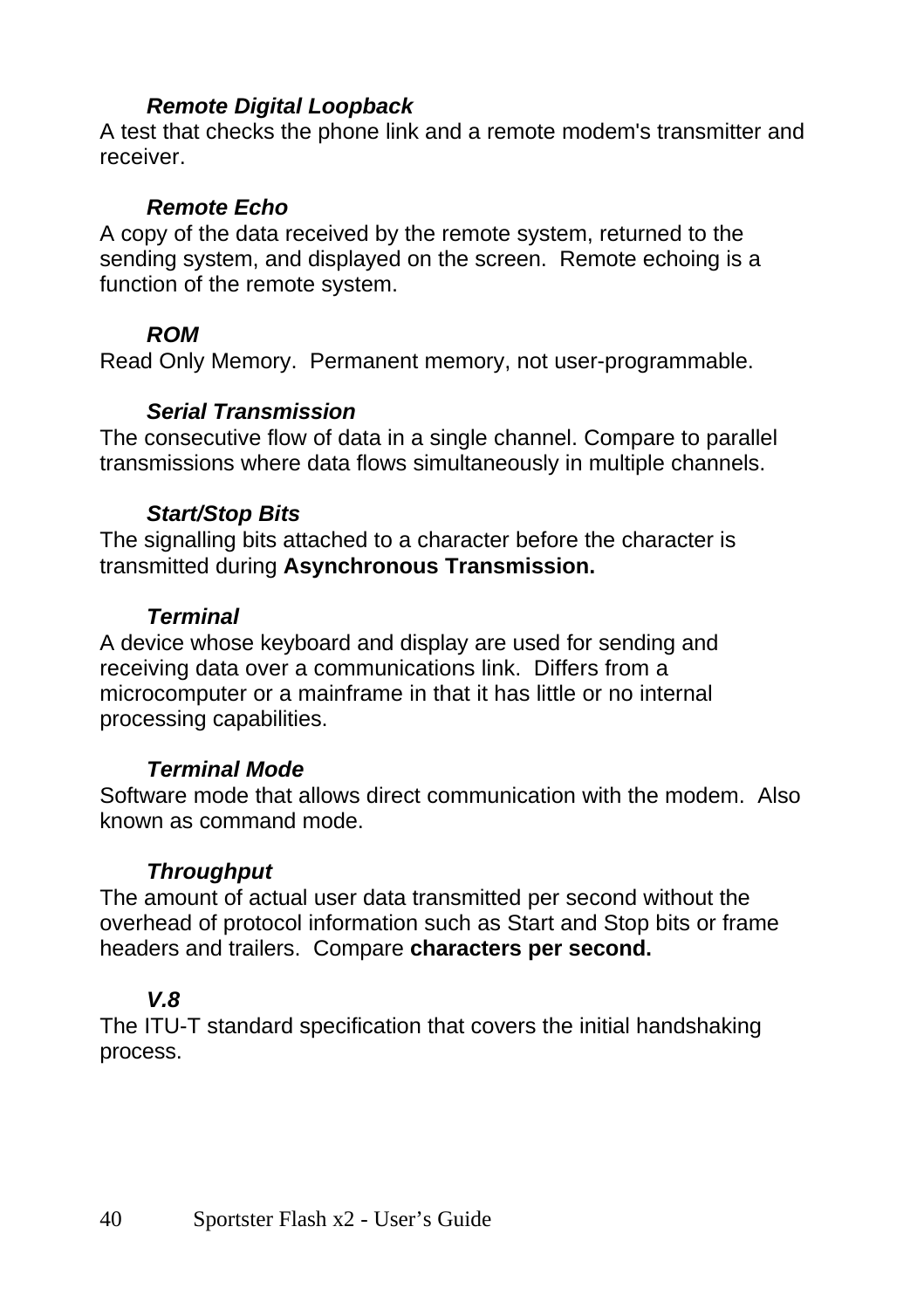***Remote Digital Loopback***
A test that checks the phone link and a remote modem's transmitter and receiver.

***Remote Echo***
A copy of the data received by the remote system, returned to the sending system, and displayed on the screen.  Remote echoing is a function of the remote system.

***ROM***
Read Only Memory.  Permanent memory, not user-programmable.

***Serial Transmission***
The consecutive flow of data in a single channel. Compare to parallel transmissions where data flows simultaneously in multiple channels.

***Start/Stop Bits***
The signalling bits attached to a character before the character is transmitted during **Asynchronous Transmission.**

***Terminal***
A device whose keyboard and display are used for sending and receiving data over a communications link.  Differs from a microcomputer or a mainframe in that it has little or no internal processing capabilities.

***Terminal Mode***
Software mode that allows direct communication with the modem.  Also known as command mode.

***Throughput***
The amount of actual user data transmitted per second without the overhead of protocol information such as Start and Stop bits or frame headers and trailers.  Compare **characters per second.**

***V.8***
The ITU-T standard specification that covers the initial handshaking process.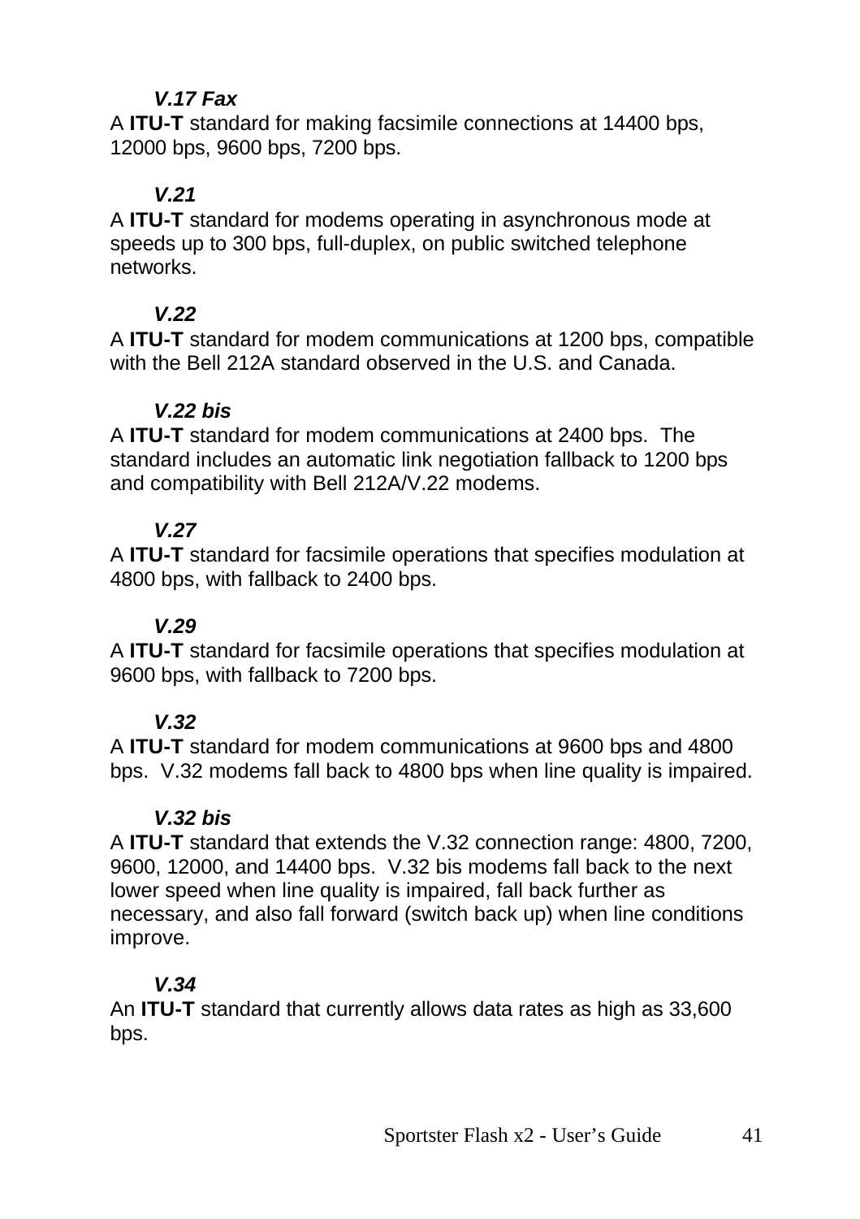***V.17 Fax***

A **ITU-T** standard for making facsimile connections at 14400 bps, 12000 bps, 9600 bps, 7200 bps.

***V.21***

A **ITU-T** standard for modems operating in asynchronous mode at speeds up to 300 bps, full-duplex, on public switched telephone networks.

***V.22***

A **ITU-T** standard for modem communications at 1200 bps, compatible with the Bell 212A standard observed in the U.S. and Canada.

***V.22 bis***

A **ITU-T** standard for modem communications at 2400 bps. The standard includes an automatic link negotiation fallback to 1200 bps and compatibility with Bell 212A/V.22 modems.

***V.27***

A **ITU-T** standard for facsimile operations that specifies modulation at 4800 bps, with fallback to 2400 bps.

***V.29***

A **ITU-T** standard for facsimile operations that specifies modulation at 9600 bps, with fallback to 7200 bps.

***V.32***

A **ITU-T** standard for modem communications at 9600 bps and 4800 bps. V.32 modems fall back to 4800 bps when line quality is impaired.

***V.32 bis***

A **ITU-T** standard that extends the V.32 connection range: 4800, 7200, 9600, 12000, and 14400 bps. V.32 bis modems fall back to the next lower speed when line quality is impaired, fall back further as necessary, and also fall forward (switch back up) when line conditions improve.

***V.34***

An **ITU-T** standard that currently allows data rates as high as 33,600 bps.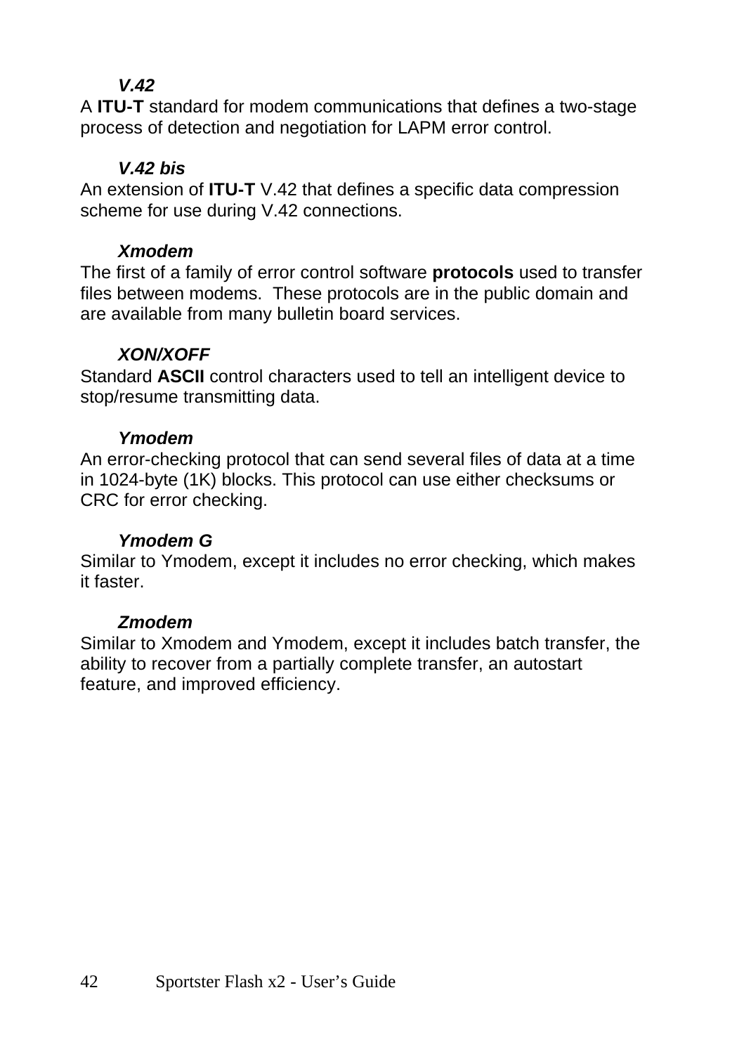***V.42***

A **ITU-T** standard for modem communications that defines a two-stage process of detection and negotiation for LAPM error control.

***V.42 bis***

An extension of **ITU-T** V.42 that defines a specific data compression scheme for use during V.42 connections.

***Xmodem***

The first of a family of error control software **protocols** used to transfer files between modems. These protocols are in the public domain and are available from many bulletin board services.

***XON/XOFF***

Standard **ASCII** control characters used to tell an intelligent device to stop/resume transmitting data.

***Ymodem***

An error-checking protocol that can send several files of data at a time in 1024-byte (1K) blocks. This protocol can use either checksums or CRC for error checking.

***Ymodem G***

Similar to Ymodem, except it includes no error checking, which makes it faster.

***Zmodem***

Similar to Xmodem and Ymodem, except it includes batch transfer, the ability to recover from a partially complete transfer, an autostart feature, and improved efficiency.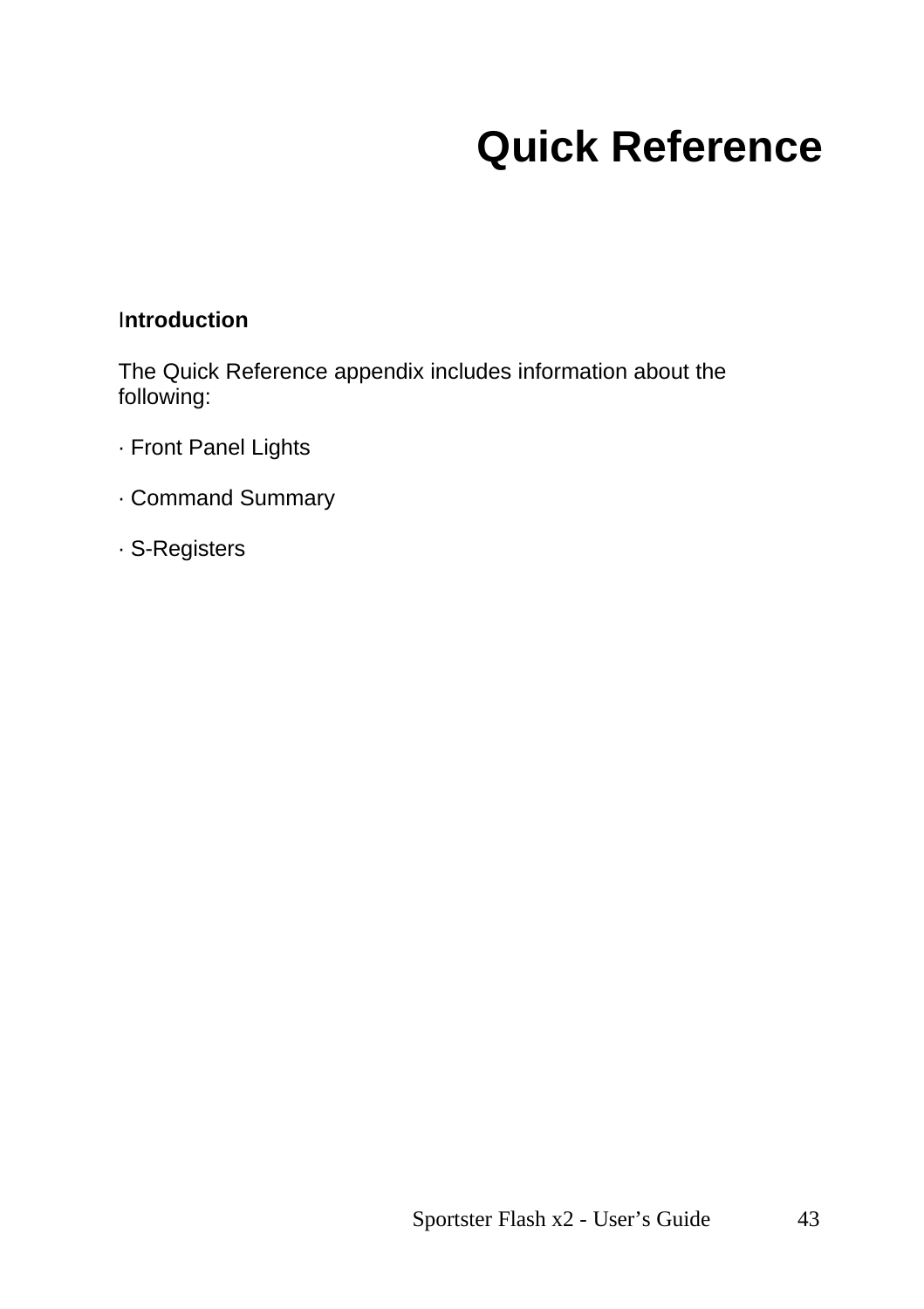# Quick Reference

**Introduction**

The Quick Reference appendix includes information about the following:

· Front Panel Lights

· Command Summary

· S-Registers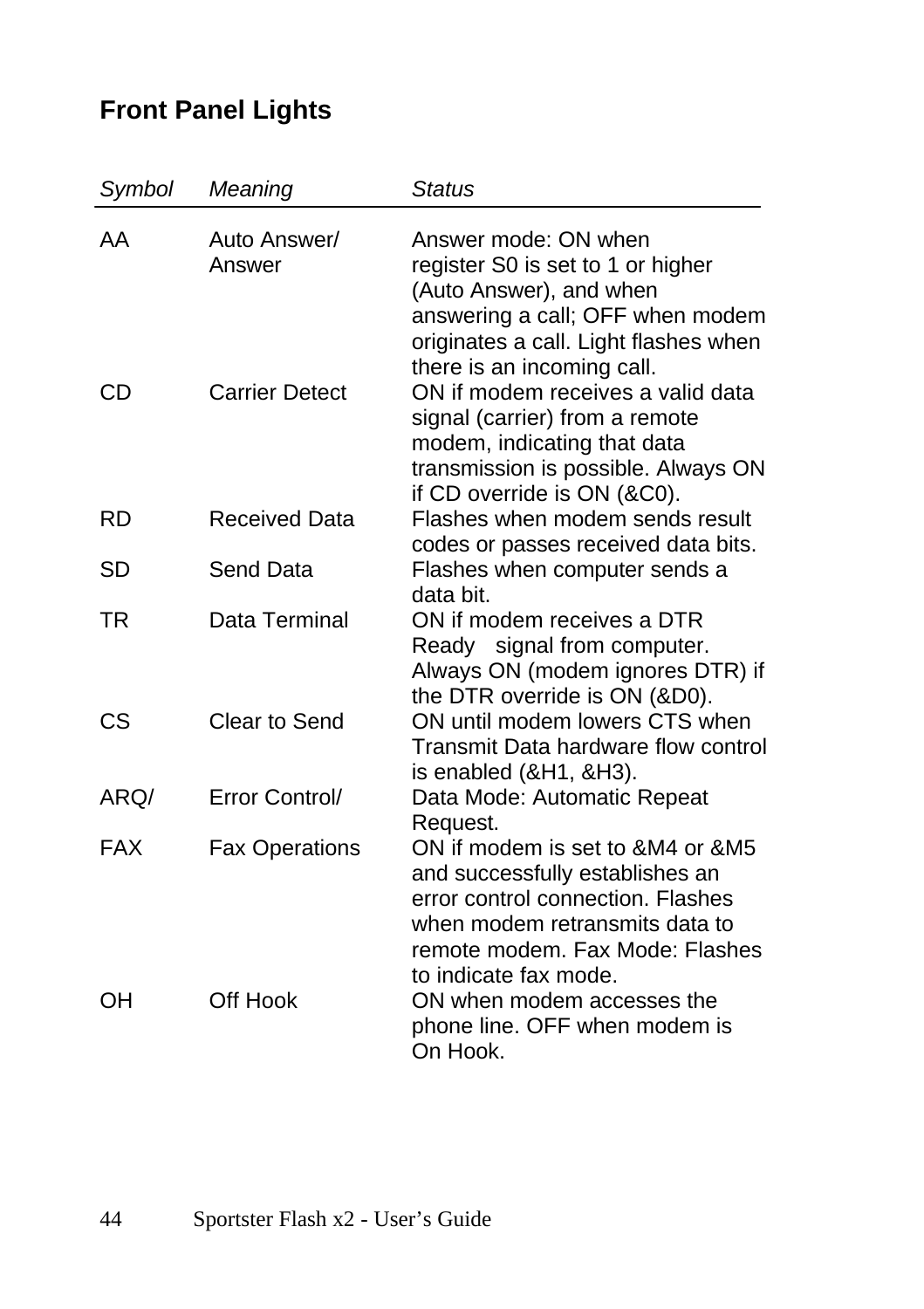## Front Panel Lights

| *Symbol* | *Meaning* | *Status* |
|---|---|---|
| AA | Auto Answer/ Answer | Answer mode: ON when register S0 is set to 1 or higher (Auto Answer), and when answering a call; OFF when modem originates a call. Light flashes when there is an incoming call. |
| CD | Carrier Detect | ON if modem receives a valid data signal (carrier) from a remote modem, indicating that data transmission is possible. Always ON if CD override is ON (&C0). |
| RD | Received Data | Flashes when modem sends result codes or passes received data bits. |
| SD | Send Data | Flashes when computer sends a data bit. |
| TR | Data Terminal | ON if modem receives a DTR Ready signal from computer. Always ON (modem ignores DTR) if the DTR override is ON (&D0). |
| CS | Clear to Send | ON until modem lowers CTS when Transmit Data hardware flow control is enabled (&H1, &H3). |
| ARQ/ | Error Control/ | Data Mode: Automatic Repeat Request. |
| FAX | Fax Operations | ON if modem is set to &M4 or &M5 and successfully establishes an error control connection. Flashes when modem retransmits data to remote modem. Fax Mode: Flashes to indicate fax mode. |
| OH | Off Hook | ON when modem accesses the phone line. OFF when modem is On Hook. |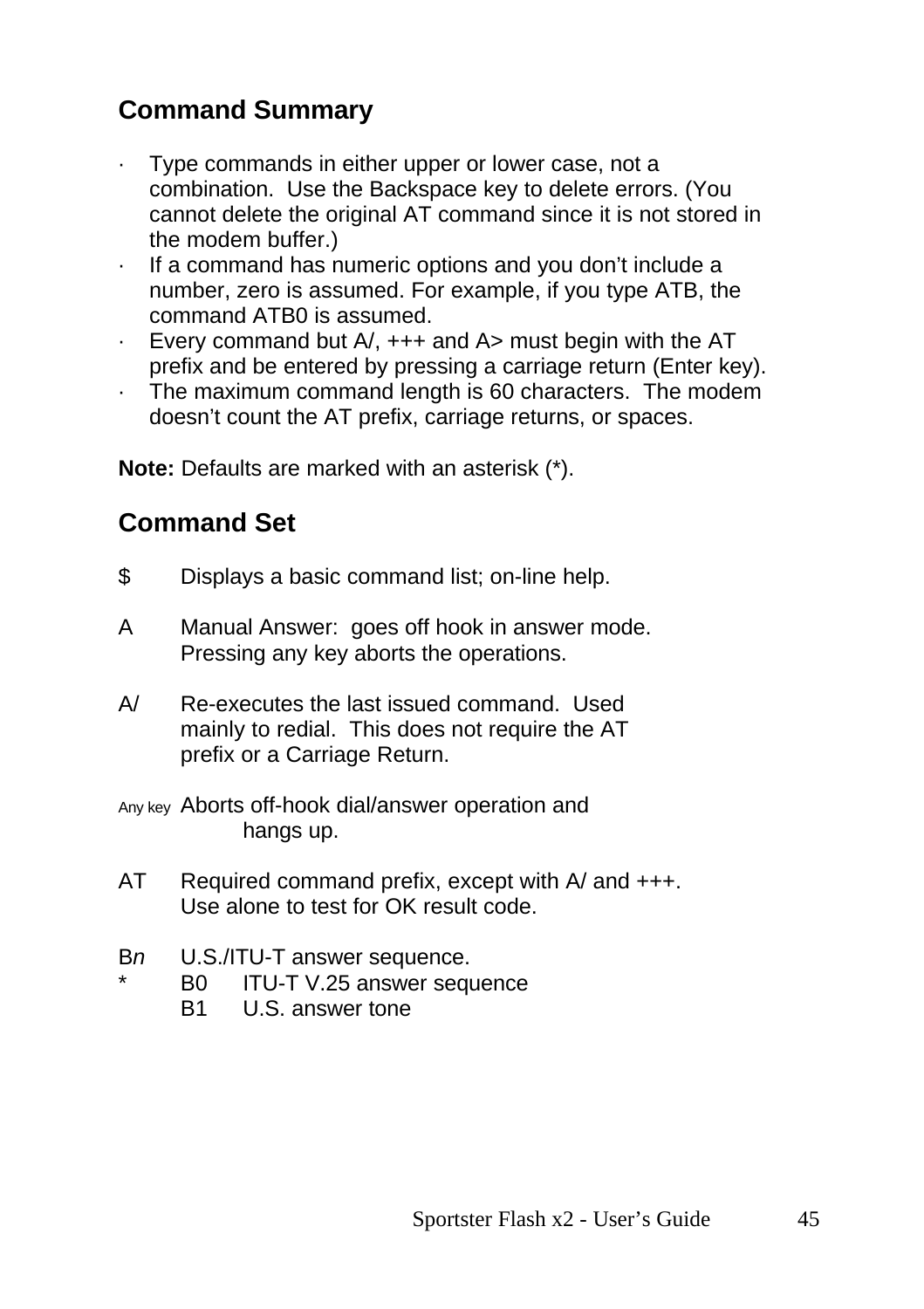## Command Summary

- Type commands in either upper or lower case, not a combination. Use the Backspace key to delete errors. (You cannot delete the original AT command since it is not stored in the modem buffer.)
- If a command has numeric options and you don't include a number, zero is assumed. For example, if you type ATB, the command ATB0 is assumed.
- Every command but A/, +++ and A> must begin with the AT prefix and be entered by pressing a carriage return (Enter key).
- The maximum command length is 60 characters. The modem doesn't count the AT prefix, carriage returns, or spaces.

**Note:** Defaults are marked with an asterisk (*).

## Command Set

$ Displays a basic command list; on-line help.

A Manual Answer: goes off hook in answer mode. Pressing any key aborts the operations.

A/ Re-executes the last issued command. Used mainly to redial. This does not require the AT prefix or a Carriage Return.

Any key Aborts off-hook dial/answer operation and hangs up.

AT Required command prefix, except with A/ and +++. Use alone to test for OK result code.

B*n* U.S./ITU-T answer sequence.

\* B0 ITU-T V.25 answer sequence

B1 U.S. answer tone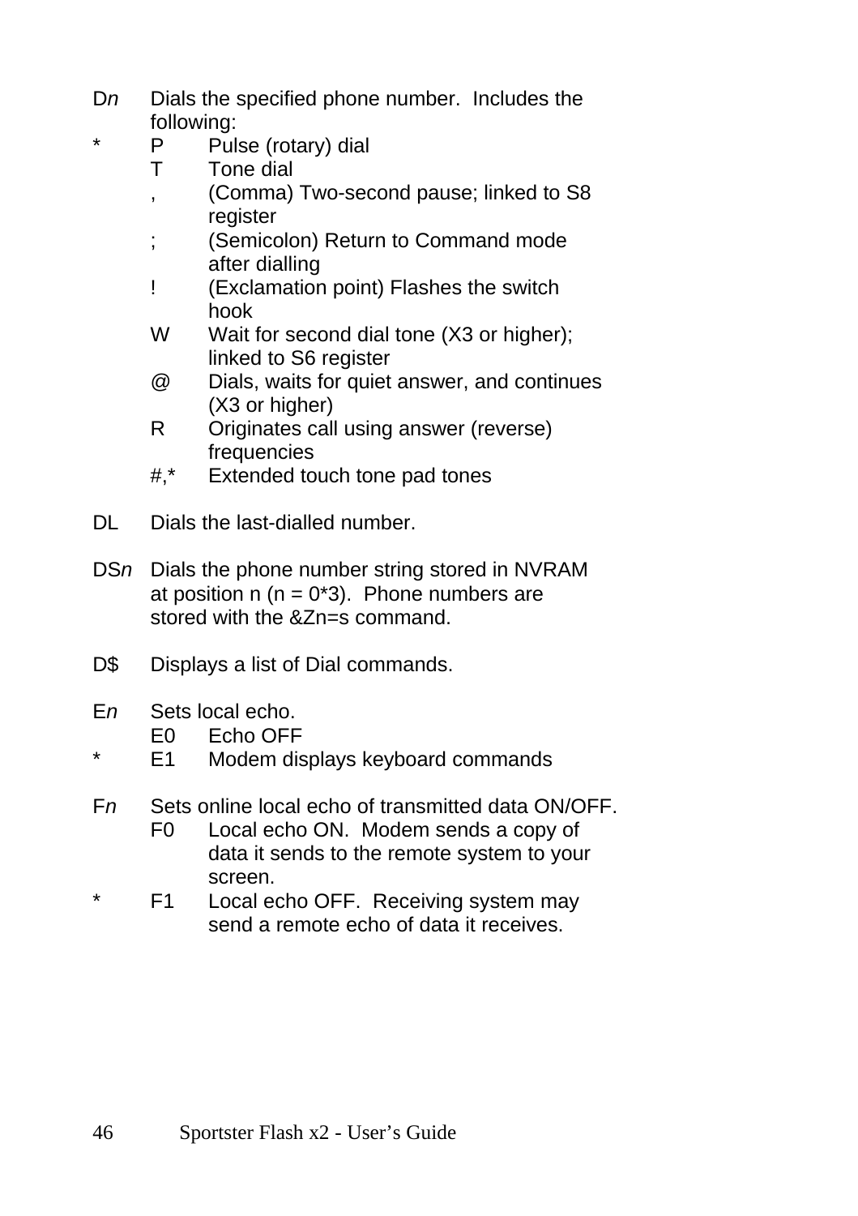D*n* Dials the specified phone number. Includes the following:

| | | | |
|---|---|---|---|
| * | P | Pulse (rotary) dial |
| | T | Tone dial |
| | , | (Comma) Two-second pause; linked to S8 register |
| | ; | (Semicolon) Return to Command mode after dialling |
| | ! | (Exclamation point) Flashes the switch hook |
| | W | Wait for second dial tone (X3 or higher); linked to S6 register |
| | @ | Dials, waits for quiet answer, and continues (X3 or higher) |
| | R | Originates call using answer (reverse) frequencies |
| | #,* | Extended touch tone pad tones |

DL Dials the last-dialled number.

DS*n* Dials the phone number string stored in NVRAM at position n (n = 0*3). Phone numbers are stored with the &Zn=s command.

D$ Displays a list of Dial commands.

E*n* Sets local echo.

| | | |
|---|---|---|
| | E0 | Echo OFF |
| * | E1 | Modem displays keyboard commands |

F*n* Sets online local echo of transmitted data ON/OFF.

| | | |
|---|---|---|
| | F0 | Local echo ON. Modem sends a copy of data it sends to the remote system to your screen. |
| * | F1 | Local echo OFF. Receiving system may send a remote echo of data it receives. |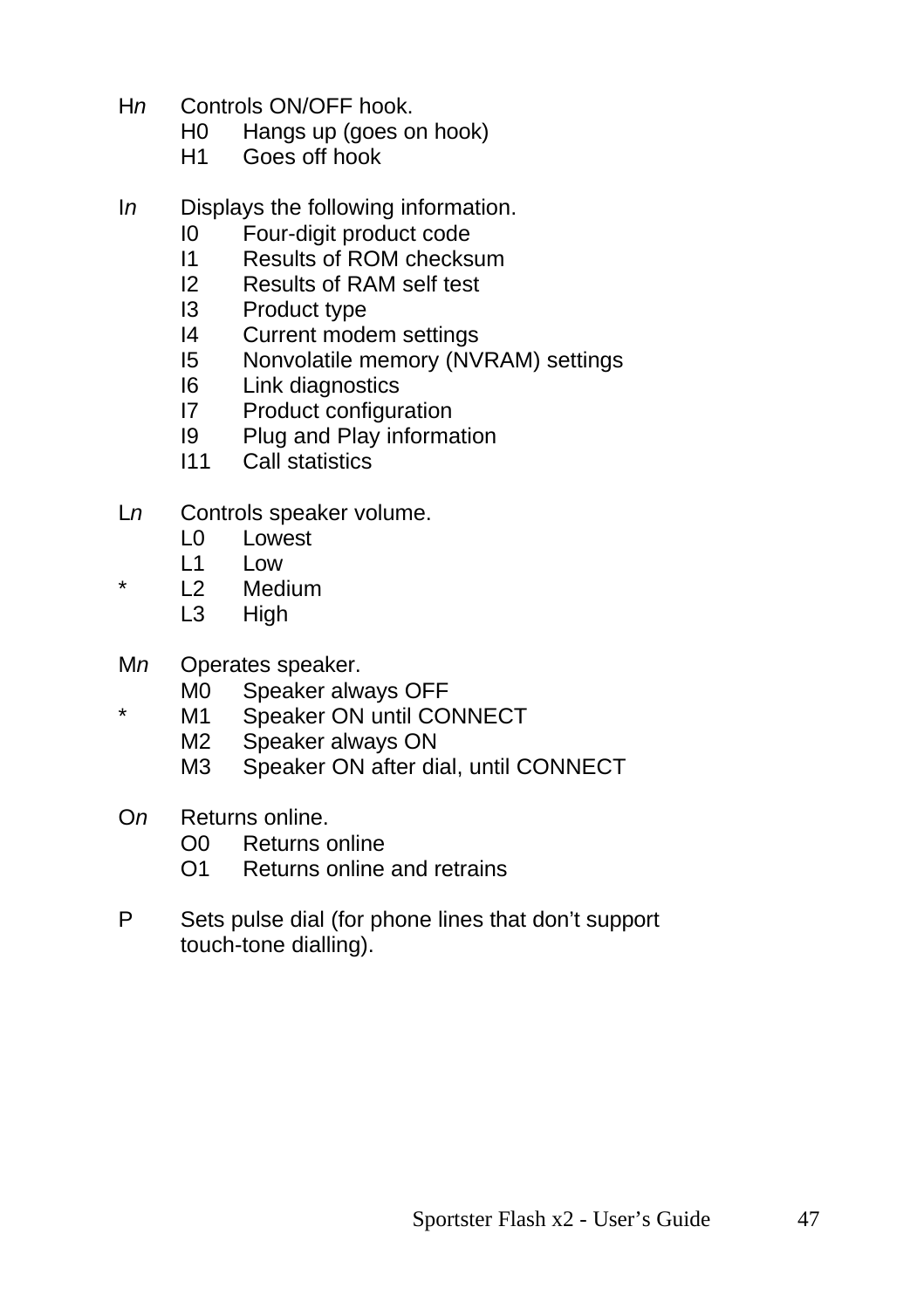H*n* Controls ON/OFF hook.

| | | |
|---|---|---|
| | H0 | Hangs up (goes on hook) |
| | H1 | Goes off hook |

I*n* Displays the following information.

| | | |
|---|---|---|
| | I0 | Four-digit product code |
| | I1 | Results of ROM checksum |
| | I2 | Results of RAM self test |
| | I3 | Product type |
| | I4 | Current modem settings |
| | I5 | Nonvolatile memory (NVRAM) settings |
| | I6 | Link diagnostics |
| | I7 | Product configuration |
| | I9 | Plug and Play information |
| | I11 | Call statistics |

L*n* Controls speaker volume.

| | | |
|---|---|---|
| | L0 | Lowest |
| | L1 | Low |
| * | L2 | Medium |
| | L3 | High |

M*n* Operates speaker.

| | | |
|---|---|---|
| | M0 | Speaker always OFF |
| * | M1 | Speaker ON until CONNECT |
| | M2 | Speaker always ON |
| | M3 | Speaker ON after dial, until CONNECT |

O*n* Returns online.

| | | |
|---|---|---|
| | O0 | Returns online |
| | O1 | Returns online and retrains |

P Sets pulse dial (for phone lines that don’t support touch-tone dialling).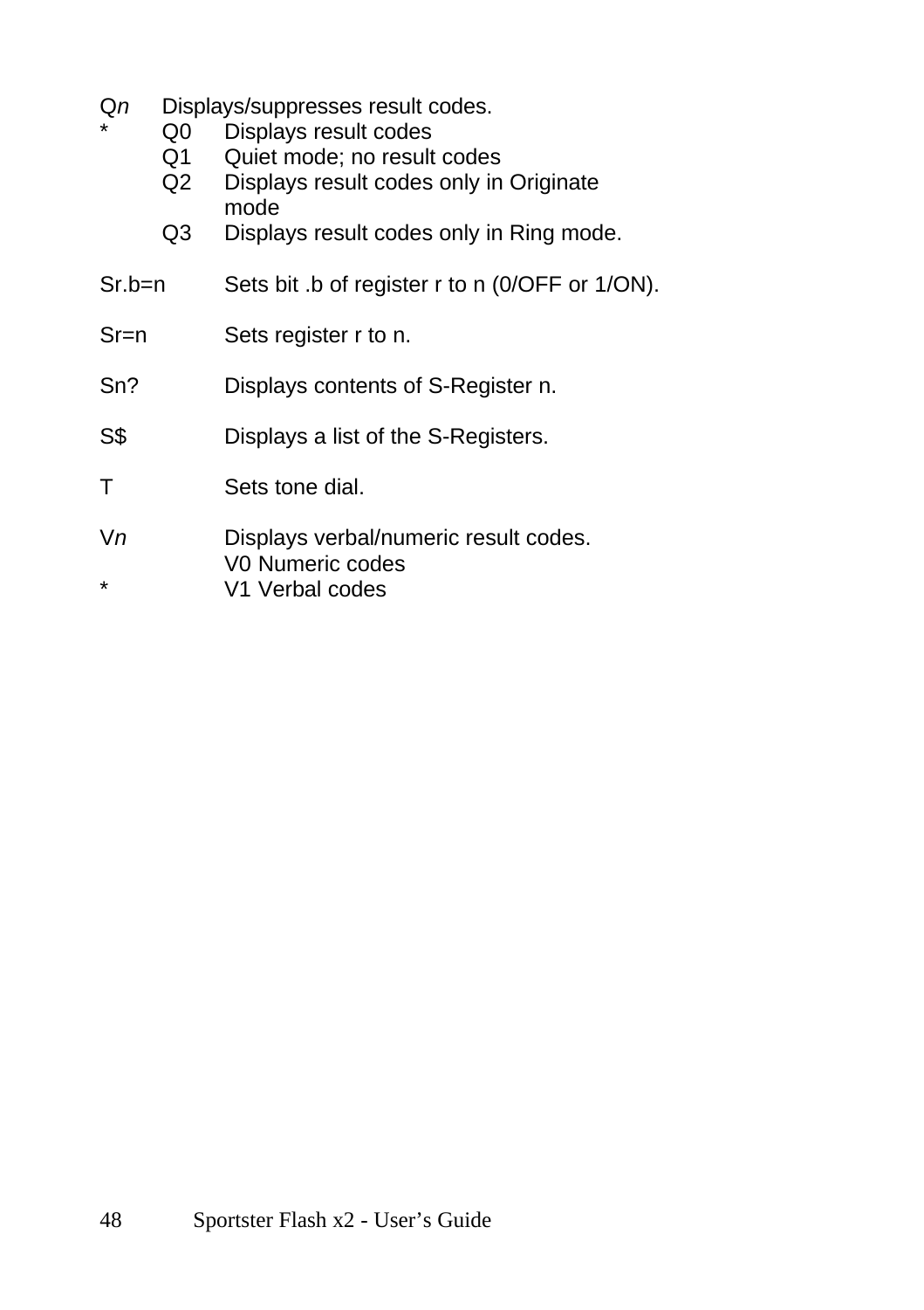Q*n* Displays/suppresses result codes.

\* Q0 Displays result codes

Q1 Quiet mode; no result codes

Q2 Displays result codes only in Originate mode

Q3 Displays result codes only in Ring mode.

Sr.b=n Sets bit .b of register r to n (0/OFF or 1/ON).

Sr=n Sets register r to n.

Sn? Displays contents of S-Register n.

S$ Displays a list of the S-Registers.

T Sets tone dial.

V*n* Displays verbal/numeric result codes.

V0 Numeric codes

\* V1 Verbal codes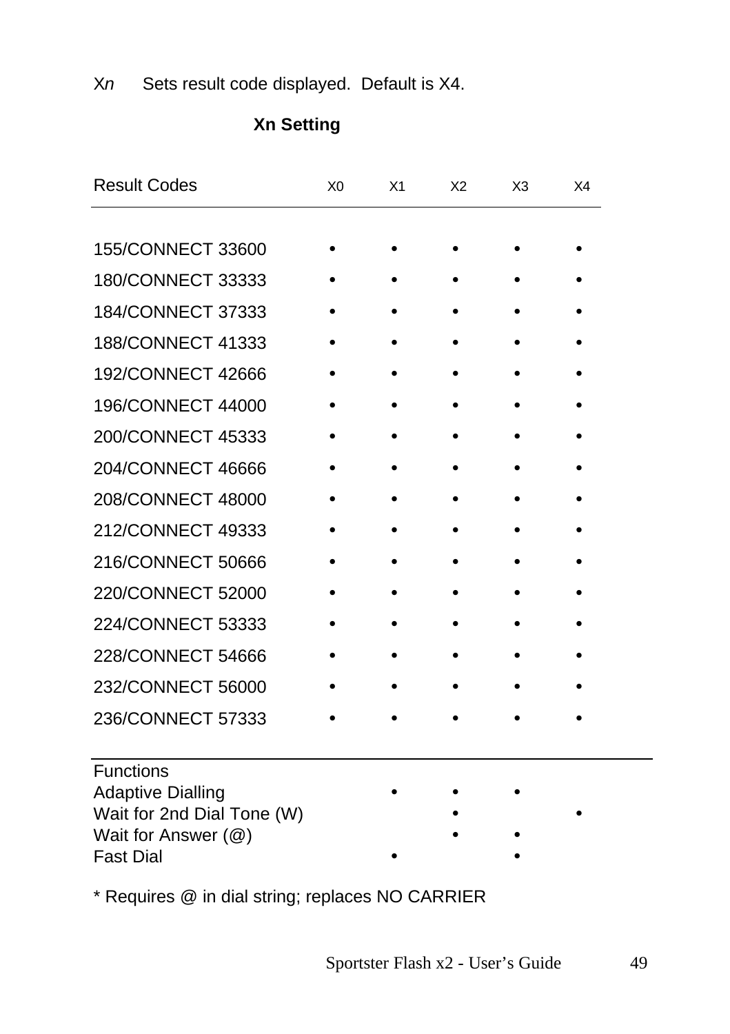X*n*   Sets result code displayed.  Default is X4.

**Xn Setting**

| Result Codes | X0 | X1 | X2 | X3 | X4 |
|---|---|---|---|---|---|
| 155/CONNECT 33600 | • | • | • | • | • |
| 180/CONNECT 33333 | • | • | • | • | • |
| 184/CONNECT 37333 | • | • | • | • | • |
| 188/CONNECT 41333 | • | • | • | • | • |
| 192/CONNECT 42666 | • | • | • | • | • |
| 196/CONNECT 44000 | • | • | • | • | • |
| 200/CONNECT 45333 | • | • | • | • | • |
| 204/CONNECT 46666 | • | • | • | • | • |
| 208/CONNECT 48000 | • | • | • | • | • |
| 212/CONNECT 49333 | • | • | • | • | • |
| 216/CONNECT 50666 | • | • | • | • | • |
| 220/CONNECT 52000 | • | • | • | • | • |
| 224/CONNECT 53333 | • | • | • | • | • |
| 228/CONNECT 54666 | • | • | • | • | • |
| 232/CONNECT 56000 | • | • | • | • | • |
| 236/CONNECT 57333 | • | • | • | • | • |
| **Functions** | | | | | |
| Adaptive Dialling | | • | • | • | |
| Wait for 2nd Dial Tone (W) | | | • | | • |
| Wait for Answer (@) | | | • | • | |
| Fast Dial | | • | | • | |

* Requires @ in dial string; replaces NO CARRIER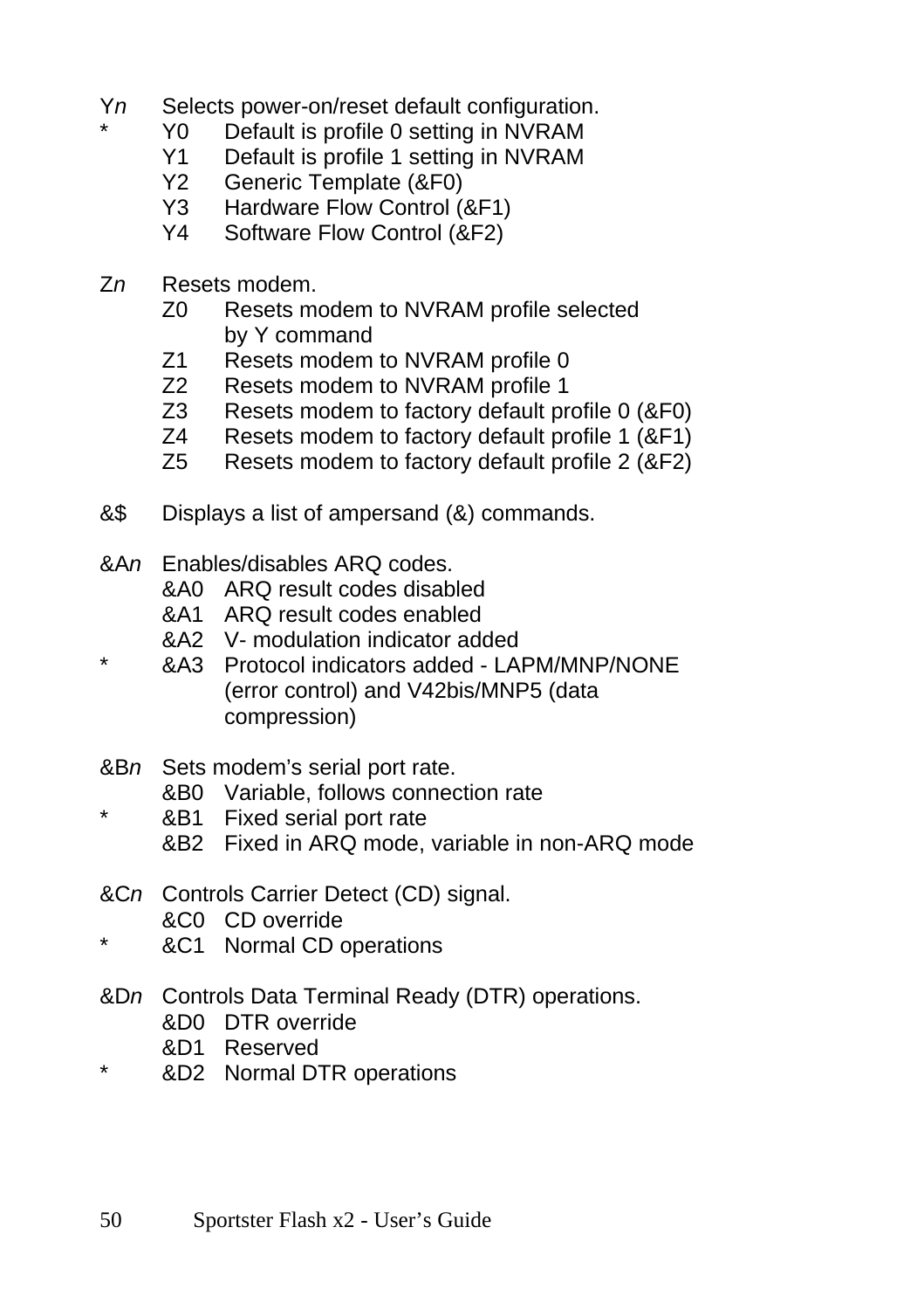Y*n* Selects power-on/reset default configuration.

| | | |
|---|---|---|
| * | Y0 | Default is profile 0 setting in NVRAM |
| | Y1 | Default is profile 1 setting in NVRAM |
| | Y2 | Generic Template (&F0) |
| | Y3 | Hardware Flow Control (&F1) |
| | Y4 | Software Flow Control (&F2) |

Z*n* Resets modem.

| | | |
|---|---|---|
| | Z0 | Resets modem to NVRAM profile selected by Y command |
| | Z1 | Resets modem to NVRAM profile 0 |
| | Z2 | Resets modem to NVRAM profile 1 |
| | Z3 | Resets modem to factory default profile 0 (&F0) |
| | Z4 | Resets modem to factory default profile 1 (&F1) |
| | Z5 | Resets modem to factory default profile 2 (&F2) |

&$ Displays a list of ampersand (&) commands.

&A*n* Enables/disables ARQ codes.

| | | |
|---|---|---|
| | &A0 | ARQ result codes disabled |
| | &A1 | ARQ result codes enabled |
| | &A2 | V- modulation indicator added |
| * | &A3 | Protocol indicators added - LAPM/MNP/NONE (error control) and V42bis/MNP5 (data compression) |

&B*n* Sets modem's serial port rate.

| | | |
|---|---|---|
| | &B0 | Variable, follows connection rate |
| * | &B1 | Fixed serial port rate |
| | &B2 | Fixed in ARQ mode, variable in non-ARQ mode |

&C*n* Controls Carrier Detect (CD) signal.

| | | |
|---|---|---|
| | &C0 | CD override |
| * | &C1 | Normal CD operations |

&D*n* Controls Data Terminal Ready (DTR) operations.

| | | |
|---|---|---|
| | &D0 | DTR override |
| | &D1 | Reserved |
| * | &D2 | Normal DTR operations |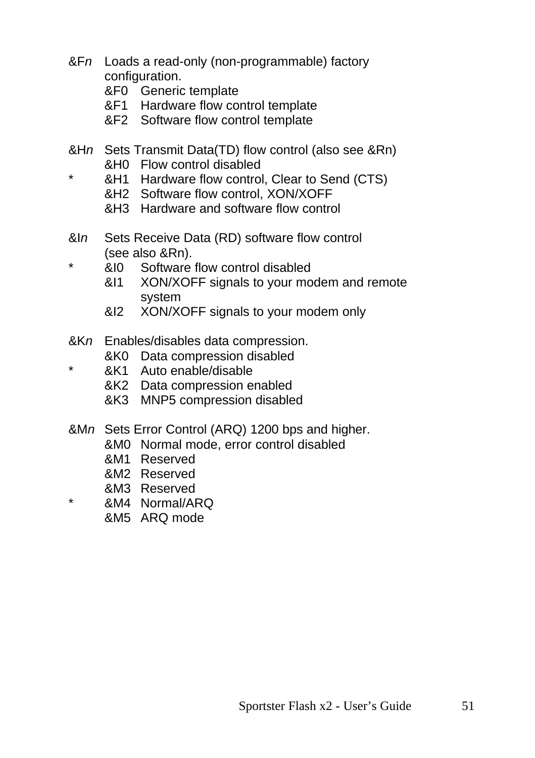&F*n* Loads a read-only (non-programmable) factory configuration.

- &F0 Generic template
- &F1 Hardware flow control template
- &F2 Software flow control template

&H*n* Sets Transmit Data(TD) flow control (also see &Rn)

- &H0 Flow control disabled
- \* &H1 Hardware flow control, Clear to Send (CTS)
- &H2 Software flow control, XON/XOFF
- &H3 Hardware and software flow control

&I*n* Sets Receive Data (RD) software flow control (see also &Rn).

- \* &I0 Software flow control disabled
- &I1 XON/XOFF signals to your modem and remote system
- &I2 XON/XOFF signals to your modem only

&K*n* Enables/disables data compression.

- &K0 Data compression disabled
- \* &K1 Auto enable/disable
- &K2 Data compression enabled
- &K3 MNP5 compression disabled

&M*n* Sets Error Control (ARQ) 1200 bps and higher.

- &M0 Normal mode, error control disabled
- &M1 Reserved
- &M2 Reserved
- &M3 Reserved
- \* &M4 Normal/ARQ
- &M5 ARQ mode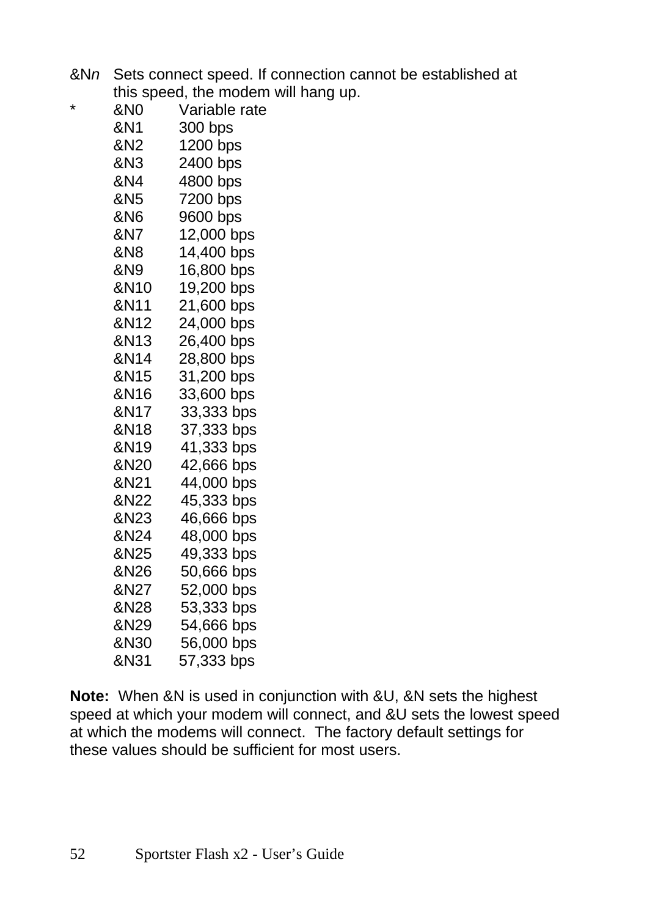&N*n* Sets connect speed. If connection cannot be established at this speed, the modem will hang up.

| | | |
|---|---|---|
| * | &N0 | Variable rate |
| | &N1 | 300 bps |
| | &N2 | 1200 bps |
| | &N3 | 2400 bps |
| | &N4 | 4800 bps |
| | &N5 | 7200 bps |
| | &N6 | 9600 bps |
| | &N7 | 12,000 bps |
| | &N8 | 14,400 bps |
| | &N9 | 16,800 bps |
| | &N10 | 19,200 bps |
| | &N11 | 21,600 bps |
| | &N12 | 24,000 bps |
| | &N13 | 26,400 bps |
| | &N14 | 28,800 bps |
| | &N15 | 31,200 bps |
| | &N16 | 33,600 bps |
| | &N17 | 33,333 bps |
| | &N18 | 37,333 bps |
| | &N19 | 41,333 bps |
| | &N20 | 42,666 bps |
| | &N21 | 44,000 bps |
| | &N22 | 45,333 bps |
| | &N23 | 46,666 bps |
| | &N24 | 48,000 bps |
| | &N25 | 49,333 bps |
| | &N26 | 50,666 bps |
| | &N27 | 52,000 bps |
| | &N28 | 53,333 bps |
| | &N29 | 54,666 bps |
| | &N30 | 56,000 bps |
| | &N31 | 57,333 bps |

**Note:** When &N is used in conjunction with &U, &N sets the highest speed at which your modem will connect, and &U sets the lowest speed at which the modems will connect. The factory default settings for these values should be sufficient for most users.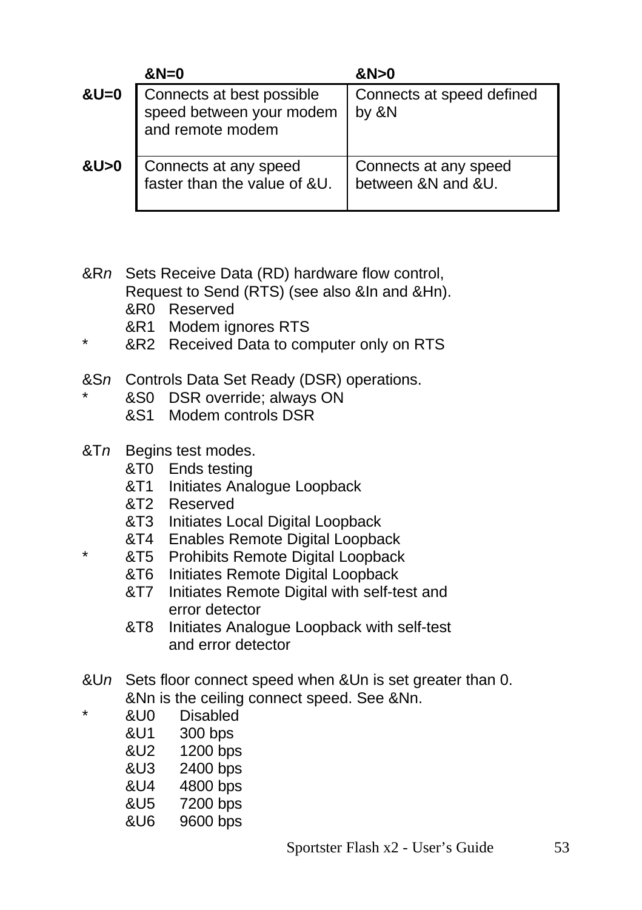| | &N=0 | &N>0 |
|---|---|---|
| &U=0 | Connects at best possible speed between your modem and remote modem | Connects at speed defined by &N |
| &U>0 | Connects at any speed faster than the value of &U. | Connects at any speed between &N and &U. |

&R*n* Sets Receive Data (RD) hardware flow control, Request to Send (RTS) (see also &In and &Hn).
- &R0 Reserved
- &R1 Modem ignores RTS
- \* &R2 Received Data to computer only on RTS

&S*n* Controls Data Set Ready (DSR) operations.
- \* &S0 DSR override; always ON
- &S1 Modem controls DSR

&T*n* Begins test modes.
- &T0 Ends testing
- &T1 Initiates Analogue Loopback
- &T2 Reserved
- &T3 Initiates Local Digital Loopback
- &T4 Enables Remote Digital Loopback
- \* &T5 Prohibits Remote Digital Loopback
- &T6 Initiates Remote Digital Loopback
- &T7 Initiates Remote Digital with self-test and error detector
- &T8 Initiates Analogue Loopback with self-test and error detector

&U*n* Sets floor connect speed when &Un is set greater than 0. &Nn is the ceiling connect speed. See &Nn.
- \* &U0 Disabled
- &U1 300 bps
- &U2 1200 bps
- &U3 2400 bps
- &U4 4800 bps
- &U5 7200 bps
- &U6 9600 bps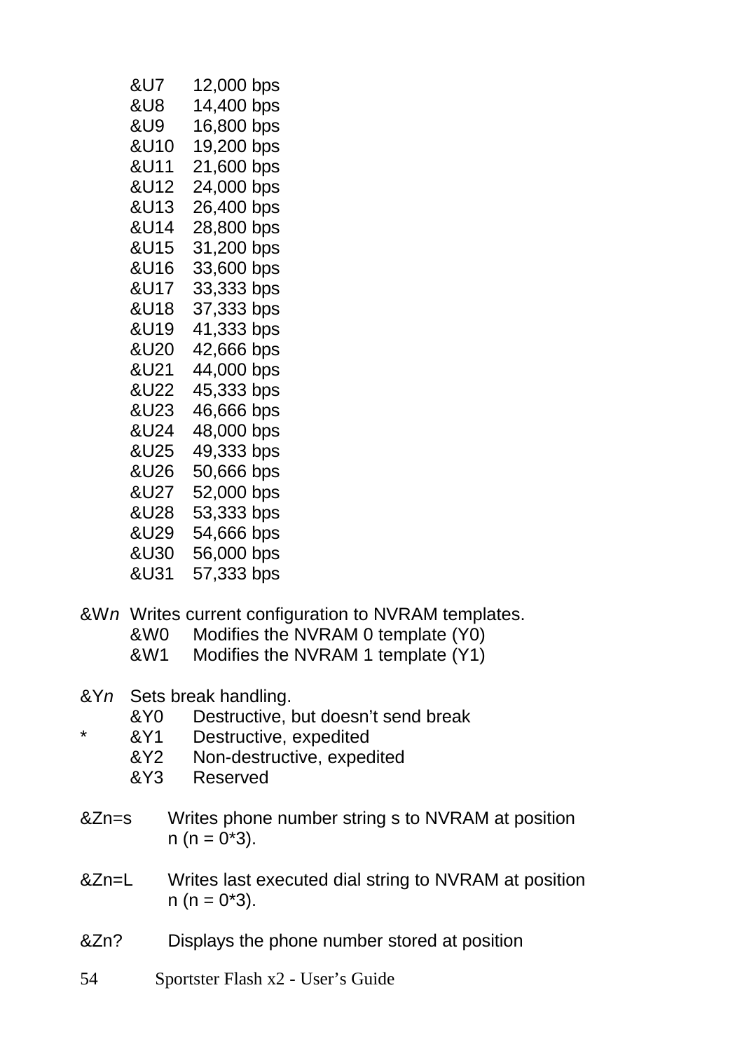&U7 12,000 bps
&U8 14,400 bps
&U9 16,800 bps
&U10 19,200 bps
&U11 21,600 bps
&U12 24,000 bps
&U13 26,400 bps
&U14 28,800 bps
&U15 31,200 bps
&U16 33,600 bps
&U17 33,333 bps
&U18 37,333 bps
&U19 41,333 bps
&U20 42,666 bps
&U21 44,000 bps
&U22 45,333 bps
&U23 46,666 bps
&U24 48,000 bps
&U25 49,333 bps
&U26 50,666 bps
&U27 52,000 bps
&U28 53,333 bps
&U29 54,666 bps
&U30 56,000 bps
&U31 57,333 bps

&W*n* Writes current configuration to NVRAM templates.
&W0 Modifies the NVRAM 0 template (Y0)
&W1 Modifies the NVRAM 1 template (Y1)

&Y*n* Sets break handling.
&Y0 Destructive, but doesn't send break
* &Y1 Destructive, expedited
&Y2 Non-destructive, expedited
&Y3 Reserved

&Zn=s Writes phone number string s to NVRAM at position n (n = 0*3).

&Zn=L Writes last executed dial string to NVRAM at position n (n = 0*3).

&Zn? Displays the phone number stored at position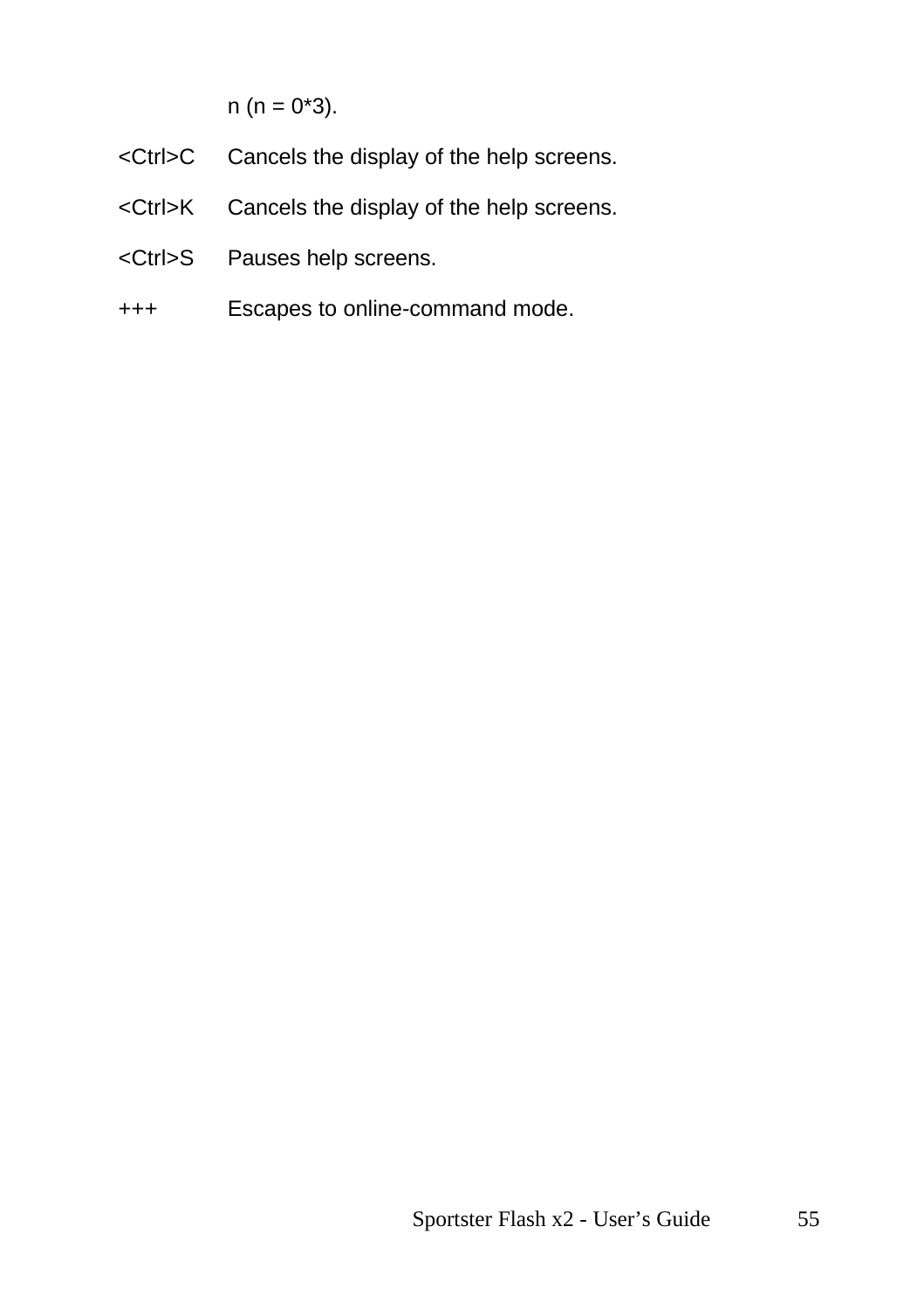n (n = 0*3).

| | |
|---|---|
| <Ctrl>C | Cancels the display of the help screens. |
| <Ctrl>K | Cancels the display of the help screens. |
| <Ctrl>S | Pauses help screens. |
| +++ | Escapes to online-command mode. |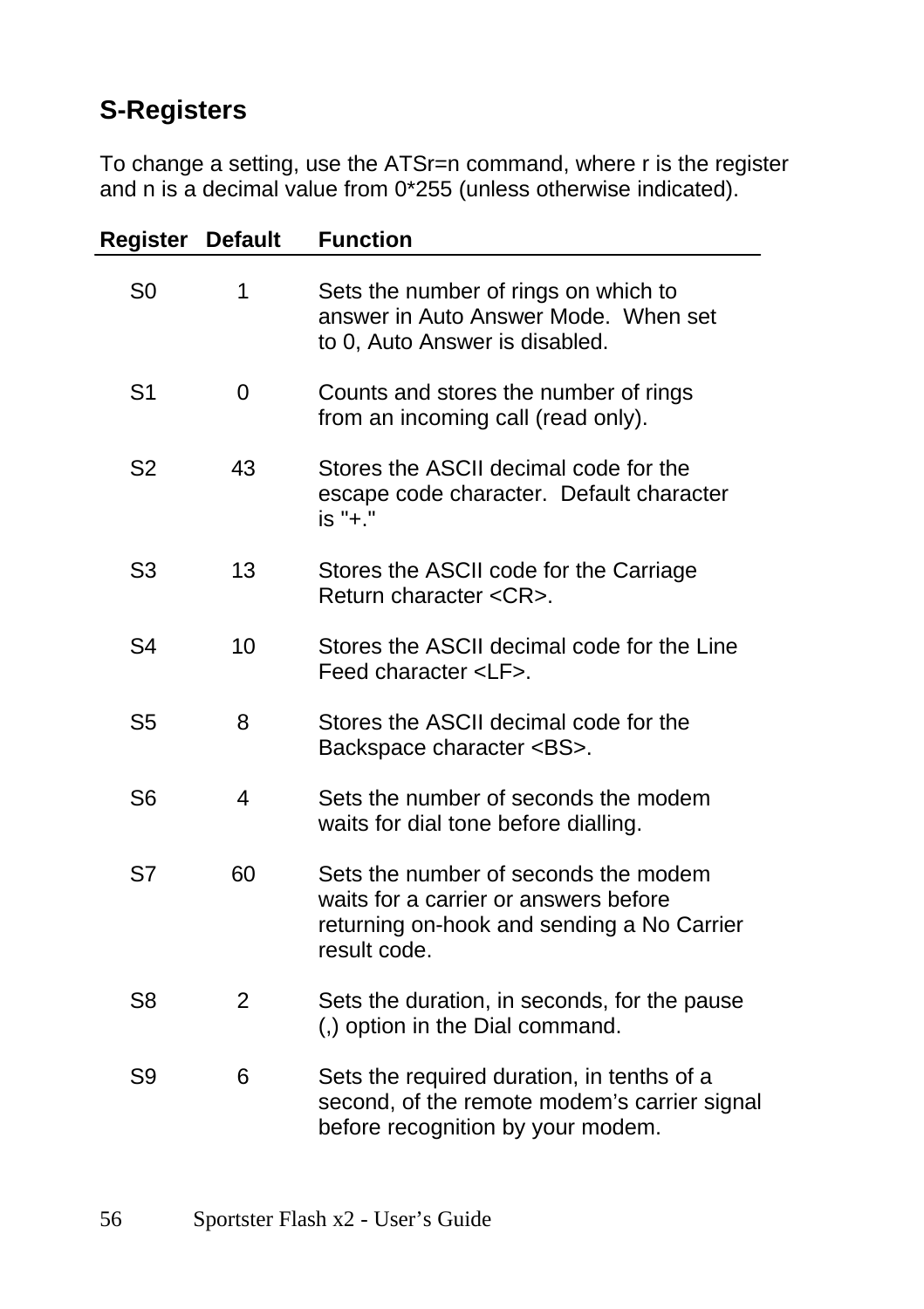## S-Registers

To change a setting, use the ATSr=n command, where r is the register and n is a decimal value from 0*255 (unless otherwise indicated).

| Register | Default | Function |
|---|---|---|
| S0 | 1 | Sets the number of rings on which to answer in Auto Answer Mode. When set to 0, Auto Answer is disabled. |
| S1 | 0 | Counts and stores the number of rings from an incoming call (read only). |
| S2 | 43 | Stores the ASCII decimal code for the escape code character. Default character is "+." |
| S3 | 13 | Stores the ASCII code for the Carriage Return character <CR>. |
| S4 | 10 | Stores the ASCII decimal code for the Line Feed character <LF>. |
| S5 | 8 | Stores the ASCII decimal code for the Backspace character <BS>. |
| S6 | 4 | Sets the number of seconds the modem waits for dial tone before dialling. |
| S7 | 60 | Sets the number of seconds the modem waits for a carrier or answers before returning on-hook and sending a No Carrier result code. |
| S8 | 2 | Sets the duration, in seconds, for the pause (,) option in the Dial command. |
| S9 | 6 | Sets the required duration, in tenths of a second, of the remote modem's carrier signal before recognition by your modem. |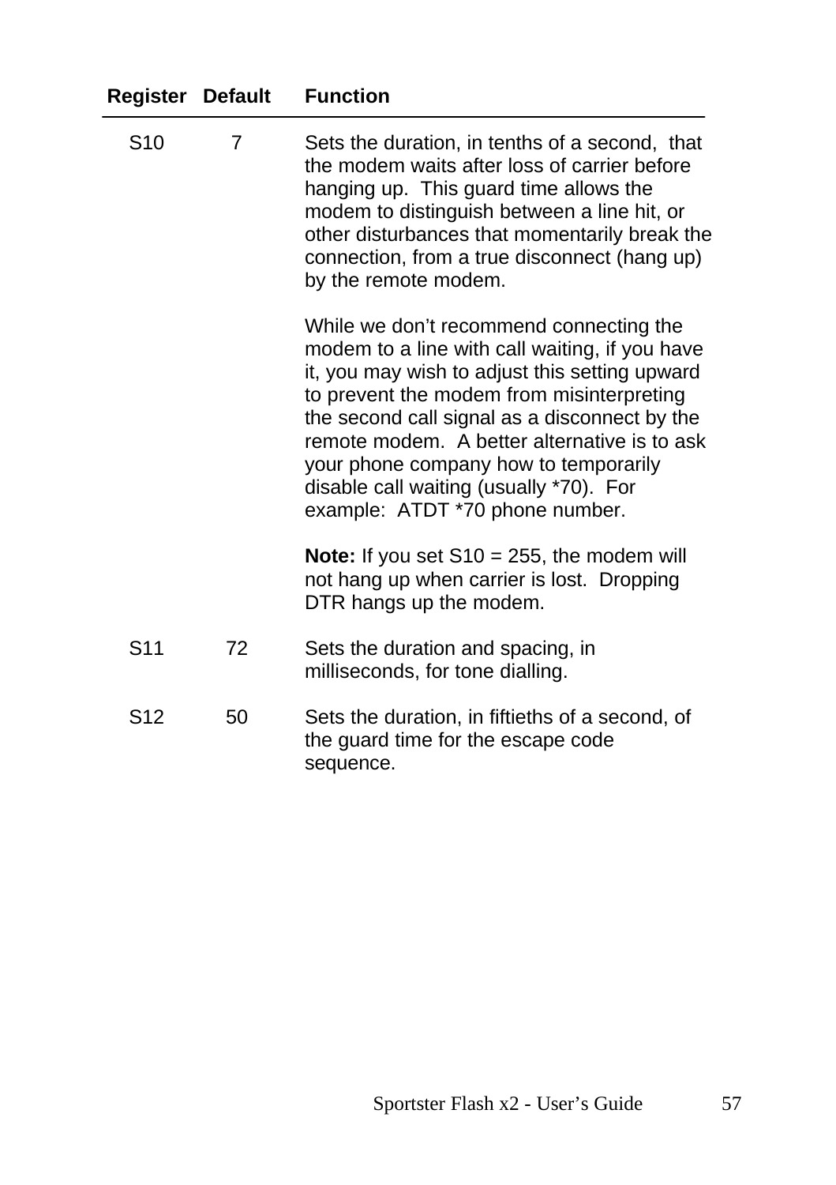| Register | Default | Function |
|---|---|---|
| S10 | 7 | Sets the duration, in tenths of a second, that the modem waits after loss of carrier before hanging up. This guard time allows the modem to distinguish between a line hit, or other disturbances that momentarily break the connection, from a true disconnect (hang up) by the remote modem.<br><br>While we don't recommend connecting the modem to a line with call waiting, if you have it, you may wish to adjust this setting upward to prevent the modem from misinterpreting the second call signal as a disconnect by the remote modem. A better alternative is to ask your phone company how to temporarily disable call waiting (usually *70). For example: ATDT *70 phone number.<br><br>**Note:** If you set S10 = 255, the modem will not hang up when carrier is lost. Dropping DTR hangs up the modem. |
| S11 | 72 | Sets the duration and spacing, in milliseconds, for tone dialling. |
| S12 | 50 | Sets the duration, in fiftieths of a second, of the guard time for the escape code sequence. |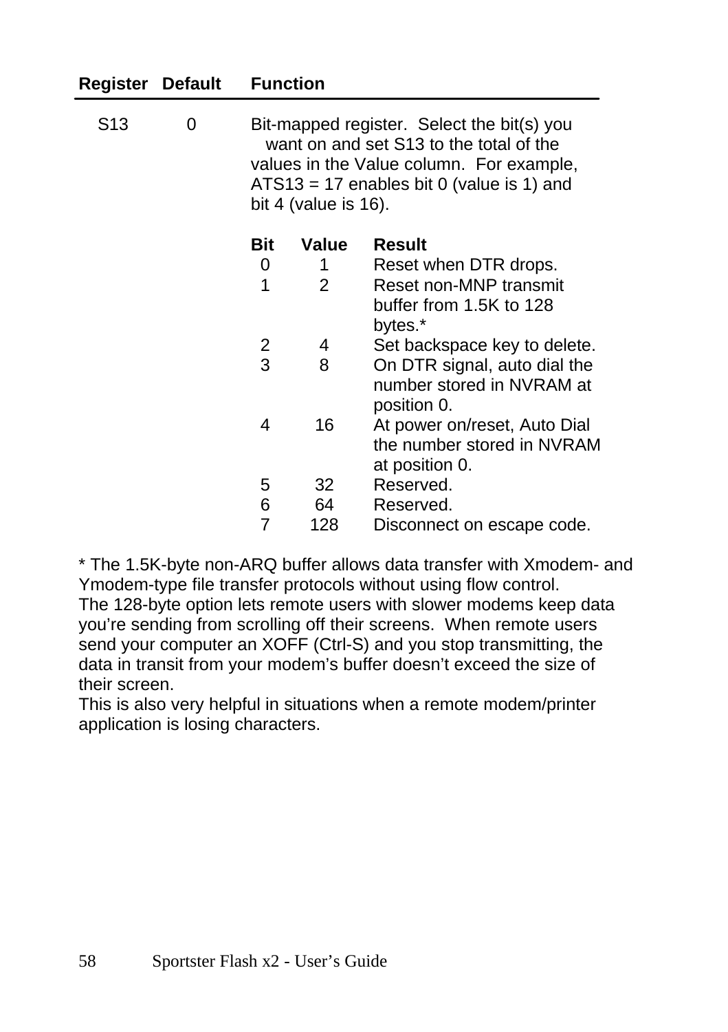| Register | Default | Function |
|---|---|---|
| S13 | 0 | Bit-mapped register. Select the bit(s) you want on and set S13 to the total of the values in the Value column. For example, ATS13 = 17 enables bit 0 (value is 1) and bit 4 (value is 16). |

| Bit | Value | Result |
|---|---|---|
| 0 | 1 | Reset when DTR drops. |
| 1 | 2 | Reset non-MNP transmit buffer from 1.5K to 128 bytes.* |
| 2 | 4 | Set backspace key to delete. |
| 3 | 8 | On DTR signal, auto dial the number stored in NVRAM at position 0. |
| 4 | 16 | At power on/reset, Auto Dial the number stored in NVRAM at position 0. |
| 5 | 32 | Reserved. |
| 6 | 64 | Reserved. |
| 7 | 128 | Disconnect on escape code. |

* The 1.5K-byte non-ARQ buffer allows data transfer with Xmodem- and Ymodem-type file transfer protocols without using flow control.
The 128-byte option lets remote users with slower modems keep data you're sending from scrolling off their screens. When remote users send your computer an XOFF (Ctrl-S) and you stop transmitting, the data in transit from your modem's buffer doesn't exceed the size of their screen.
This is also very helpful in situations when a remote modem/printer application is losing characters.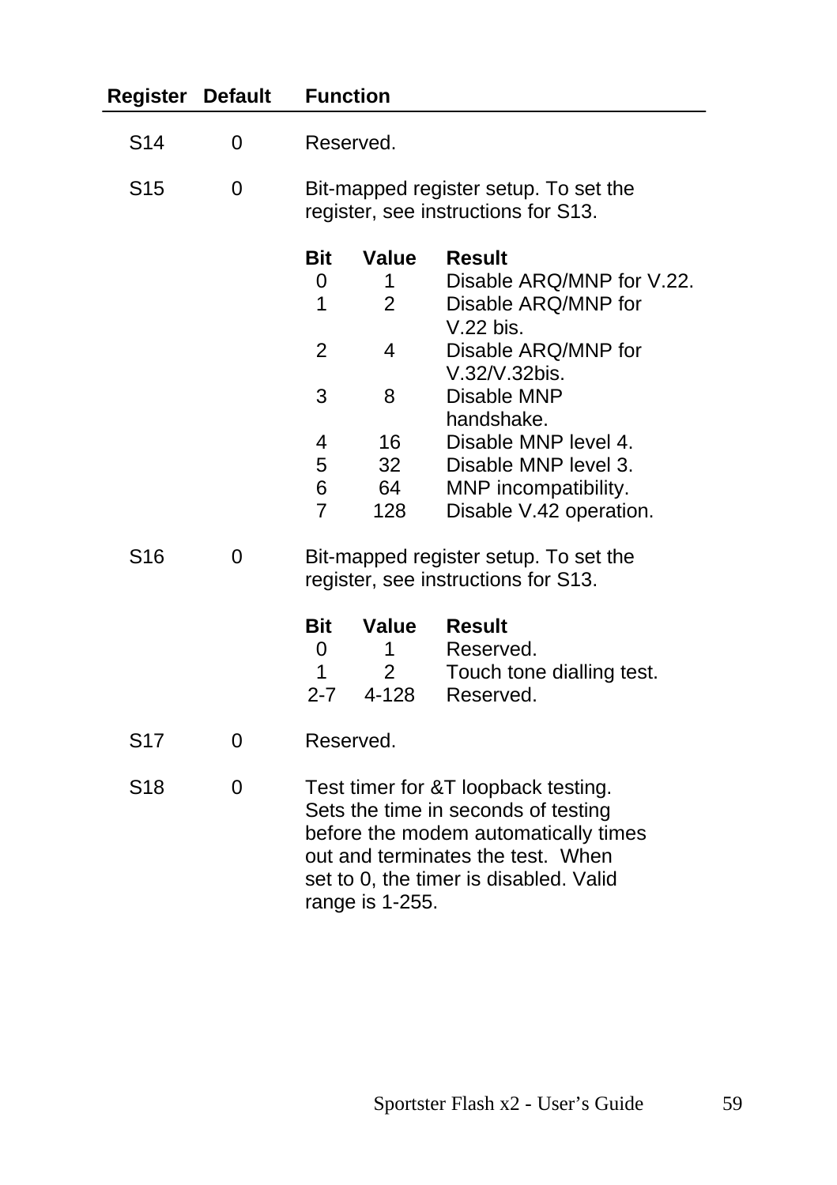| Register | Default | Function |
|---|---|---|
| S14 | 0 | Reserved. |
| S15 | 0 | Bit-mapped register setup. To set the register, see instructions for S13. |
| S16 | 0 | Bit-mapped register setup. To set the register, see instructions for S13. |
| S17 | 0 | Reserved. |
| S18 | 0 | Test timer for &T loopback testing. Sets the time in seconds of testing before the modem automatically times out and terminates the test. When set to 0, the timer is disabled. Valid range is 1-255. |

**S15:**

| Bit | Value | Result |
|---|---|---|
| 0 | 1 | Disable ARQ/MNP for V.22. |
| 1 | 2 | Disable ARQ/MNP for V.22 bis. |
| 2 | 4 | Disable ARQ/MNP for V.32/V.32bis. |
| 3 | 8 | Disable MNP handshake. |
| 4 | 16 | Disable MNP level 4. |
| 5 | 32 | Disable MNP level 3. |
| 6 | 64 | MNP incompatibility. |
| 7 | 128 | Disable V.42 operation. |

**S16:**

| Bit | Value | Result |
|---|---|---|
| 0 | 1 | Reserved. |
| 1 | 2 | Touch tone dialling test. |
| 2-7 | 4-128 | Reserved. |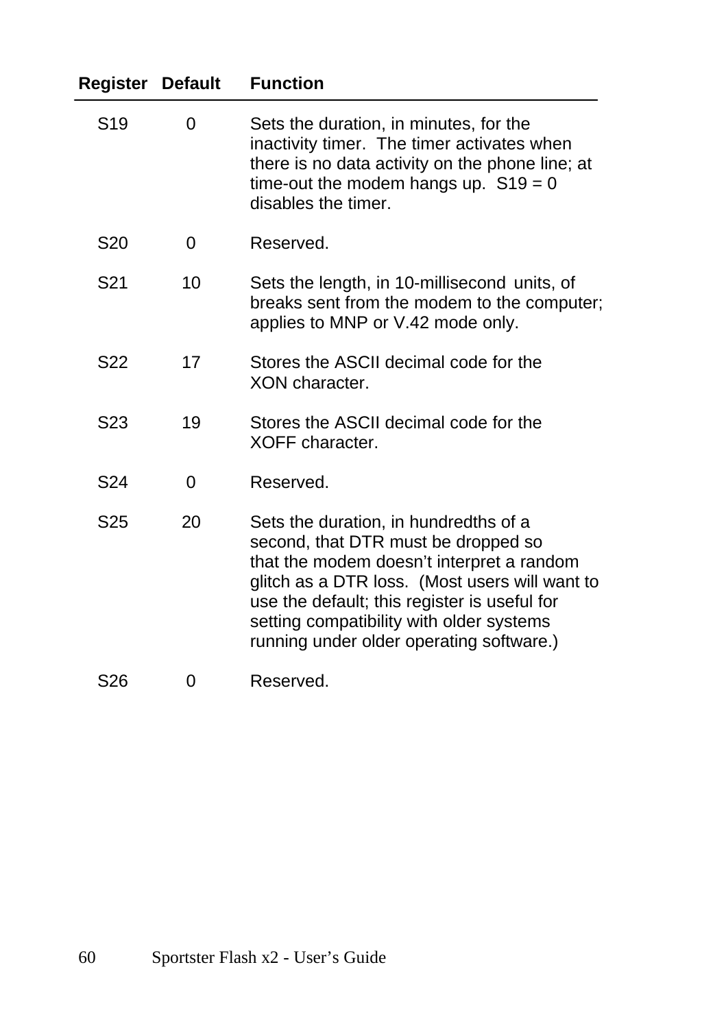| Register | Default | Function |
|---|---|---|
| S19 | 0 | Sets the duration, in minutes, for the inactivity timer. The timer activates when there is no data activity on the phone line; at time-out the modem hangs up. S19 = 0 disables the timer. |
| S20 | 0 | Reserved. |
| S21 | 10 | Sets the length, in 10-millisecond units, of breaks sent from the modem to the computer; applies to MNP or V.42 mode only. |
| S22 | 17 | Stores the ASCII decimal code for the XON character. |
| S23 | 19 | Stores the ASCII decimal code for the XOFF character. |
| S24 | 0 | Reserved. |
| S25 | 20 | Sets the duration, in hundredths of a second, that DTR must be dropped so that the modem doesn't interpret a random glitch as a DTR loss. (Most users will want to use the default; this register is useful for setting compatibility with older systems running under older operating software.) |
| S26 | 0 | Reserved. |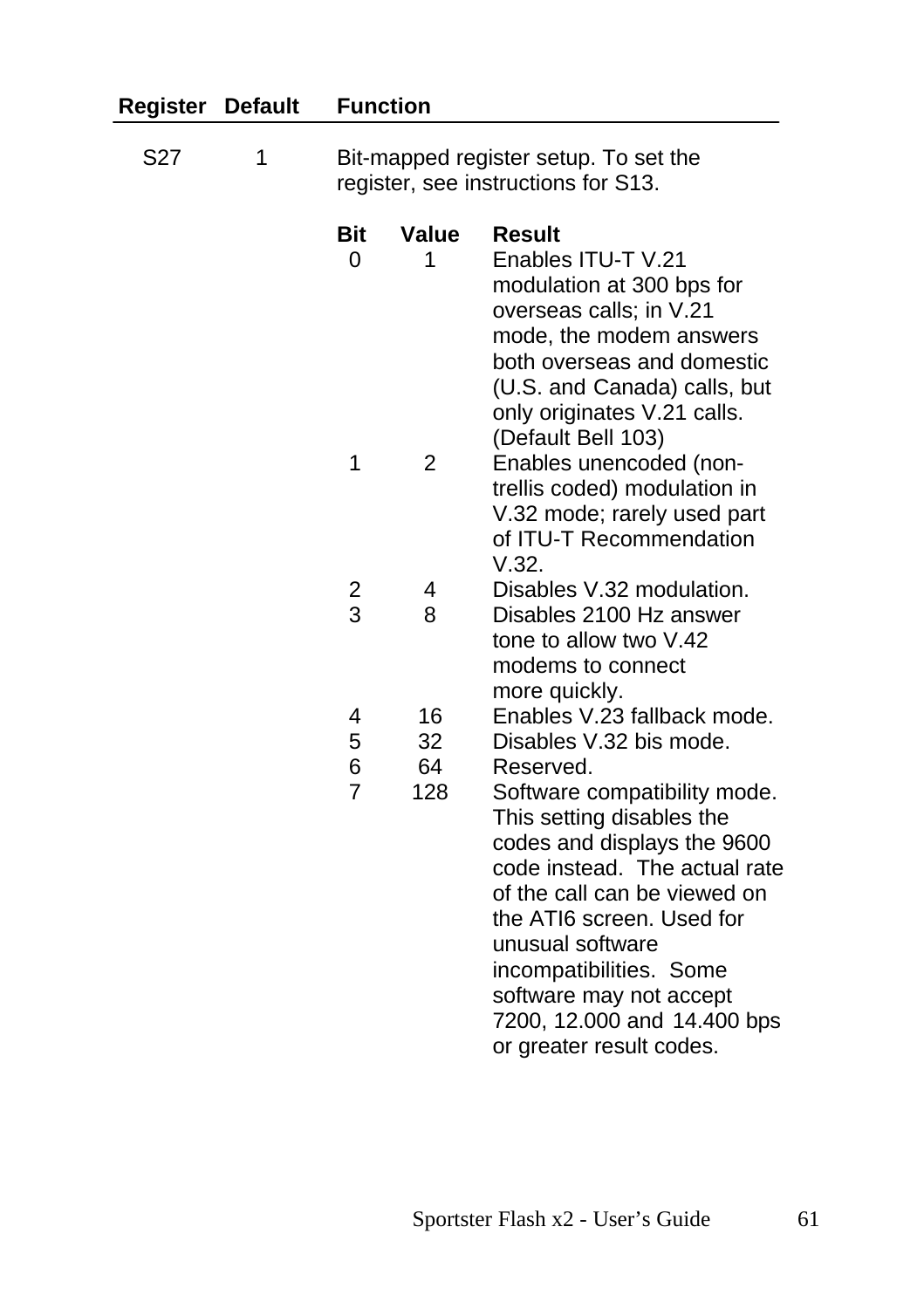| Register | Default | Function |
|---|---|---|
| S27 | 1 | Bit-mapped register setup. To set the register, see instructions for S13. |

| Bit | Value | Result |
|---|---|---|
| 0 | 1 | Enables ITU-T V.21 modulation at 300 bps for overseas calls; in V.21 mode, the modem answers both overseas and domestic (U.S. and Canada) calls, but only originates V.21 calls. (Default Bell 103) |
| 1 | 2 | Enables unencoded (non-trellis coded) modulation in V.32 mode; rarely used part of ITU-T Recommendation V.32. |
| 2 | 4 | Disables V.32 modulation. |
| 3 | 8 | Disables 2100 Hz answer tone to allow two V.42 modems to connect more quickly. |
| 4 | 16 | Enables V.23 fallback mode. |
| 5 | 32 | Disables V.32 bis mode. |
| 6 | 64 | Reserved. |
| 7 | 128 | Software compatibility mode. This setting disables the codes and displays the 9600 code instead. The actual rate of the call can be viewed on the ATI6 screen. Used for unusual software incompatibilities. Some software may not accept 7200, 12.000 and 14.400 bps or greater result codes. |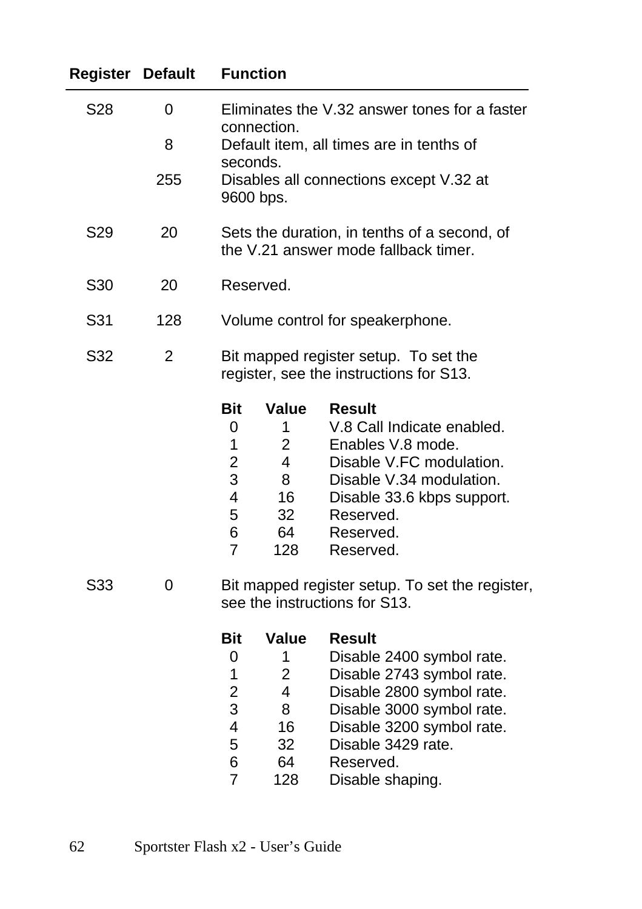| Register | Default | Function |
|---|---|---|
| S28 | 0 | Eliminates the V.32 answer tones for a faster connection. |
| | 8 | Default item, all times are in tenths of seconds. |
| | 255 | Disables all connections except V.32 at 9600 bps. |
| S29 | 20 | Sets the duration, in tenths of a second, of the V.21 answer mode fallback timer. |
| S30 | 20 | Reserved. |
| S31 | 128 | Volume control for speakerphone. |
| S32 | 2 | Bit mapped register setup. To set the register, see the instructions for S13. |

| Bit | Value | Result |
|---|---|---|
| 0 | 1 | V.8 Call Indicate enabled. |
| 1 | 2 | Enables V.8 mode. |
| 2 | 4 | Disable V.FC modulation. |
| 3 | 8 | Disable V.34 modulation. |
| 4 | 16 | Disable 33.6 kbps support. |
| 5 | 32 | Reserved. |
| 6 | 64 | Reserved. |
| 7 | 128 | Reserved. |

| Register | Default | Function |
|---|---|---|
| S33 | 0 | Bit mapped register setup. To set the register, see the instructions for S13. |

| Bit | Value | Result |
|---|---|---|
| 0 | 1 | Disable 2400 symbol rate. |
| 1 | 2 | Disable 2743 symbol rate. |
| 2 | 4 | Disable 2800 symbol rate. |
| 3 | 8 | Disable 3000 symbol rate. |
| 4 | 16 | Disable 3200 symbol rate. |
| 5 | 32 | Disable 3429 rate. |
| 6 | 64 | Reserved. |
| 7 | 128 | Disable shaping. |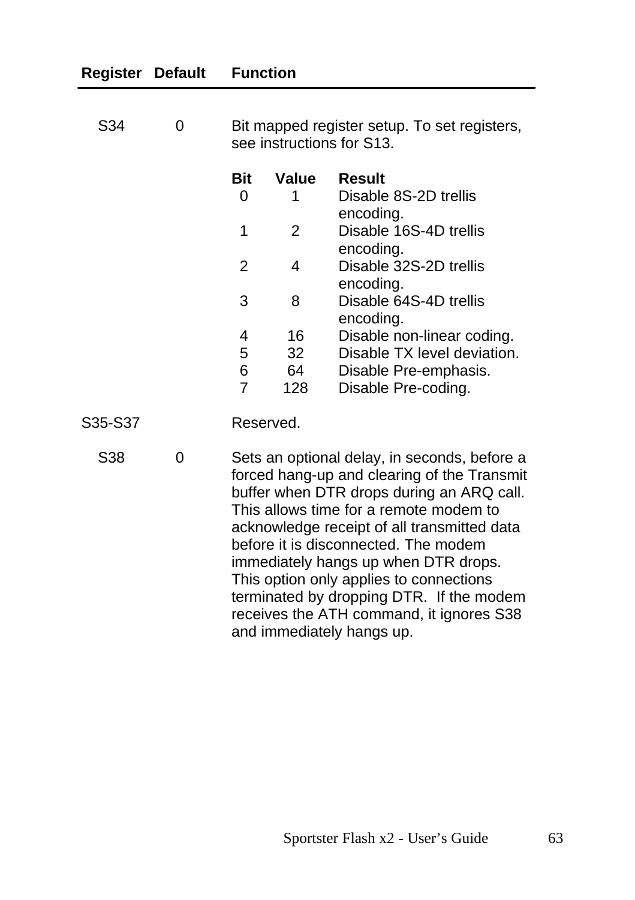| Register | Default | Function |
|---|---|---|
| S34 | 0 | Bit mapped register setup. To set registers, see instructions for S13. |
| S35-S37 | | Reserved. |
| S38 | 0 | Sets an optional delay, in seconds, before a forced hang-up and clearing of the Transmit buffer when DTR drops during an ARQ call. This allows time for a remote modem to acknowledge receipt of all transmitted data before it is disconnected. The modem immediately hangs up when DTR drops. This option only applies to connections terminated by dropping DTR. If the modem receives the ATH command, it ignores S38 and immediately hangs up. |

S34 bit settings:

| Bit | Value | Result |
|---|---|---|
| 0 | 1 | Disable 8S-2D trellis encoding. |
| 1 | 2 | Disable 16S-4D trellis encoding. |
| 2 | 4 | Disable 32S-2D trellis encoding. |
| 3 | 8 | Disable 64S-4D trellis encoding. |
| 4 | 16 | Disable non-linear coding. |
| 5 | 32 | Disable TX level deviation. |
| 6 | 64 | Disable Pre-emphasis. |
| 7 | 128 | Disable Pre-coding. |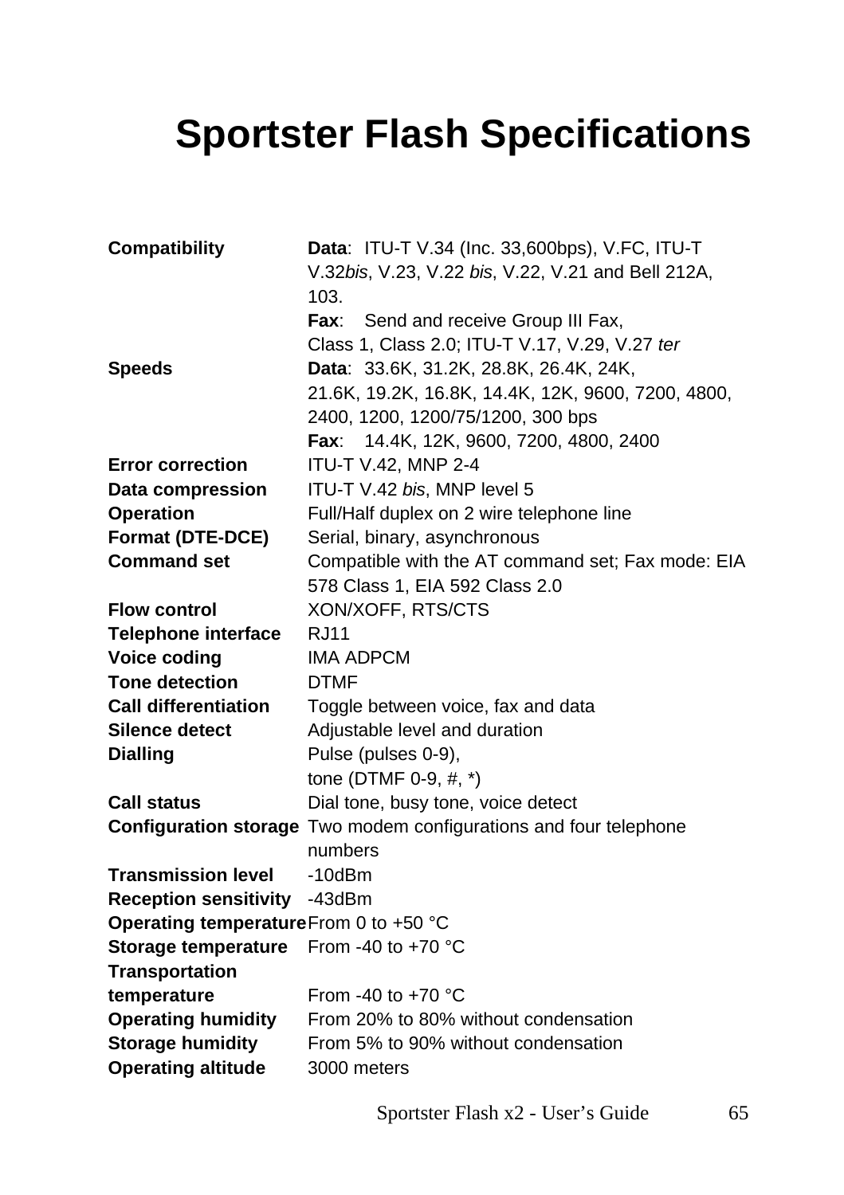# Sportster Flash Specifications

| | |
|---|---|
| **Compatibility** | **Data**: ITU-T V.34 (Inc. 33,600bps), V.FC, ITU-T V.32*bis*, V.23, V.22 *bis*, V.22, V.21 and Bell 212A, 103.<br>**Fax**: Send and receive Group III Fax, Class 1, Class 2.0; ITU-T V.17, V.29, V.27 *ter* |
| **Speeds** | **Data**: 33.6K, 31.2K, 28.8K, 26.4K, 24K, 21.6K, 19.2K, 16.8K, 14.4K, 12K, 9600, 7200, 4800, 2400, 1200, 1200/75/1200, 300 bps<br>**Fax**: 14.4K, 12K, 9600, 7200, 4800, 2400 |
| **Error correction** | ITU-T V.42, MNP 2-4 |
| **Data compression** | ITU-T V.42 *bis*, MNP level 5 |
| **Operation** | Full/Half duplex on 2 wire telephone line |
| **Format (DTE-DCE)** | Serial, binary, asynchronous |
| **Command set** | Compatible with the AT command set; Fax mode: EIA 578 Class 1, EIA 592 Class 2.0 |
| **Flow control** | XON/XOFF, RTS/CTS |
| **Telephone interface** | RJ11 |
| **Voice coding** | IMA ADPCM |
| **Tone detection** | DTMF |
| **Call differentiation** | Toggle between voice, fax and data |
| **Silence detect** | Adjustable level and duration |
| **Dialling** | Pulse (pulses 0-9), tone (DTMF 0-9, #, *) |
| **Call status** | Dial tone, busy tone, voice detect |
| **Configuration storage** | Two modem configurations and four telephone numbers |
| **Transmission level** | -10dBm |
| **Reception sensitivity** | -43dBm |
| **Operating temperature** | From 0 to +50 °C |
| **Storage temperature** | From -40 to +70 °C |
| **Transportation temperature** | From -40 to +70 °C |
| **Operating humidity** | From 20% to 80% without condensation |
| **Storage humidity** | From 5% to 90% without condensation |
| **Operating altitude** | 3000 meters |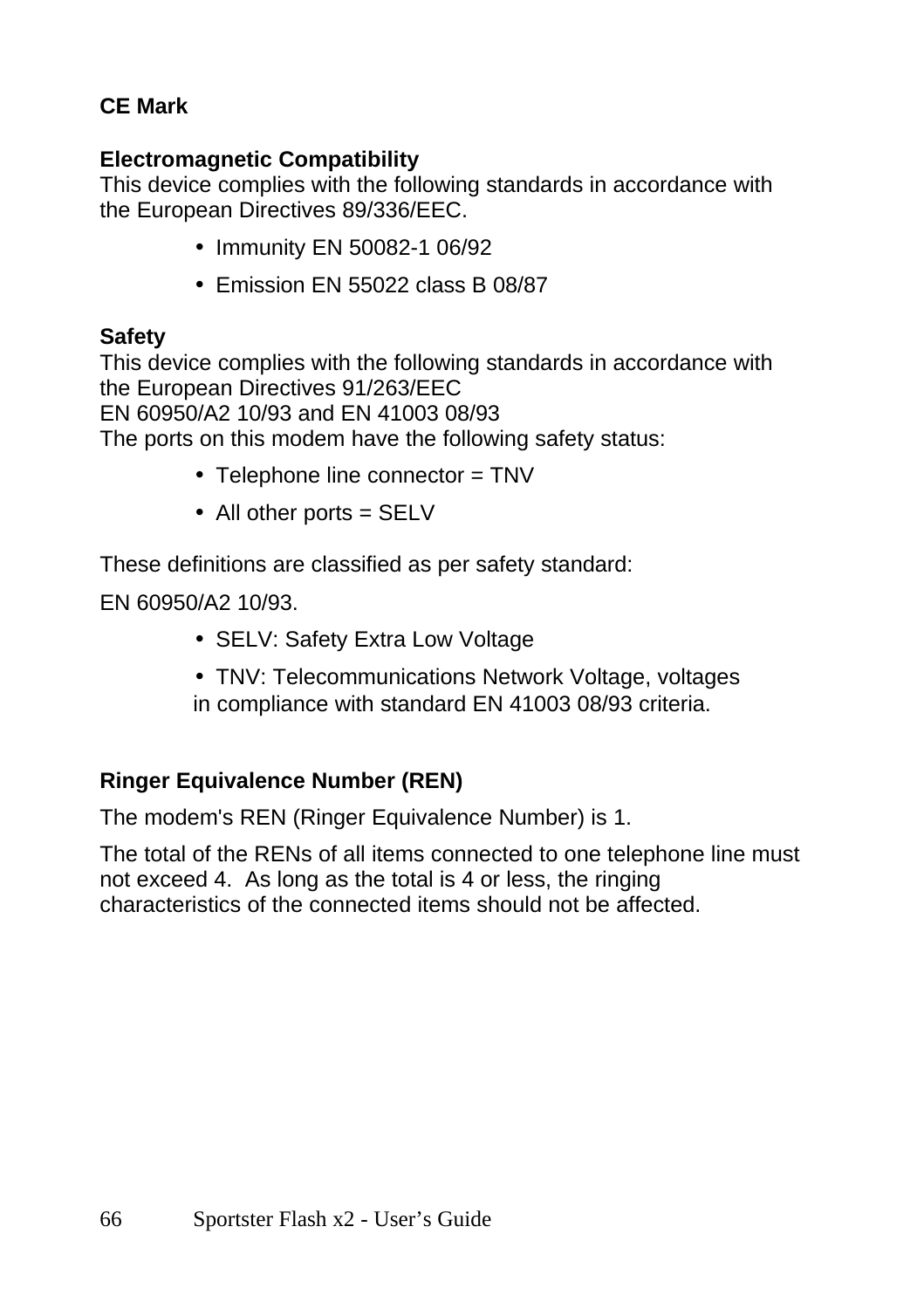**CE Mark**

**Electromagnetic Compatibility**
This device complies with the following standards in accordance with the European Directives 89/336/EEC.

- Immunity EN 50082-1 06/92
- Emission EN 55022 class B 08/87

**Safety**
This device complies with the following standards in accordance with the European Directives 91/263/EEC
EN 60950/A2 10/93 and EN 41003 08/93
The ports on this modem have the following safety status:

- Telephone line connector = TNV
- All other ports = SELV

These definitions are classified as per safety standard:

EN 60950/A2 10/93.

- SELV: Safety Extra Low Voltage
- TNV: Telecommunications Network Voltage, voltages in compliance with standard EN 41003 08/93 criteria.

**Ringer Equivalence Number (REN)**

The modem's REN (Ringer Equivalence Number) is 1.

The total of the RENs of all items connected to one telephone line must not exceed 4. As long as the total is 4 or less, the ringing characteristics of the connected items should not be affected.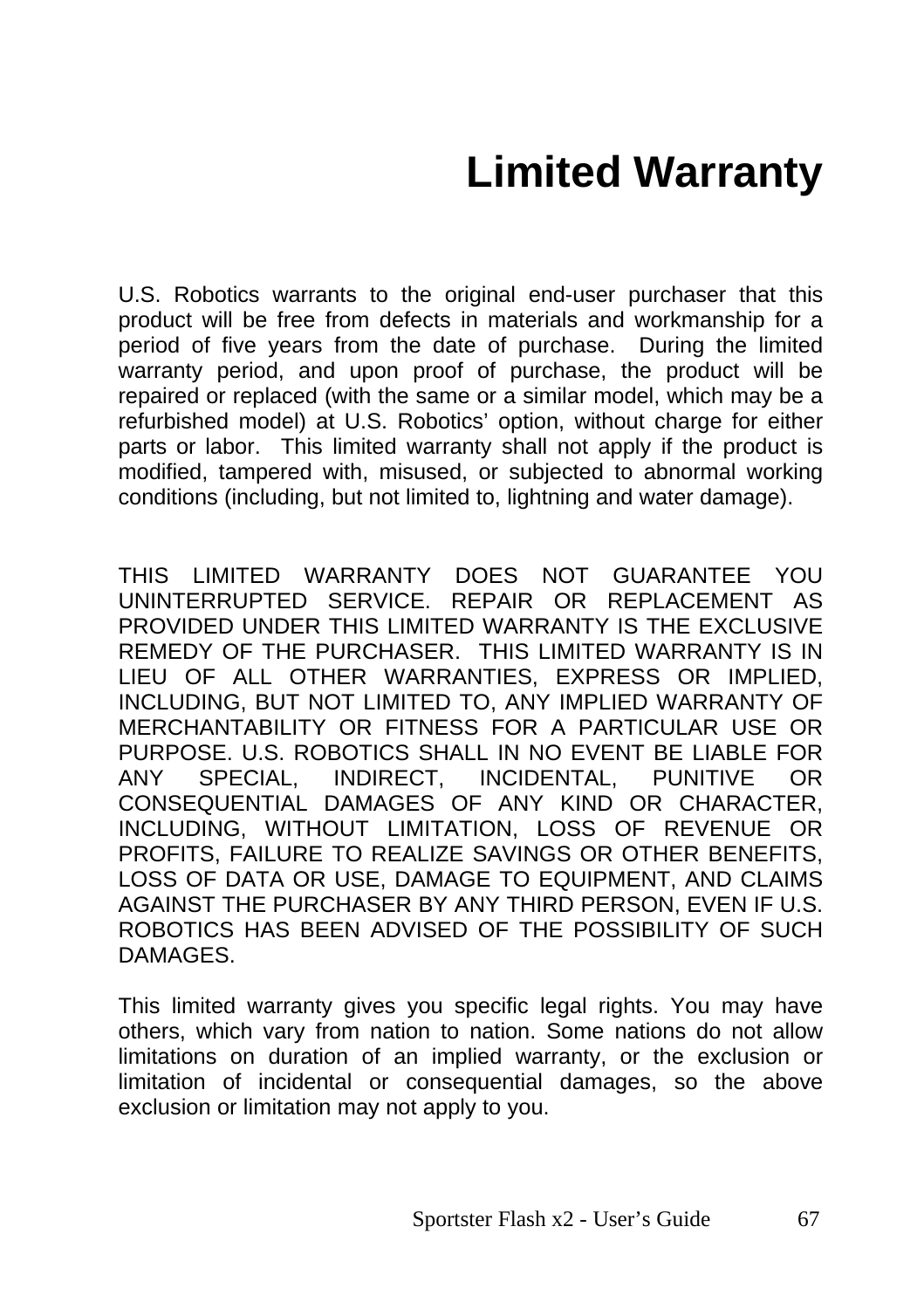# Limited Warranty

U.S. Robotics warrants to the original end-user purchaser that this product will be free from defects in materials and workmanship for a period of five years from the date of purchase. During the limited warranty period, and upon proof of purchase, the product will be repaired or replaced (with the same or a similar model, which may be a refurbished model) at U.S. Robotics' option, without charge for either parts or labor. This limited warranty shall not apply if the product is modified, tampered with, misused, or subjected to abnormal working conditions (including, but not limited to, lightning and water damage).

THIS LIMITED WARRANTY DOES NOT GUARANTEE YOU UNINTERRUPTED SERVICE. REPAIR OR REPLACEMENT AS PROVIDED UNDER THIS LIMITED WARRANTY IS THE EXCLUSIVE REMEDY OF THE PURCHASER. THIS LIMITED WARRANTY IS IN LIEU OF ALL OTHER WARRANTIES, EXPRESS OR IMPLIED, INCLUDING, BUT NOT LIMITED TO, ANY IMPLIED WARRANTY OF MERCHANTABILITY OR FITNESS FOR A PARTICULAR USE OR PURPOSE. U.S. ROBOTICS SHALL IN NO EVENT BE LIABLE FOR ANY SPECIAL, INDIRECT, INCIDENTAL, PUNITIVE OR CONSEQUENTIAL DAMAGES OF ANY KIND OR CHARACTER, INCLUDING, WITHOUT LIMITATION, LOSS OF REVENUE OR PROFITS, FAILURE TO REALIZE SAVINGS OR OTHER BENEFITS, LOSS OF DATA OR USE, DAMAGE TO EQUIPMENT, AND CLAIMS AGAINST THE PURCHASER BY ANY THIRD PERSON, EVEN IF U.S. ROBOTICS HAS BEEN ADVISED OF THE POSSIBILITY OF SUCH DAMAGES.

This limited warranty gives you specific legal rights. You may have others, which vary from nation to nation. Some nations do not allow limitations on duration of an implied warranty, or the exclusion or limitation of incidental or consequential damages, so the above exclusion or limitation may not apply to you.